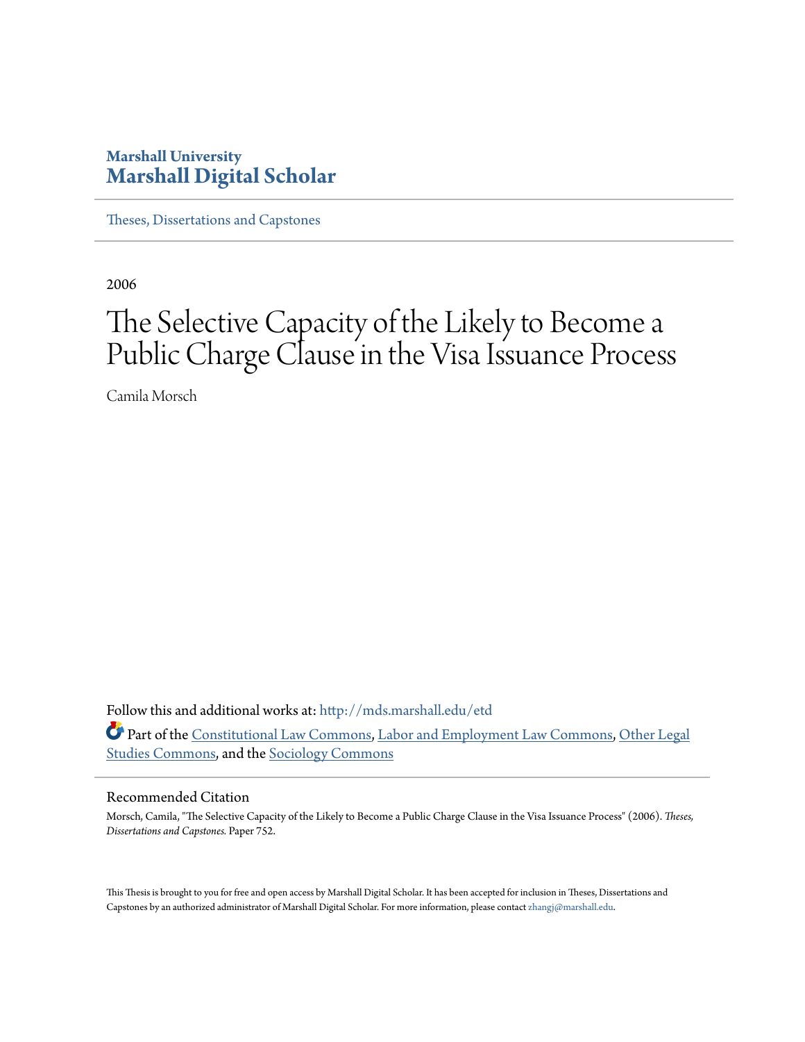**Marshall University**
**Marshall Digital Scholar**

Theses, Dissertations and Capstones

2006

# The Selective Capacity of the Likely to Become a Public Charge Clause in the Visa Issuance Process

Camila Morsch

Follow this and additional works at: http://mds.marshall.edu/etd

Part of the Constitutional Law Commons, Labor and Employment Law Commons, Other Legal Studies Commons, and the Sociology Commons

## Recommended Citation

Morsch, Camila, "The Selective Capacity of the Likely to Become a Public Charge Clause in the Visa Issuance Process" (2006). *Theses, Dissertations and Capstones.* Paper 752.

This Thesis is brought to you for free and open access by Marshall Digital Scholar. It has been accepted for inclusion in Theses, Dissertations and Capstones by an authorized administrator of Marshall Digital Scholar. For more information, please contact zhangj@marshall.edu.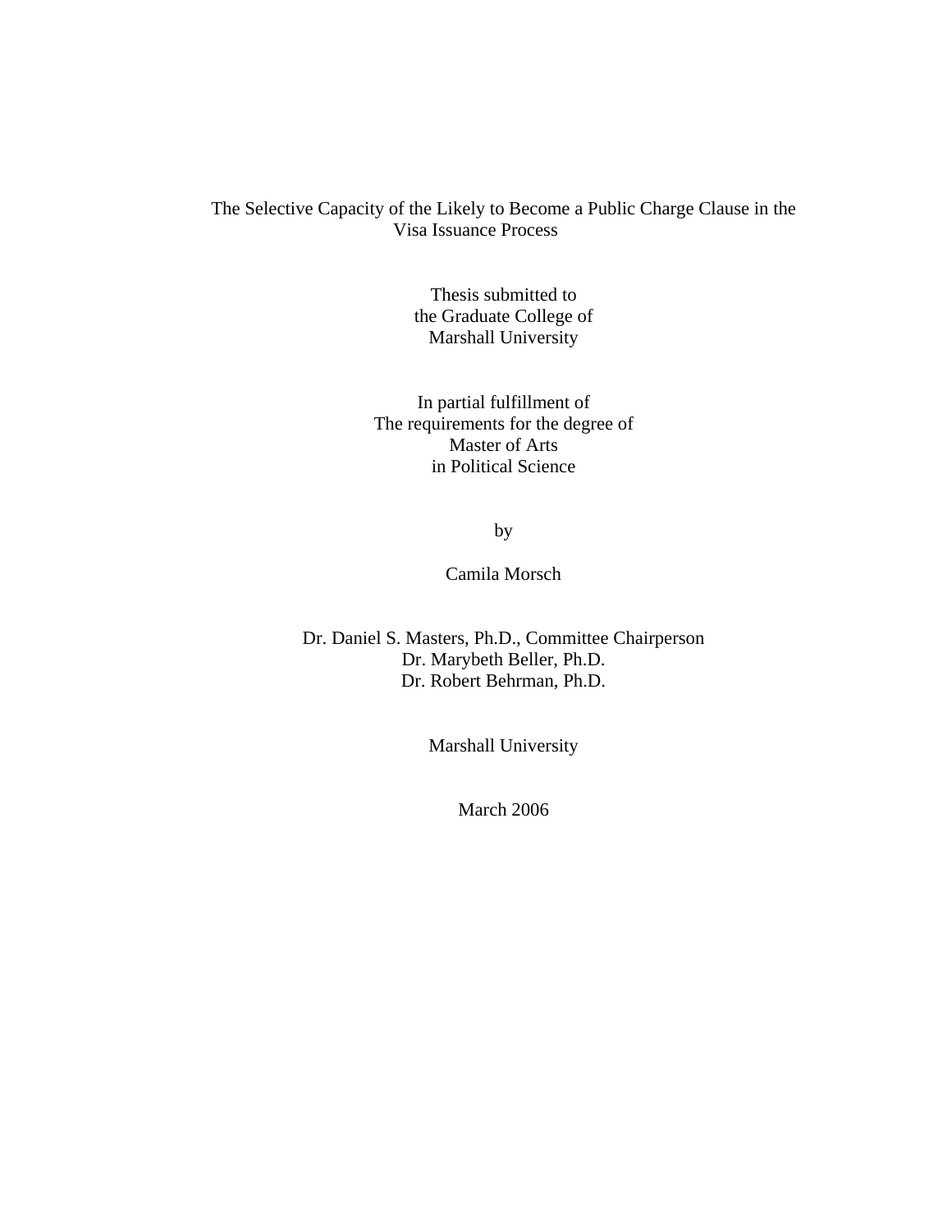# The Selective Capacity of the Likely to Become a Public Charge Clause in the Visa Issuance Process

Thesis submitted to
the Graduate College of
Marshall University

In partial fulfillment of
The requirements for the degree of
Master of Arts
in Political Science

by

Camila Morsch

Dr. Daniel S. Masters, Ph.D., Committee Chairperson
Dr. Marybeth Beller, Ph.D.
Dr. Robert Behrman, Ph.D.

Marshall University

March 2006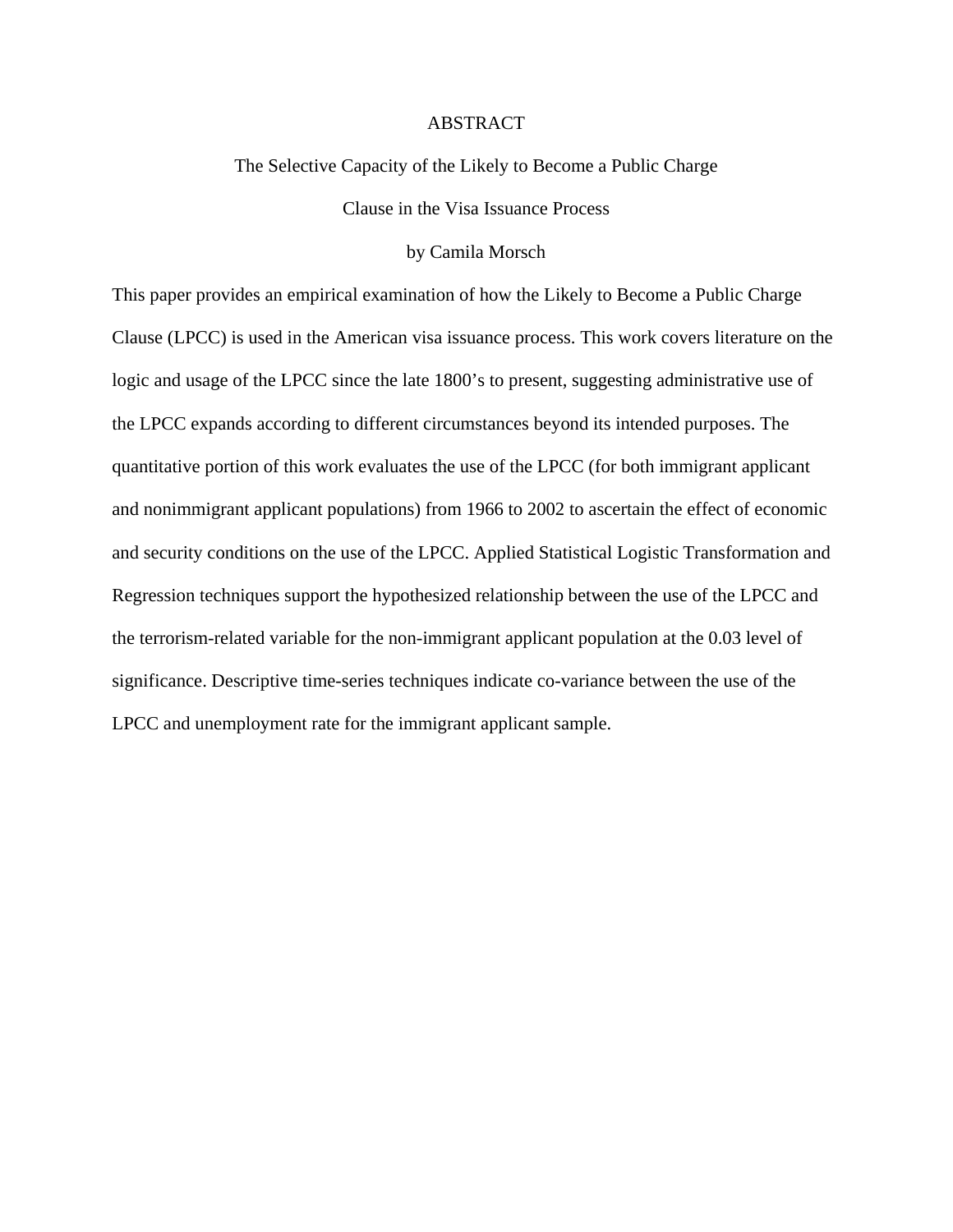# ABSTRACT

## The Selective Capacity of the Likely to Become a Public Charge Clause in the Visa Issuance Process

by Camila Morsch

This paper provides an empirical examination of how the Likely to Become a Public Charge Clause (LPCC) is used in the American visa issuance process. This work covers literature on the logic and usage of the LPCC since the late 1800's to present, suggesting administrative use of the LPCC expands according to different circumstances beyond its intended purposes. The quantitative portion of this work evaluates the use of the LPCC (for both immigrant applicant and nonimmigrant applicant populations) from 1966 to 2002 to ascertain the effect of economic and security conditions on the use of the LPCC. Applied Statistical Logistic Transformation and Regression techniques support the hypothesized relationship between the use of the LPCC and the terrorism-related variable for the non-immigrant applicant population at the 0.03 level of significance. Descriptive time-series techniques indicate co-variance between the use of the LPCC and unemployment rate for the immigrant applicant sample.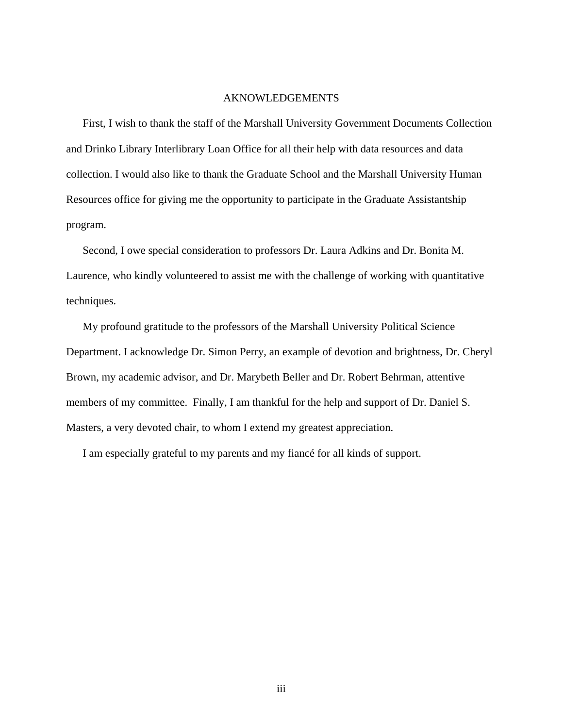# AKNOWLEDGEMENTS

First, I wish to thank the staff of the Marshall University Government Documents Collection and Drinko Library Interlibrary Loan Office for all their help with data resources and data collection. I would also like to thank the Graduate School and the Marshall University Human Resources office for giving me the opportunity to participate in the Graduate Assistantship program.

Second, I owe special consideration to professors Dr. Laura Adkins and Dr. Bonita M. Laurence, who kindly volunteered to assist me with the challenge of working with quantitative techniques.

My profound gratitude to the professors of the Marshall University Political Science Department. I acknowledge Dr. Simon Perry, an example of devotion and brightness, Dr. Cheryl Brown, my academic advisor, and Dr. Marybeth Beller and Dr. Robert Behrman, attentive members of my committee. Finally, I am thankful for the help and support of Dr. Daniel S. Masters, a very devoted chair, to whom I extend my greatest appreciation.

I am especially grateful to my parents and my fiancé for all kinds of support.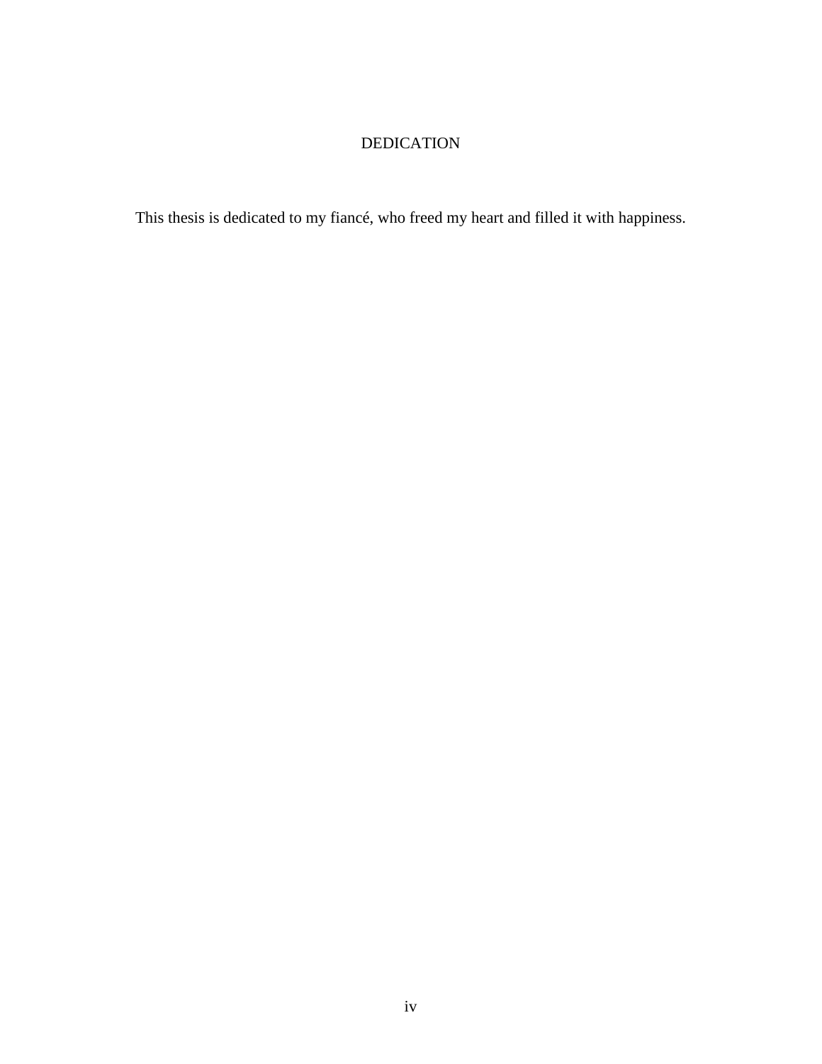# DEDICATION

This thesis is dedicated to my fiancé, who freed my heart and filled it with happiness.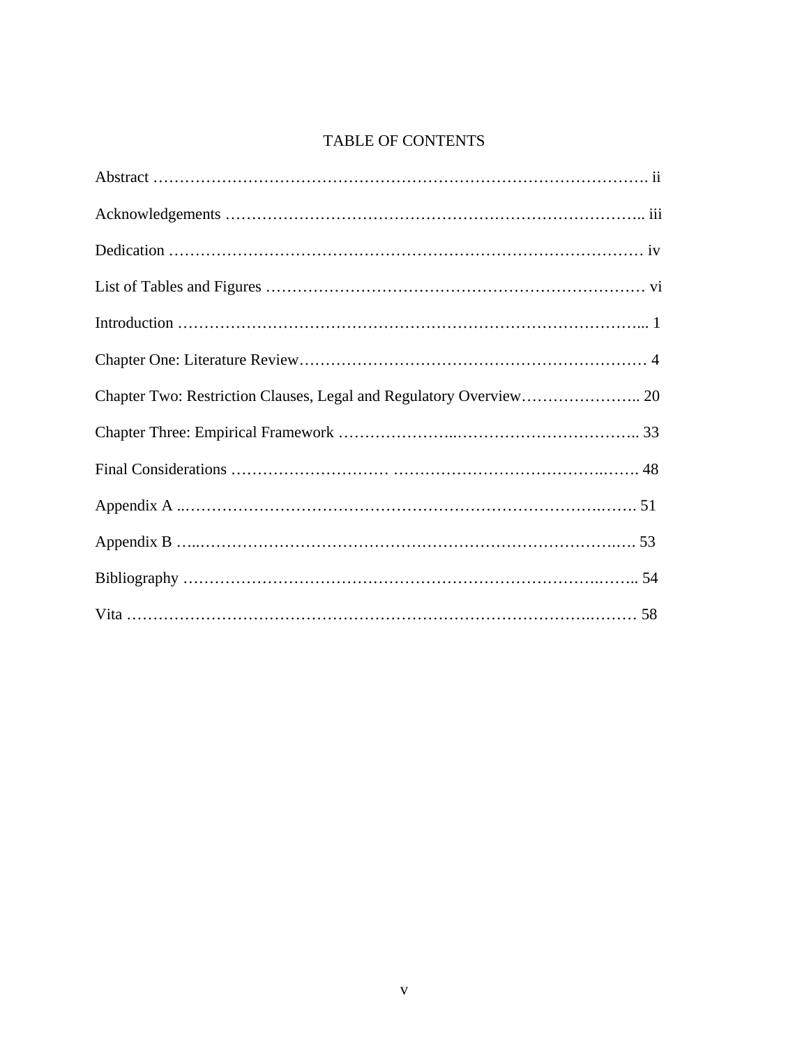# TABLE OF CONTENTS

Abstract ………………………………………………………………………………. ii

Acknowledgements ………………………………………………………………….. iii

Dedication ……………………………………………………………………………. iv

List of Tables and Figures ……………………………………………………………… vi

Introduction …………………………………………………………………………... 1

Chapter One: Literature Review………………………………………………………… 4

Chapter Two: Restriction Clauses, Legal and Regulatory Overview………………….. 20

Chapter Three: Empirical Framework ………………………………………………….. 33

Final Considerations ………………………… …………………………………….……. 48

Appendix A ..…………………………………………………………………….……. 51

Appendix B …..……………………………………………………………………..…. 53

Bibliography ……………………………………………………………………….…….. 54

Vita …………………………………………………………………………….……… 58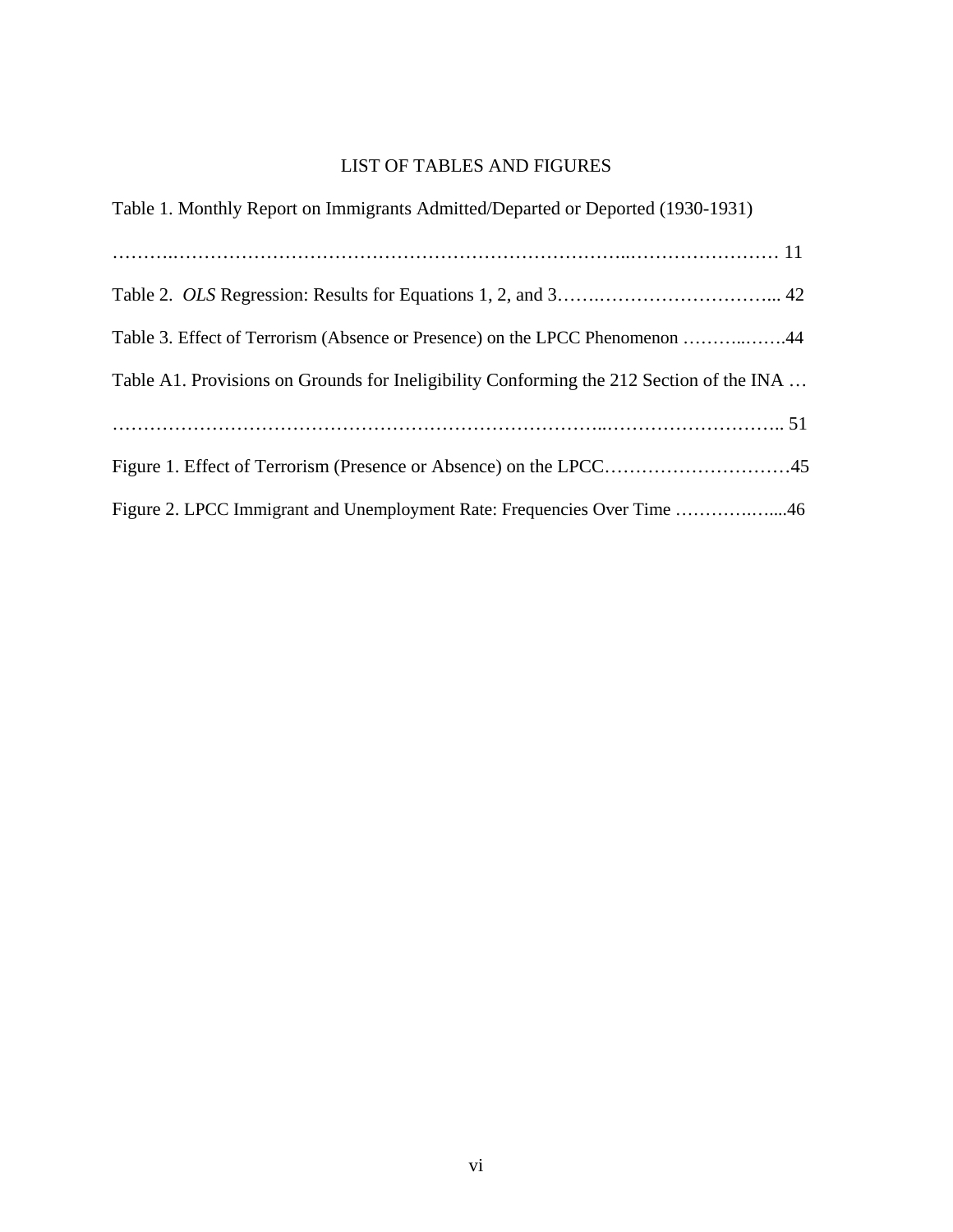# LIST OF TABLES AND FIGURES

Table 1. Monthly Report on Immigrants Admitted/Departed or Deported (1930-1931) ………………………………………………………………………………………………… 11

Table 2. *OLS* Regression: Results for Equations 1, 2, and 3…………………………………... 42

Table 3. Effect of Terrorism (Absence or Presence) on the LPCC Phenomenon ………..…….44

Table A1. Provisions on Grounds for Ineligibility Conforming the 212 Section of the INA … ………………………………………………………………………………………………….. 51

Figure 1. Effect of Terrorism (Presence or Absence) on the LPCC…………………………45

Figure 2. LPCC Immigrant and Unemployment Rate: Frequencies Over Time ……………....46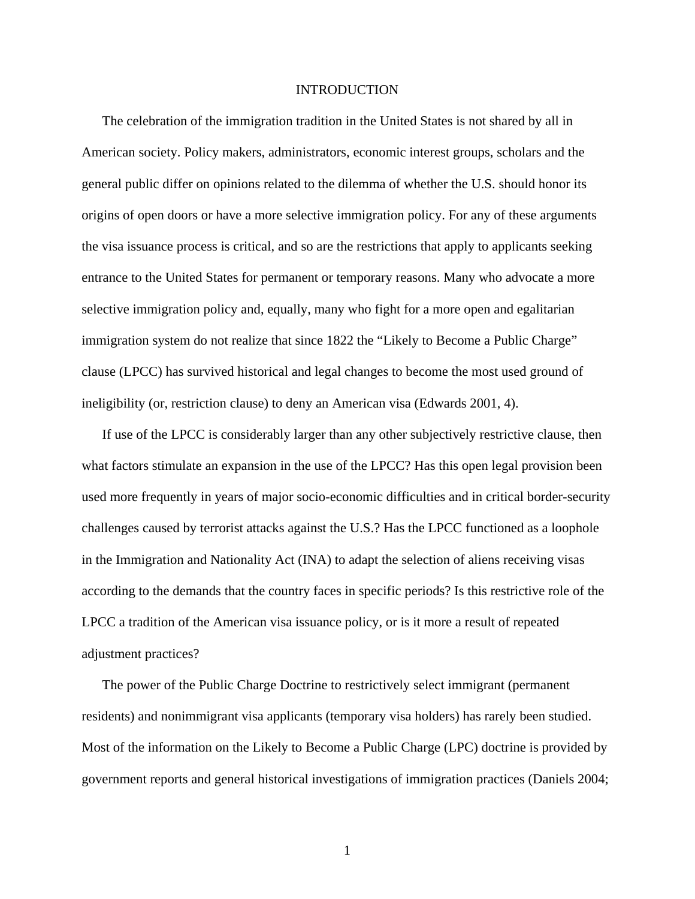# INTRODUCTION

The celebration of the immigration tradition in the United States is not shared by all in American society. Policy makers, administrators, economic interest groups, scholars and the general public differ on opinions related to the dilemma of whether the U.S. should honor its origins of open doors or have a more selective immigration policy. For any of these arguments the visa issuance process is critical, and so are the restrictions that apply to applicants seeking entrance to the United States for permanent or temporary reasons. Many who advocate a more selective immigration policy and, equally, many who fight for a more open and egalitarian immigration system do not realize that since 1822 the "Likely to Become a Public Charge" clause (LPCC) has survived historical and legal changes to become the most used ground of ineligibility (or, restriction clause) to deny an American visa (Edwards 2001, 4).

If use of the LPCC is considerably larger than any other subjectively restrictive clause, then what factors stimulate an expansion in the use of the LPCC? Has this open legal provision been used more frequently in years of major socio-economic difficulties and in critical border-security challenges caused by terrorist attacks against the U.S.? Has the LPCC functioned as a loophole in the Immigration and Nationality Act (INA) to adapt the selection of aliens receiving visas according to the demands that the country faces in specific periods? Is this restrictive role of the LPCC a tradition of the American visa issuance policy, or is it more a result of repeated adjustment practices?

The power of the Public Charge Doctrine to restrictively select immigrant (permanent residents) and nonimmigrant visa applicants (temporary visa holders) has rarely been studied. Most of the information on the Likely to Become a Public Charge (LPC) doctrine is provided by government reports and general historical investigations of immigration practices (Daniels 2004;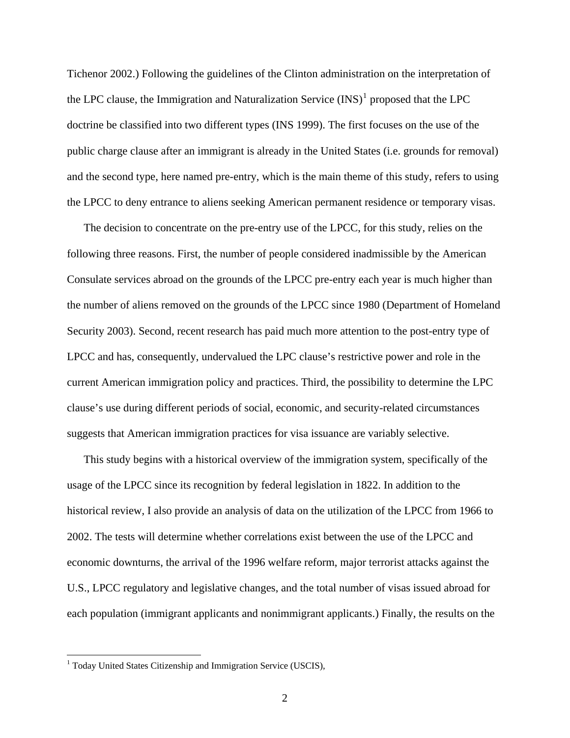Tichenor 2002.) Following the guidelines of the Clinton administration on the interpretation of the LPC clause, the Immigration and Naturalization Service (INS)[1] proposed that the LPC doctrine be classified into two different types (INS 1999). The first focuses on the use of the public charge clause after an immigrant is already in the United States (i.e. grounds for removal) and the second type, here named pre-entry, which is the main theme of this study, refers to using the LPCC to deny entrance to aliens seeking American permanent residence or temporary visas.

The decision to concentrate on the pre-entry use of the LPCC, for this study, relies on the following three reasons. First, the number of people considered inadmissible by the American Consulate services abroad on the grounds of the LPCC pre-entry each year is much higher than the number of aliens removed on the grounds of the LPCC since 1980 (Department of Homeland Security 2003). Second, recent research has paid much more attention to the post-entry type of LPCC and has, consequently, undervalued the LPC clause's restrictive power and role in the current American immigration policy and practices. Third, the possibility to determine the LPC clause's use during different periods of social, economic, and security-related circumstances suggests that American immigration practices for visa issuance are variably selective.

This study begins with a historical overview of the immigration system, specifically of the usage of the LPCC since its recognition by federal legislation in 1822. In addition to the historical review, I also provide an analysis of data on the utilization of the LPCC from 1966 to 2002. The tests will determine whether correlations exist between the use of the LPCC and economic downturns, the arrival of the 1996 welfare reform, major terrorist attacks against the U.S., LPCC regulatory and legislative changes, and the total number of visas issued abroad for each population (immigrant applicants and nonimmigrant applicants.) Finally, the results on the

[1] Today United States Citizenship and Immigration Service (USCIS),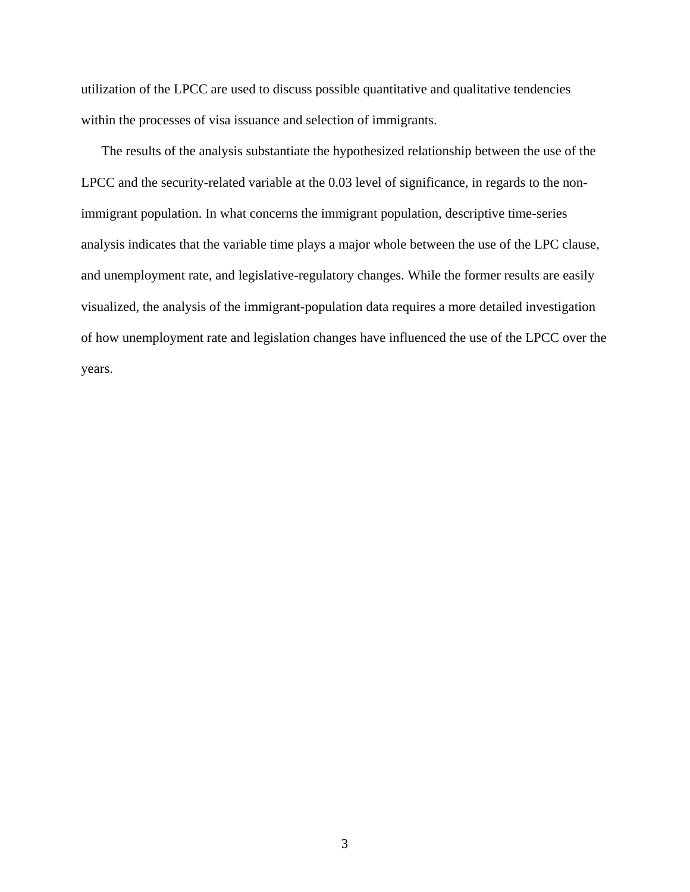utilization of the LPCC are used to discuss possible quantitative and qualitative tendencies within the processes of visa issuance and selection of immigrants.

The results of the analysis substantiate the hypothesized relationship between the use of the LPCC and the security-related variable at the 0.03 level of significance, in regards to the non-immigrant population. In what concerns the immigrant population, descriptive time-series analysis indicates that the variable time plays a major whole between the use of the LPC clause, and unemployment rate, and legislative-regulatory changes. While the former results are easily visualized, the analysis of the immigrant-population data requires a more detailed investigation of how unemployment rate and legislation changes have influenced the use of the LPCC over the years.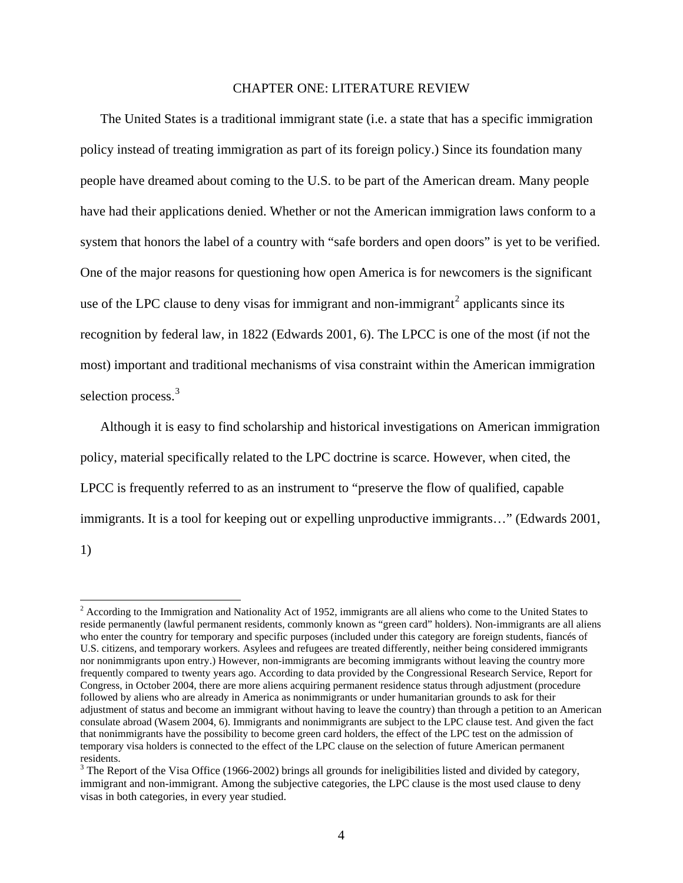# CHAPTER ONE: LITERATURE REVIEW

The United States is a traditional immigrant state (i.e. a state that has a specific immigration policy instead of treating immigration as part of its foreign policy.) Since its foundation many people have dreamed about coming to the U.S. to be part of the American dream. Many people have had their applications denied. Whether or not the American immigration laws conform to a system that honors the label of a country with "safe borders and open doors" is yet to be verified. One of the major reasons for questioning how open America is for newcomers is the significant use of the LPC clause to deny visas for immigrant and non-immigrant[2] applicants since its recognition by federal law, in 1822 (Edwards 2001, 6). The LPCC is one of the most (if not the most) important and traditional mechanisms of visa constraint within the American immigration selection process.[3]

Although it is easy to find scholarship and historical investigations on American immigration policy, material specifically related to the LPC doctrine is scarce. However, when cited, the LPCC is frequently referred to as an instrument to "preserve the flow of qualified, capable immigrants. It is a tool for keeping out or expelling unproductive immigrants…" (Edwards 2001, 1)

---

[2] According to the Immigration and Nationality Act of 1952, immigrants are all aliens who come to the United States to reside permanently (lawful permanent residents, commonly known as "green card" holders). Non-immigrants are all aliens who enter the country for temporary and specific purposes (included under this category are foreign students, fiancés of U.S. citizens, and temporary workers. Asylees and refugees are treated differently, neither being considered immigrants nor nonimmigrants upon entry.) However, non-immigrants are becoming immigrants without leaving the country more frequently compared to twenty years ago. According to data provided by the Congressional Research Service, Report for Congress, in October 2004, there are more aliens acquiring permanent residence status through adjustment (procedure followed by aliens who are already in America as nonimmigrants or under humanitarian grounds to ask for their adjustment of status and become an immigrant without having to leave the country) than through a petition to an American consulate abroad (Wasem 2004, 6). Immigrants and nonimmigrants are subject to the LPC clause test. And given the fact that nonimmigrants have the possibility to become green card holders, the effect of the LPC test on the admission of temporary visa holders is connected to the effect of the LPC clause on the selection of future American permanent residents.

[3] The Report of the Visa Office (1966-2002) brings all grounds for ineligibilities listed and divided by category, immigrant and non-immigrant. Among the subjective categories, the LPC clause is the most used clause to deny visas in both categories, in every year studied.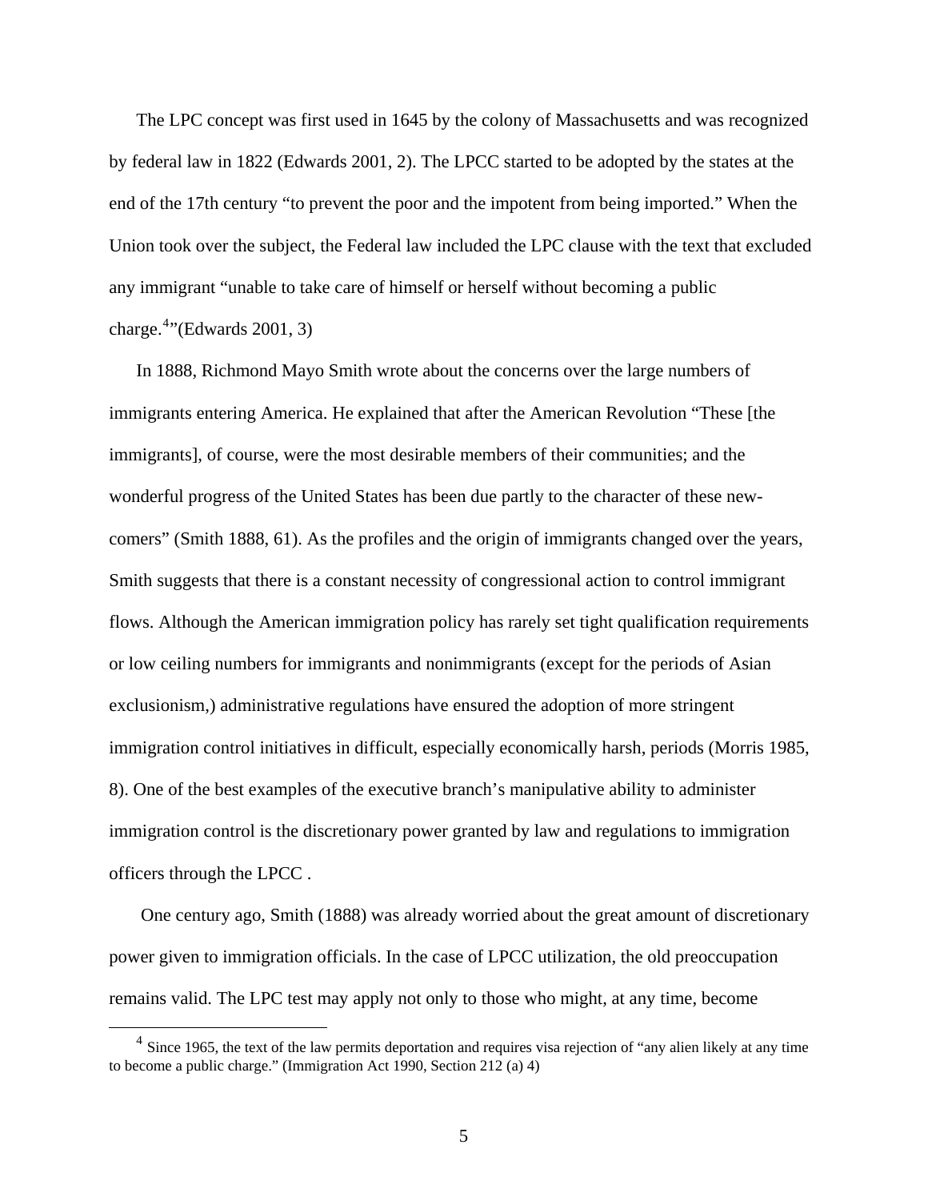The LPC concept was first used in 1645 by the colony of Massachusetts and was recognized by federal law in 1822 (Edwards 2001, 2). The LPCC started to be adopted by the states at the end of the 17th century "to prevent the poor and the impotent from being imported." When the Union took over the subject, the Federal law included the LPC clause with the text that excluded any immigrant "unable to take care of himself or herself without becoming a public charge.[4]"(Edwards 2001, 3)

In 1888, Richmond Mayo Smith wrote about the concerns over the large numbers of immigrants entering America. He explained that after the American Revolution "These [the immigrants], of course, were the most desirable members of their communities; and the wonderful progress of the United States has been due partly to the character of these new-comers" (Smith 1888, 61). As the profiles and the origin of immigrants changed over the years, Smith suggests that there is a constant necessity of congressional action to control immigrant flows. Although the American immigration policy has rarely set tight qualification requirements or low ceiling numbers for immigrants and nonimmigrants (except for the periods of Asian exclusionism,) administrative regulations have ensured the adoption of more stringent immigration control initiatives in difficult, especially economically harsh, periods (Morris 1985, 8). One of the best examples of the executive branch's manipulative ability to administer immigration control is the discretionary power granted by law and regulations to immigration officers through the LPCC .

One century ago, Smith (1888) was already worried about the great amount of discretionary power given to immigration officials. In the case of LPCC utilization, the old preoccupation remains valid. The LPC test may apply not only to those who might, at any time, become

[4] Since 1965, the text of the law permits deportation and requires visa rejection of "any alien likely at any time to become a public charge." (Immigration Act 1990, Section 212 (a) 4)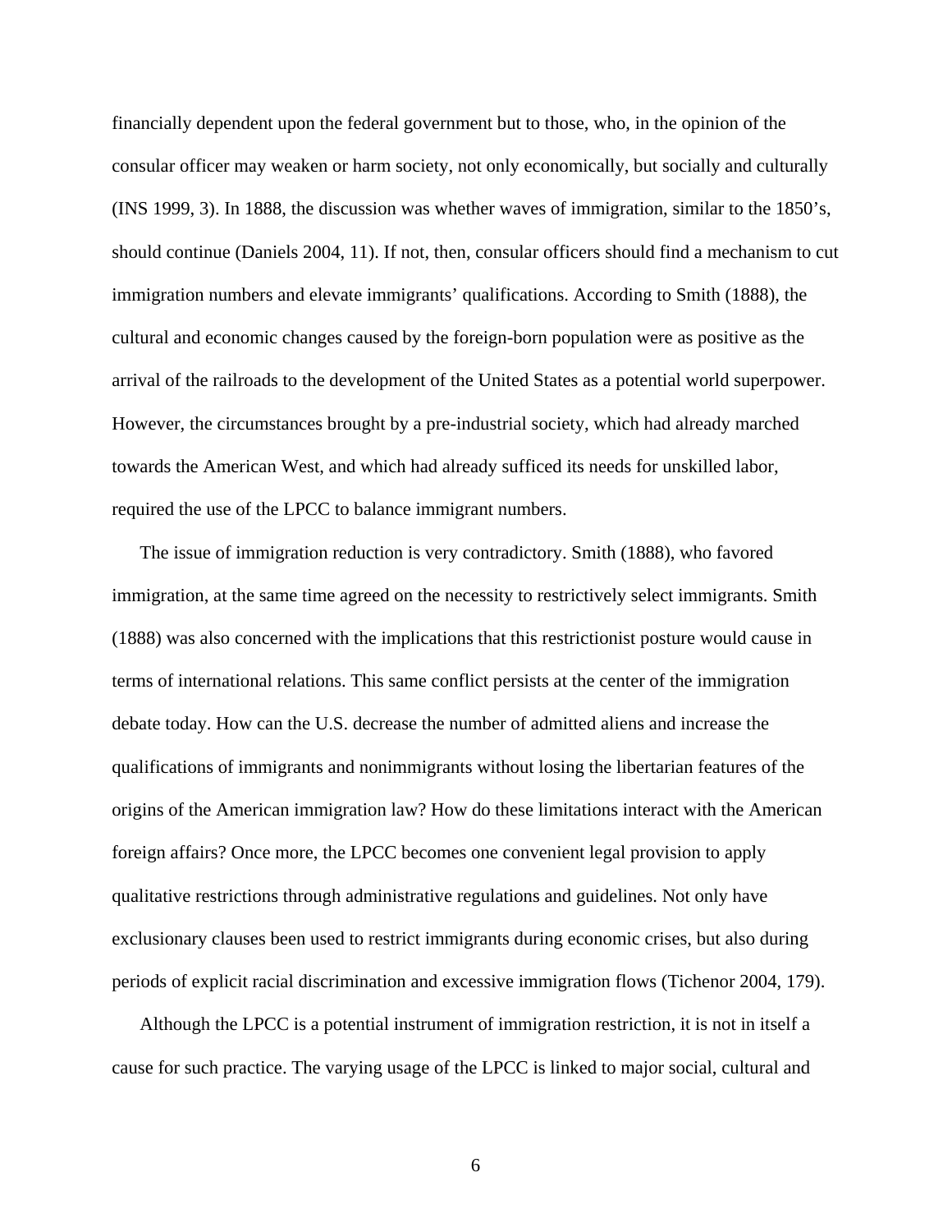financially dependent upon the federal government but to those, who, in the opinion of the consular officer may weaken or harm society, not only economically, but socially and culturally (INS 1999, 3). In 1888, the discussion was whether waves of immigration, similar to the 1850's, should continue (Daniels 2004, 11). If not, then, consular officers should find a mechanism to cut immigration numbers and elevate immigrants' qualifications. According to Smith (1888), the cultural and economic changes caused by the foreign-born population were as positive as the arrival of the railroads to the development of the United States as a potential world superpower. However, the circumstances brought by a pre-industrial society, which had already marched towards the American West, and which had already sufficed its needs for unskilled labor, required the use of the LPCC to balance immigrant numbers.

The issue of immigration reduction is very contradictory. Smith (1888), who favored immigration, at the same time agreed on the necessity to restrictively select immigrants. Smith (1888) was also concerned with the implications that this restrictionist posture would cause in terms of international relations. This same conflict persists at the center of the immigration debate today. How can the U.S. decrease the number of admitted aliens and increase the qualifications of immigrants and nonimmigrants without losing the libertarian features of the origins of the American immigration law? How do these limitations interact with the American foreign affairs? Once more, the LPCC becomes one convenient legal provision to apply qualitative restrictions through administrative regulations and guidelines. Not only have exclusionary clauses been used to restrict immigrants during economic crises, but also during periods of explicit racial discrimination and excessive immigration flows (Tichenor 2004, 179).

Although the LPCC is a potential instrument of immigration restriction, it is not in itself a cause for such practice. The varying usage of the LPCC is linked to major social, cultural and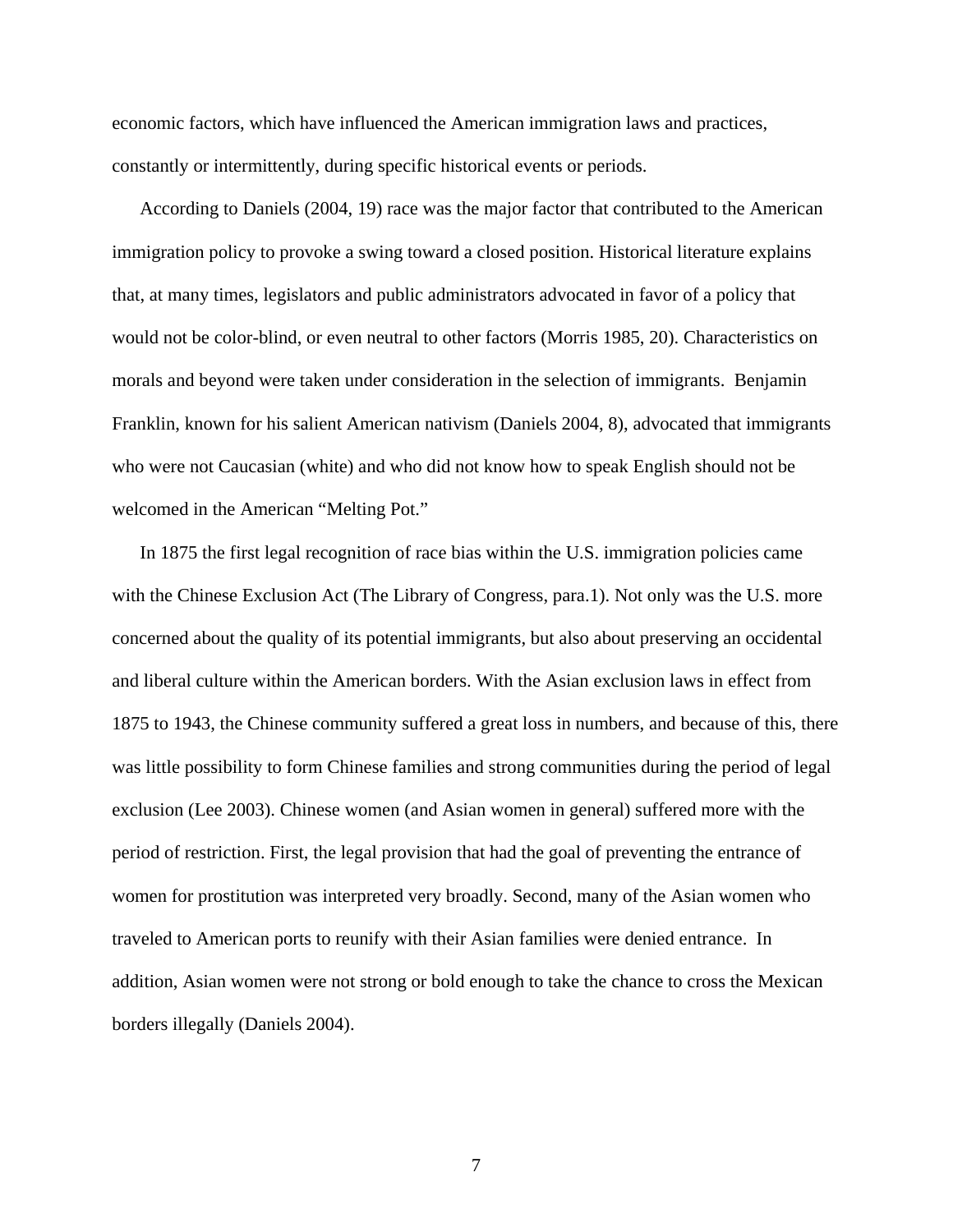economic factors, which have influenced the American immigration laws and practices, constantly or intermittently, during specific historical events or periods.

According to Daniels (2004, 19) race was the major factor that contributed to the American immigration policy to provoke a swing toward a closed position. Historical literature explains that, at many times, legislators and public administrators advocated in favor of a policy that would not be color-blind, or even neutral to other factors (Morris 1985, 20). Characteristics on morals and beyond were taken under consideration in the selection of immigrants. Benjamin Franklin, known for his salient American nativism (Daniels 2004, 8), advocated that immigrants who were not Caucasian (white) and who did not know how to speak English should not be welcomed in the American "Melting Pot."

In 1875 the first legal recognition of race bias within the U.S. immigration policies came with the Chinese Exclusion Act (The Library of Congress, para.1). Not only was the U.S. more concerned about the quality of its potential immigrants, but also about preserving an occidental and liberal culture within the American borders. With the Asian exclusion laws in effect from 1875 to 1943, the Chinese community suffered a great loss in numbers, and because of this, there was little possibility to form Chinese families and strong communities during the period of legal exclusion (Lee 2003). Chinese women (and Asian women in general) suffered more with the period of restriction. First, the legal provision that had the goal of preventing the entrance of women for prostitution was interpreted very broadly. Second, many of the Asian women who traveled to American ports to reunify with their Asian families were denied entrance. In addition, Asian women were not strong or bold enough to take the chance to cross the Mexican borders illegally (Daniels 2004).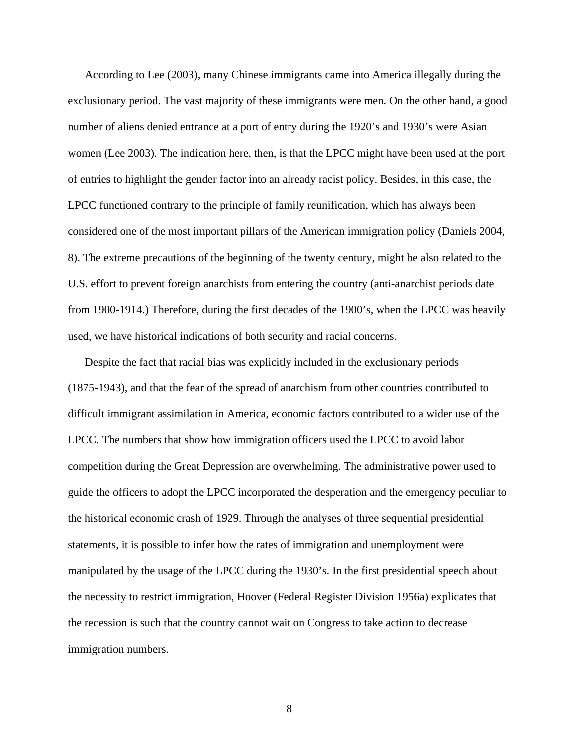According to Lee (2003), many Chinese immigrants came into America illegally during the exclusionary period. The vast majority of these immigrants were men. On the other hand, a good number of aliens denied entrance at a port of entry during the 1920's and 1930's were Asian women (Lee 2003). The indication here, then, is that the LPCC might have been used at the port of entries to highlight the gender factor into an already racist policy. Besides, in this case, the LPCC functioned contrary to the principle of family reunification, which has always been considered one of the most important pillars of the American immigration policy (Daniels 2004, 8). The extreme precautions of the beginning of the twenty century, might be also related to the U.S. effort to prevent foreign anarchists from entering the country (anti-anarchist periods date from 1900-1914.) Therefore, during the first decades of the 1900's, when the LPCC was heavily used, we have historical indications of both security and racial concerns.

Despite the fact that racial bias was explicitly included in the exclusionary periods (1875-1943), and that the fear of the spread of anarchism from other countries contributed to difficult immigrant assimilation in America, economic factors contributed to a wider use of the LPCC. The numbers that show how immigration officers used the LPCC to avoid labor competition during the Great Depression are overwhelming. The administrative power used to guide the officers to adopt the LPCC incorporated the desperation and the emergency peculiar to the historical economic crash of 1929. Through the analyses of three sequential presidential statements, it is possible to infer how the rates of immigration and unemployment were manipulated by the usage of the LPCC during the 1930's. In the first presidential speech about the necessity to restrict immigration, Hoover (Federal Register Division 1956a) explicates that the recession is such that the country cannot wait on Congress to take action to decrease immigration numbers.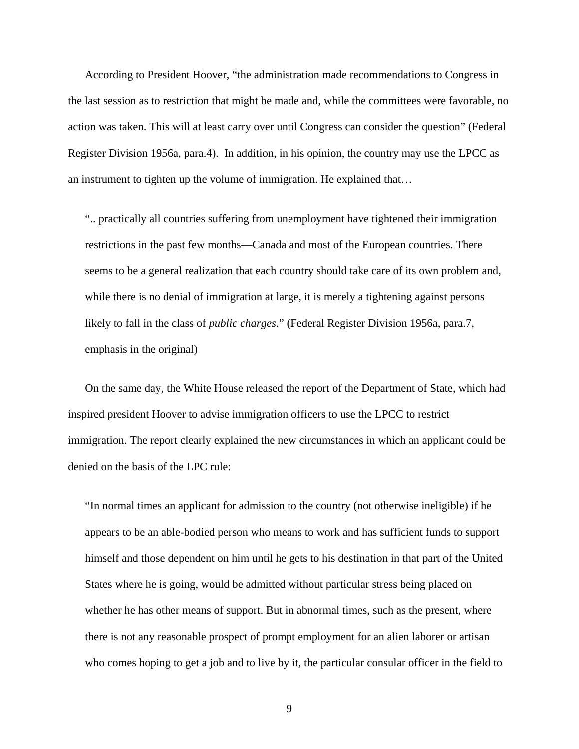According to President Hoover, "the administration made recommendations to Congress in the last session as to restriction that might be made and, while the committees were favorable, no action was taken. This will at least carry over until Congress can consider the question" (Federal Register Division 1956a, para.4). In addition, in his opinion, the country may use the LPCC as an instrument to tighten up the volume of immigration. He explained that…

> ".. practically all countries suffering from unemployment have tightened their immigration restrictions in the past few months—Canada and most of the European countries. There seems to be a general realization that each country should take care of its own problem and, while there is no denial of immigration at large, it is merely a tightening against persons likely to fall in the class of *public charges*." (Federal Register Division 1956a, para.7, emphasis in the original)

On the same day, the White House released the report of the Department of State, which had inspired president Hoover to advise immigration officers to use the LPCC to restrict immigration. The report clearly explained the new circumstances in which an applicant could be denied on the basis of the LPC rule:

> "In normal times an applicant for admission to the country (not otherwise ineligible) if he appears to be an able-bodied person who means to work and has sufficient funds to support himself and those dependent on him until he gets to his destination in that part of the United States where he is going, would be admitted without particular stress being placed on whether he has other means of support. But in abnormal times, such as the present, where there is not any reasonable prospect of prompt employment for an alien laborer or artisan who comes hoping to get a job and to live by it, the particular consular officer in the field to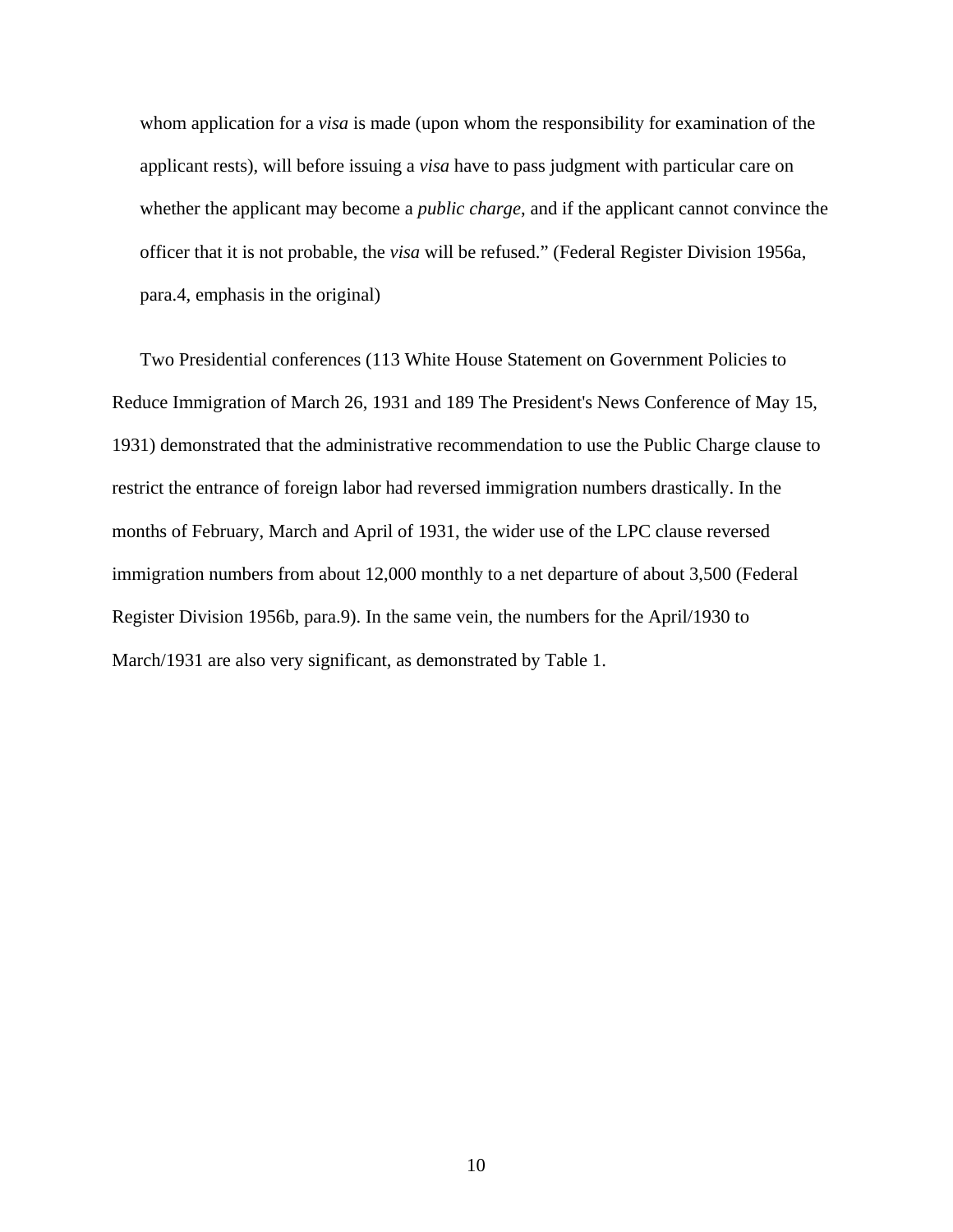> whom application for a *visa* is made (upon whom the responsibility for examination of the applicant rests), will before issuing a *visa* have to pass judgment with particular care on whether the applicant may become a *public charge*, and if the applicant cannot convince the officer that it is not probable, the *visa* will be refused." (Federal Register Division 1956a, para.4, emphasis in the original)

Two Presidential conferences (113 White House Statement on Government Policies to Reduce Immigration of March 26, 1931 and 189 The President's News Conference of May 15, 1931) demonstrated that the administrative recommendation to use the Public Charge clause to restrict the entrance of foreign labor had reversed immigration numbers drastically. In the months of February, March and April of 1931, the wider use of the LPC clause reversed immigration numbers from about 12,000 monthly to a net departure of about 3,500 (Federal Register Division 1956b, para.9). In the same vein, the numbers for the April/1930 to March/1931 are also very significant, as demonstrated by Table 1.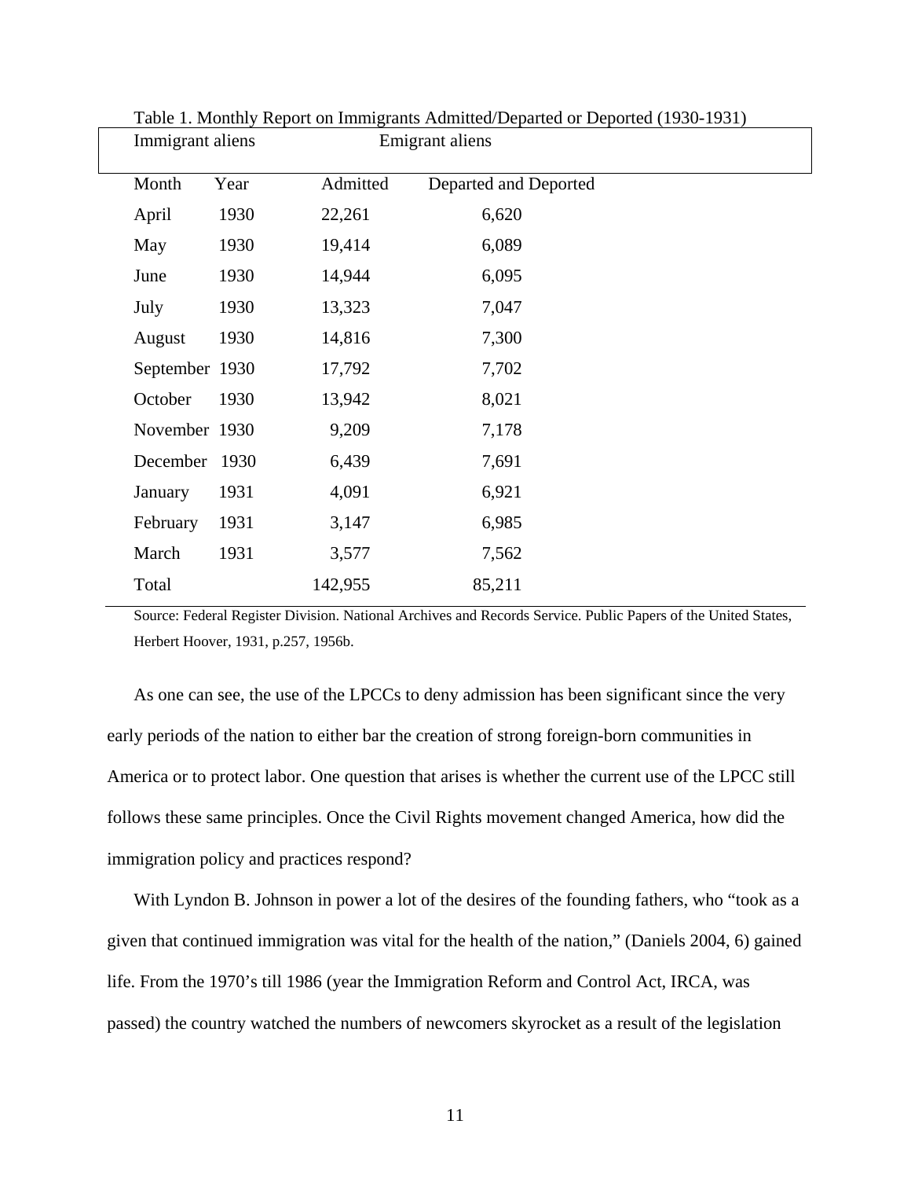Table 1. Monthly Report on Immigrants Admitted/Departed or Deported (1930-1931)

| Immigrant aliens | | | Emigrant aliens |
|---|---|---|---|
| Month | Year | Admitted | Departed and Deported |
| April | 1930 | 22,261 | 6,620 |
| May | 1930 | 19,414 | 6,089 |
| June | 1930 | 14,944 | 6,095 |
| July | 1930 | 13,323 | 7,047 |
| August | 1930 | 14,816 | 7,300 |
| September | 1930 | 17,792 | 7,702 |
| October | 1930 | 13,942 | 8,021 |
| November | 1930 | 9,209 | 7,178 |
| December | 1930 | 6,439 | 7,691 |
| January | 1931 | 4,091 | 6,921 |
| February | 1931 | 3,147 | 6,985 |
| March | 1931 | 3,577 | 7,562 |
| Total | | 142,955 | 85,211 |

Source: Federal Register Division. National Archives and Records Service. Public Papers of the United States, Herbert Hoover, 1931, p.257, 1956b.

As one can see, the use of the LPCCs to deny admission has been significant since the very early periods of the nation to either bar the creation of strong foreign-born communities in America or to protect labor. One question that arises is whether the current use of the LPCC still follows these same principles. Once the Civil Rights movement changed America, how did the immigration policy and practices respond?

With Lyndon B. Johnson in power a lot of the desires of the founding fathers, who "took as a given that continued immigration was vital for the health of the nation," (Daniels 2004, 6) gained life. From the 1970's till 1986 (year the Immigration Reform and Control Act, IRCA, was passed) the country watched the numbers of newcomers skyrocket as a result of the legislation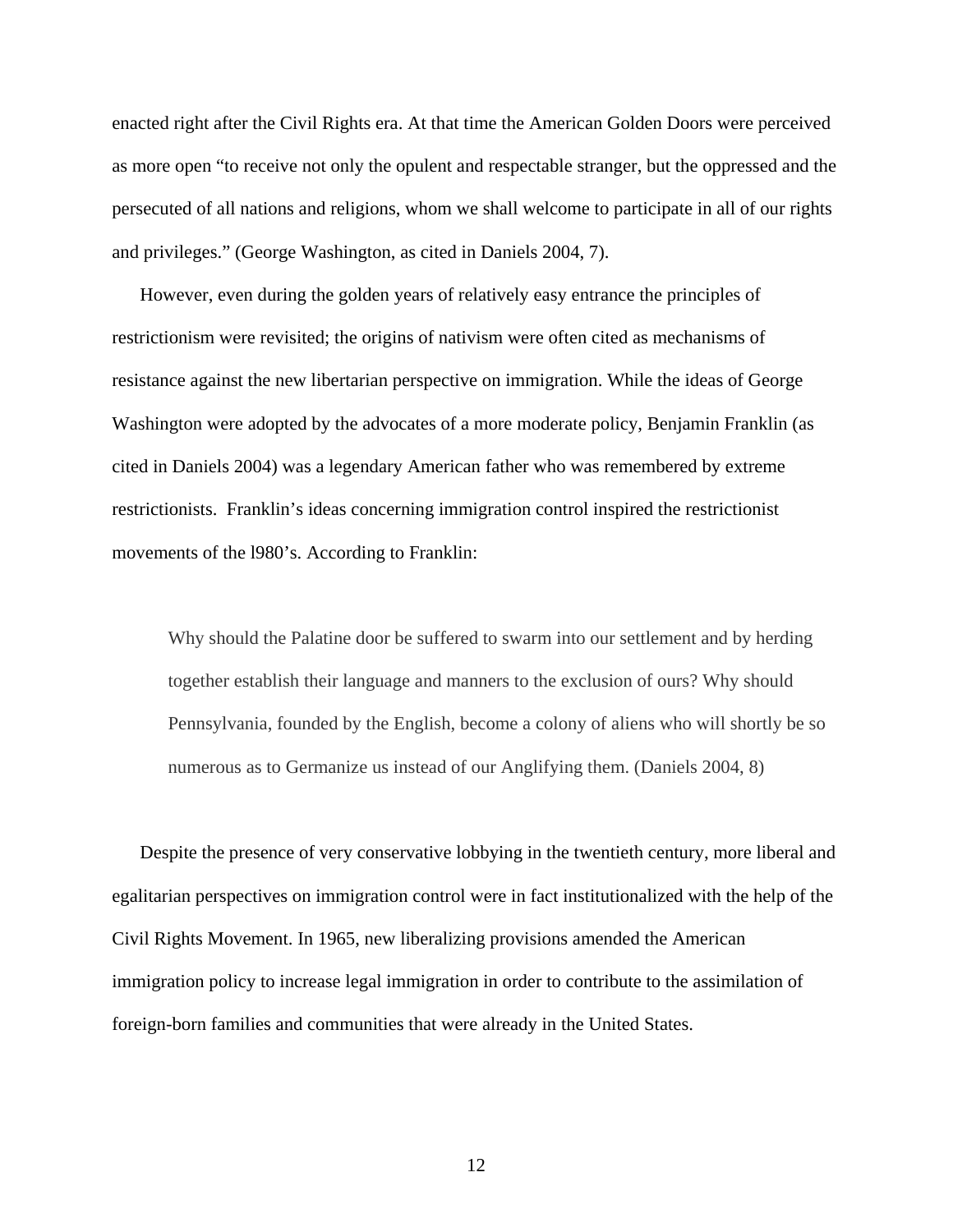enacted right after the Civil Rights era. At that time the American Golden Doors were perceived as more open "to receive not only the opulent and respectable stranger, but the oppressed and the persecuted of all nations and religions, whom we shall welcome to participate in all of our rights and privileges." (George Washington, as cited in Daniels 2004, 7).

However, even during the golden years of relatively easy entrance the principles of restrictionism were revisited; the origins of nativism were often cited as mechanisms of resistance against the new libertarian perspective on immigration. While the ideas of George Washington were adopted by the advocates of a more moderate policy, Benjamin Franklin (as cited in Daniels 2004) was a legendary American father who was remembered by extreme restrictionists. Franklin's ideas concerning immigration control inspired the restrictionist movements of the l980's. According to Franklin:

> Why should the Palatine door be suffered to swarm into our settlement and by herding together establish their language and manners to the exclusion of ours? Why should Pennsylvania, founded by the English, become a colony of aliens who will shortly be so numerous as to Germanize us instead of our Anglifying them. (Daniels 2004, 8)

Despite the presence of very conservative lobbying in the twentieth century, more liberal and egalitarian perspectives on immigration control were in fact institutionalized with the help of the Civil Rights Movement. In 1965, new liberalizing provisions amended the American immigration policy to increase legal immigration in order to contribute to the assimilation of foreign-born families and communities that were already in the United States.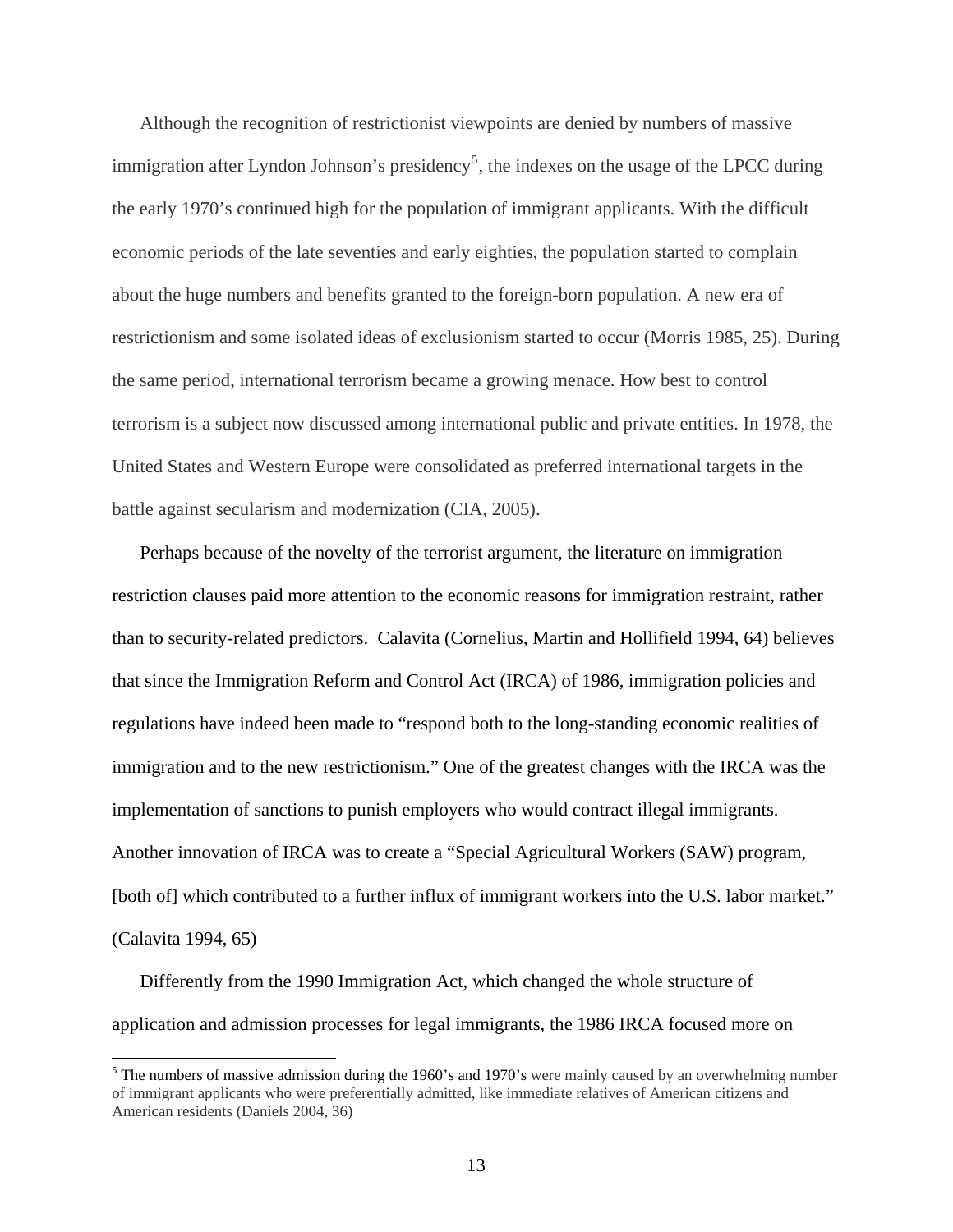Although the recognition of restrictionist viewpoints are denied by numbers of massive immigration after Lyndon Johnson's presidency[5], the indexes on the usage of the LPCC during the early 1970's continued high for the population of immigrant applicants. With the difficult economic periods of the late seventies and early eighties, the population started to complain about the huge numbers and benefits granted to the foreign-born population. A new era of restrictionism and some isolated ideas of exclusionism started to occur (Morris 1985, 25). During the same period, international terrorism became a growing menace. How best to control terrorism is a subject now discussed among international public and private entities. In 1978, the United States and Western Europe were consolidated as preferred international targets in the battle against secularism and modernization (CIA, 2005).

Perhaps because of the novelty of the terrorist argument, the literature on immigration restriction clauses paid more attention to the economic reasons for immigration restraint, rather than to security-related predictors. Calavita (Cornelius, Martin and Hollifield 1994, 64) believes that since the Immigration Reform and Control Act (IRCA) of 1986, immigration policies and regulations have indeed been made to "respond both to the long-standing economic realities of immigration and to the new restrictionism." One of the greatest changes with the IRCA was the implementation of sanctions to punish employers who would contract illegal immigrants. Another innovation of IRCA was to create a "Special Agricultural Workers (SAW) program, [both of] which contributed to a further influx of immigrant workers into the U.S. labor market." (Calavita 1994, 65)

Differently from the 1990 Immigration Act, which changed the whole structure of application and admission processes for legal immigrants, the 1986 IRCA focused more on

[5] The numbers of massive admission during the 1960's and 1970's were mainly caused by an overwhelming number of immigrant applicants who were preferentially admitted, like immediate relatives of American citizens and American residents (Daniels 2004, 36)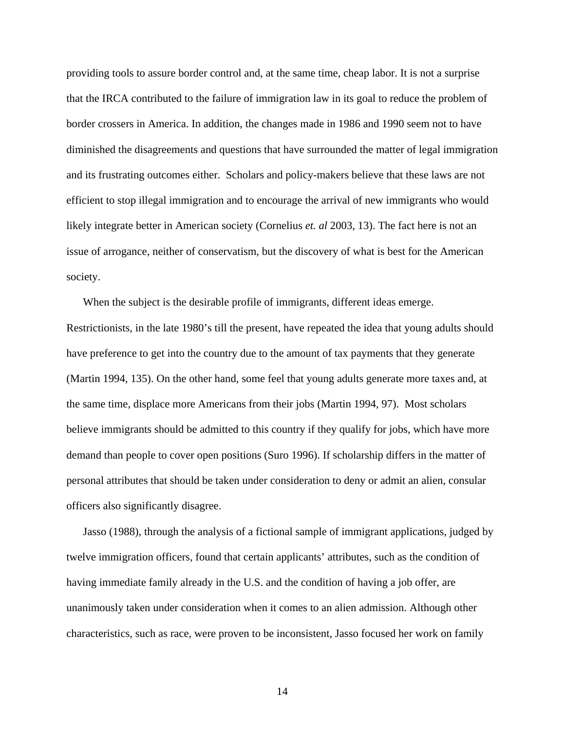providing tools to assure border control and, at the same time, cheap labor. It is not a surprise that the IRCA contributed to the failure of immigration law in its goal to reduce the problem of border crossers in America. In addition, the changes made in 1986 and 1990 seem not to have diminished the disagreements and questions that have surrounded the matter of legal immigration and its frustrating outcomes either. Scholars and policy-makers believe that these laws are not efficient to stop illegal immigration and to encourage the arrival of new immigrants who would likely integrate better in American society (Cornelius *et. al* 2003, 13). The fact here is not an issue of arrogance, neither of conservatism, but the discovery of what is best for the American society.

When the subject is the desirable profile of immigrants, different ideas emerge. Restrictionists, in the late 1980's till the present, have repeated the idea that young adults should have preference to get into the country due to the amount of tax payments that they generate (Martin 1994, 135). On the other hand, some feel that young adults generate more taxes and, at the same time, displace more Americans from their jobs (Martin 1994, 97). Most scholars believe immigrants should be admitted to this country if they qualify for jobs, which have more demand than people to cover open positions (Suro 1996). If scholarship differs in the matter of personal attributes that should be taken under consideration to deny or admit an alien, consular officers also significantly disagree.

Jasso (1988), through the analysis of a fictional sample of immigrant applications, judged by twelve immigration officers, found that certain applicants' attributes, such as the condition of having immediate family already in the U.S. and the condition of having a job offer, are unanimously taken under consideration when it comes to an alien admission. Although other characteristics, such as race, were proven to be inconsistent, Jasso focused her work on family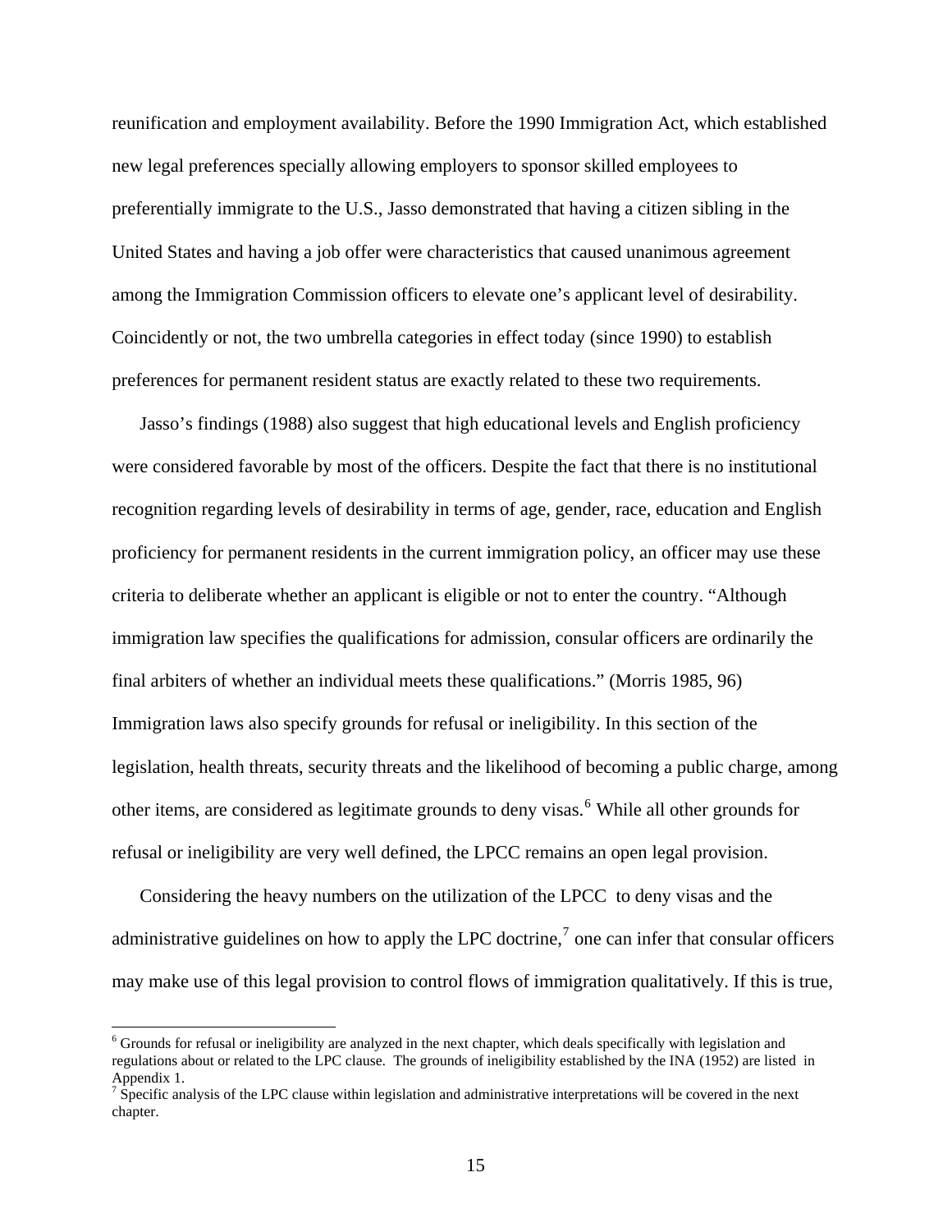reunification and employment availability. Before the 1990 Immigration Act, which established new legal preferences specially allowing employers to sponsor skilled employees to preferentially immigrate to the U.S., Jasso demonstrated that having a citizen sibling in the United States and having a job offer were characteristics that caused unanimous agreement among the Immigration Commission officers to elevate one's applicant level of desirability. Coincidently or not, the two umbrella categories in effect today (since 1990) to establish preferences for permanent resident status are exactly related to these two requirements.

Jasso's findings (1988) also suggest that high educational levels and English proficiency were considered favorable by most of the officers. Despite the fact that there is no institutional recognition regarding levels of desirability in terms of age, gender, race, education and English proficiency for permanent residents in the current immigration policy, an officer may use these criteria to deliberate whether an applicant is eligible or not to enter the country. "Although immigration law specifies the qualifications for admission, consular officers are ordinarily the final arbiters of whether an individual meets these qualifications." (Morris 1985, 96) Immigration laws also specify grounds for refusal or ineligibility. In this section of the legislation, health threats, security threats and the likelihood of becoming a public charge, among other items, are considered as legitimate grounds to deny visas.[6] While all other grounds for refusal or ineligibility are very well defined, the LPCC remains an open legal provision.

Considering the heavy numbers on the utilization of the LPCC to deny visas and the administrative guidelines on how to apply the LPC doctrine,[7] one can infer that consular officers may make use of this legal provision to control flows of immigration qualitatively. If this is true,

---

[6] Grounds for refusal or ineligibility are analyzed in the next chapter, which deals specifically with legislation and regulations about or related to the LPC clause. The grounds of ineligibility established by the INA (1952) are listed in Appendix 1.

[7] Specific analysis of the LPC clause within legislation and administrative interpretations will be covered in the next chapter.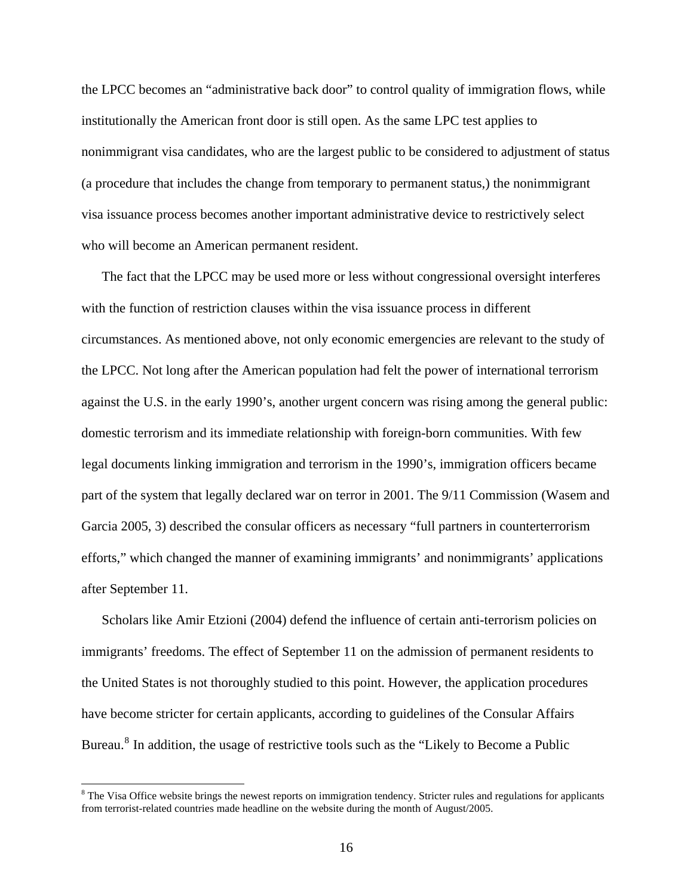the LPCC becomes an "administrative back door" to control quality of immigration flows, while institutionally the American front door is still open. As the same LPC test applies to nonimmigrant visa candidates, who are the largest public to be considered to adjustment of status (a procedure that includes the change from temporary to permanent status,) the nonimmigrant visa issuance process becomes another important administrative device to restrictively select who will become an American permanent resident.

The fact that the LPCC may be used more or less without congressional oversight interferes with the function of restriction clauses within the visa issuance process in different circumstances. As mentioned above, not only economic emergencies are relevant to the study of the LPCC. Not long after the American population had felt the power of international terrorism against the U.S. in the early 1990's, another urgent concern was rising among the general public: domestic terrorism and its immediate relationship with foreign-born communities. With few legal documents linking immigration and terrorism in the 1990's, immigration officers became part of the system that legally declared war on terror in 2001. The 9/11 Commission (Wasem and Garcia 2005, 3) described the consular officers as necessary "full partners in counterterrorism efforts," which changed the manner of examining immigrants' and nonimmigrants' applications after September 11.

Scholars like Amir Etzioni (2004) defend the influence of certain anti-terrorism policies on immigrants' freedoms. The effect of September 11 on the admission of permanent residents to the United States is not thoroughly studied to this point. However, the application procedures have become stricter for certain applicants, according to guidelines of the Consular Affairs Bureau.[8] In addition, the usage of restrictive tools such as the "Likely to Become a Public

[8] The Visa Office website brings the newest reports on immigration tendency. Stricter rules and regulations for applicants from terrorist-related countries made headline on the website during the month of August/2005.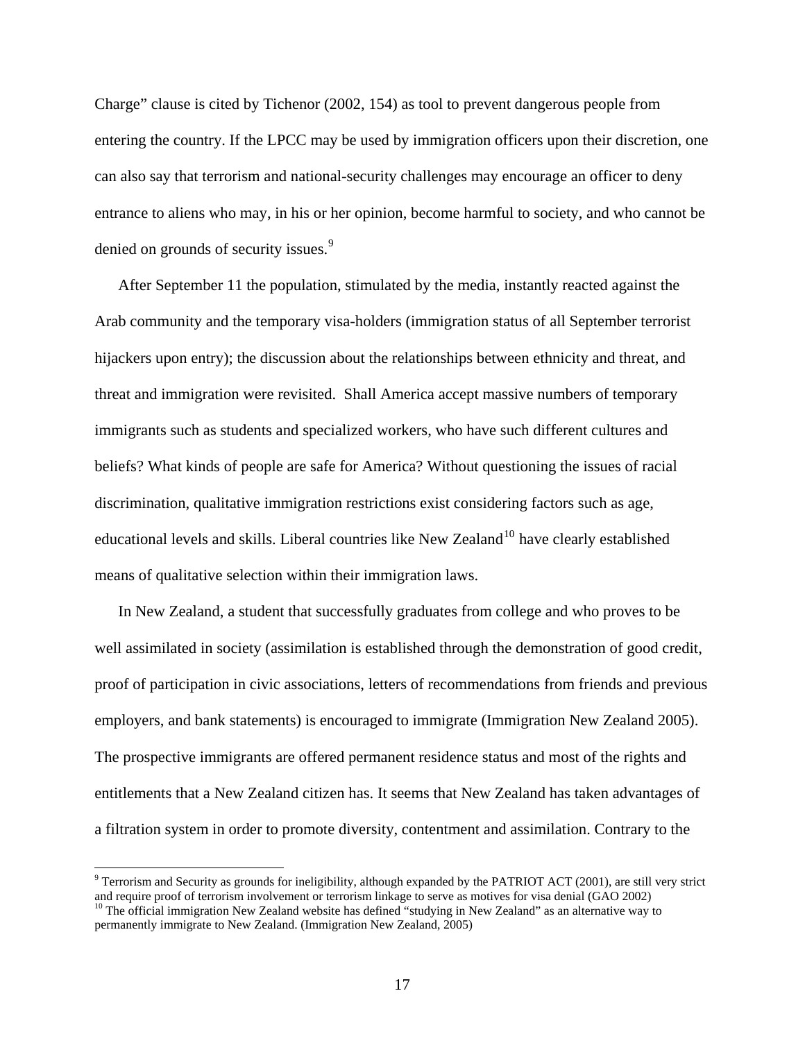Charge" clause is cited by Tichenor (2002, 154) as tool to prevent dangerous people from entering the country. If the LPCC may be used by immigration officers upon their discretion, one can also say that terrorism and national-security challenges may encourage an officer to deny entrance to aliens who may, in his or her opinion, become harmful to society, and who cannot be denied on grounds of security issues.[9]

After September 11 the population, stimulated by the media, instantly reacted against the Arab community and the temporary visa-holders (immigration status of all September terrorist hijackers upon entry); the discussion about the relationships between ethnicity and threat, and threat and immigration were revisited. Shall America accept massive numbers of temporary immigrants such as students and specialized workers, who have such different cultures and beliefs? What kinds of people are safe for America? Without questioning the issues of racial discrimination, qualitative immigration restrictions exist considering factors such as age, educational levels and skills. Liberal countries like New Zealand[10] have clearly established means of qualitative selection within their immigration laws.

In New Zealand, a student that successfully graduates from college and who proves to be well assimilated in society (assimilation is established through the demonstration of good credit, proof of participation in civic associations, letters of recommendations from friends and previous employers, and bank statements) is encouraged to immigrate (Immigration New Zealand 2005). The prospective immigrants are offered permanent residence status and most of the rights and entitlements that a New Zealand citizen has. It seems that New Zealand has taken advantages of a filtration system in order to promote diversity, contentment and assimilation. Contrary to the

---

[9] Terrorism and Security as grounds for ineligibility, although expanded by the PATRIOT ACT (2001), are still very strict and require proof of terrorism involvement or terrorism linkage to serve as motives for visa denial (GAO 2002)

[10] The official immigration New Zealand website has defined "studying in New Zealand" as an alternative way to permanently immigrate to New Zealand. (Immigration New Zealand, 2005)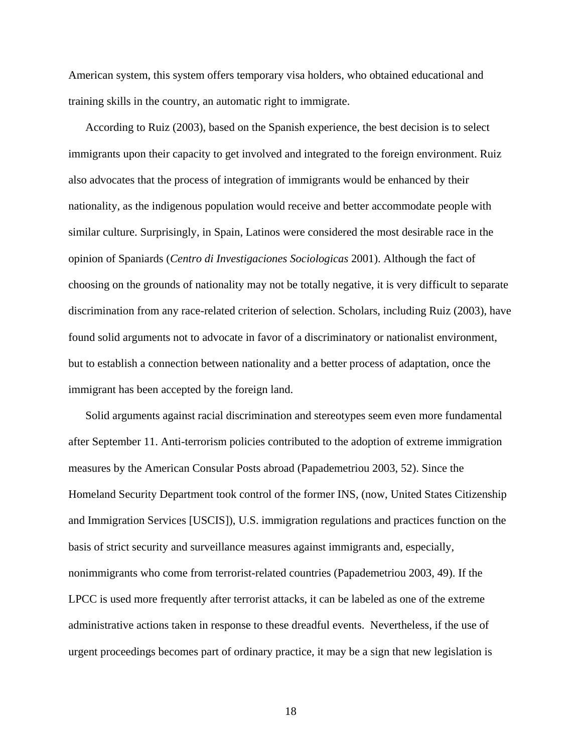American system, this system offers temporary visa holders, who obtained educational and training skills in the country, an automatic right to immigrate.

According to Ruiz (2003), based on the Spanish experience, the best decision is to select immigrants upon their capacity to get involved and integrated to the foreign environment. Ruiz also advocates that the process of integration of immigrants would be enhanced by their nationality, as the indigenous population would receive and better accommodate people with similar culture. Surprisingly, in Spain, Latinos were considered the most desirable race in the opinion of Spaniards (*Centro di Investigaciones Sociologicas* 2001). Although the fact of choosing on the grounds of nationality may not be totally negative, it is very difficult to separate discrimination from any race-related criterion of selection. Scholars, including Ruiz (2003), have found solid arguments not to advocate in favor of a discriminatory or nationalist environment, but to establish a connection between nationality and a better process of adaptation, once the immigrant has been accepted by the foreign land.

Solid arguments against racial discrimination and stereotypes seem even more fundamental after September 11. Anti-terrorism policies contributed to the adoption of extreme immigration measures by the American Consular Posts abroad (Papademetriou 2003, 52). Since the Homeland Security Department took control of the former INS, (now, United States Citizenship and Immigration Services [USCIS]), U.S. immigration regulations and practices function on the basis of strict security and surveillance measures against immigrants and, especially, nonimmigrants who come from terrorist-related countries (Papademetriou 2003, 49). If the LPCC is used more frequently after terrorist attacks, it can be labeled as one of the extreme administrative actions taken in response to these dreadful events. Nevertheless, if the use of urgent proceedings becomes part of ordinary practice, it may be a sign that new legislation is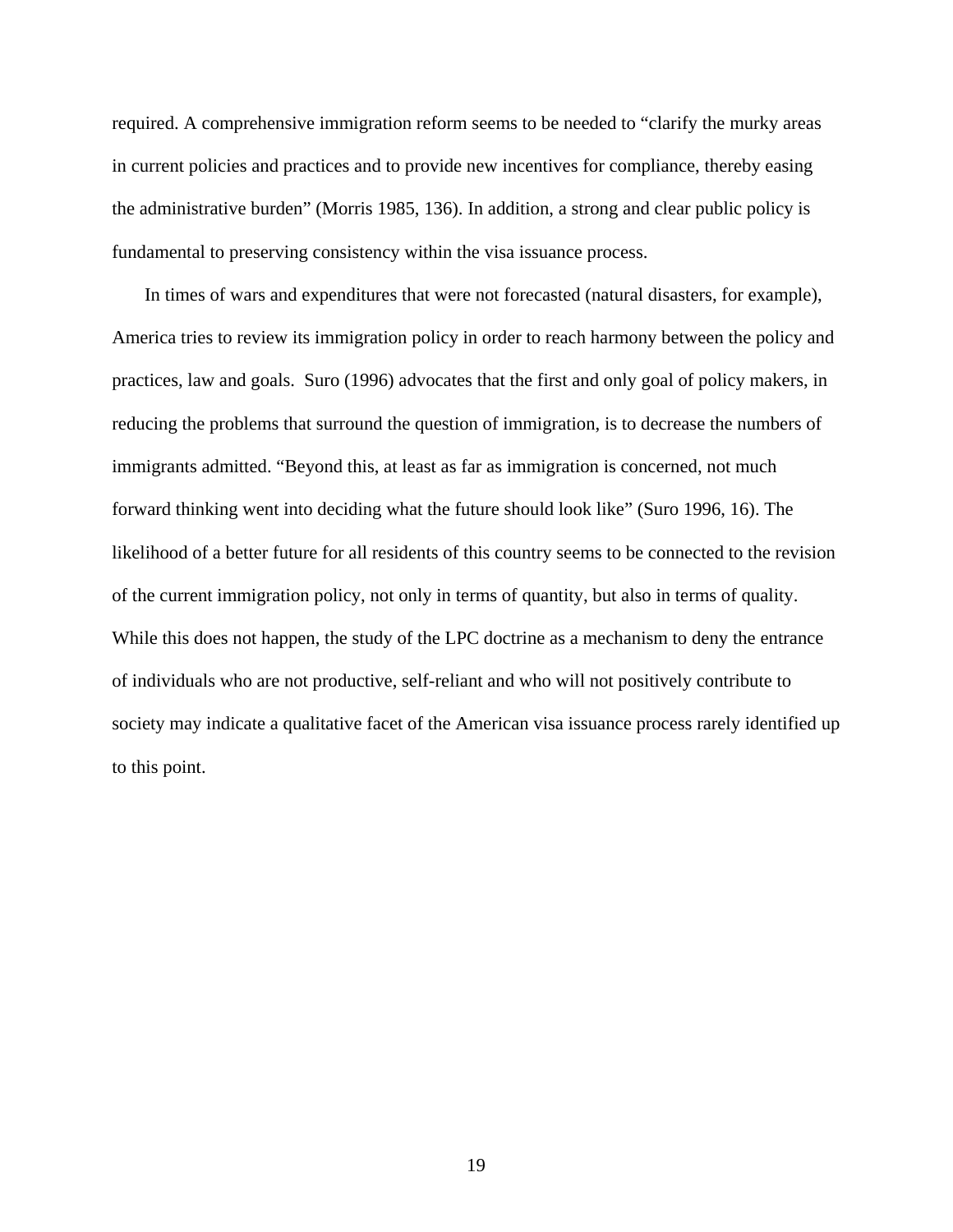required. A comprehensive immigration reform seems to be needed to "clarify the murky areas in current policies and practices and to provide new incentives for compliance, thereby easing the administrative burden" (Morris 1985, 136). In addition, a strong and clear public policy is fundamental to preserving consistency within the visa issuance process.

In times of wars and expenditures that were not forecasted (natural disasters, for example), America tries to review its immigration policy in order to reach harmony between the policy and practices, law and goals. Suro (1996) advocates that the first and only goal of policy makers, in reducing the problems that surround the question of immigration, is to decrease the numbers of immigrants admitted. "Beyond this, at least as far as immigration is concerned, not much forward thinking went into deciding what the future should look like" (Suro 1996, 16). The likelihood of a better future for all residents of this country seems to be connected to the revision of the current immigration policy, not only in terms of quantity, but also in terms of quality. While this does not happen, the study of the LPC doctrine as a mechanism to deny the entrance of individuals who are not productive, self-reliant and who will not positively contribute to society may indicate a qualitative facet of the American visa issuance process rarely identified up to this point.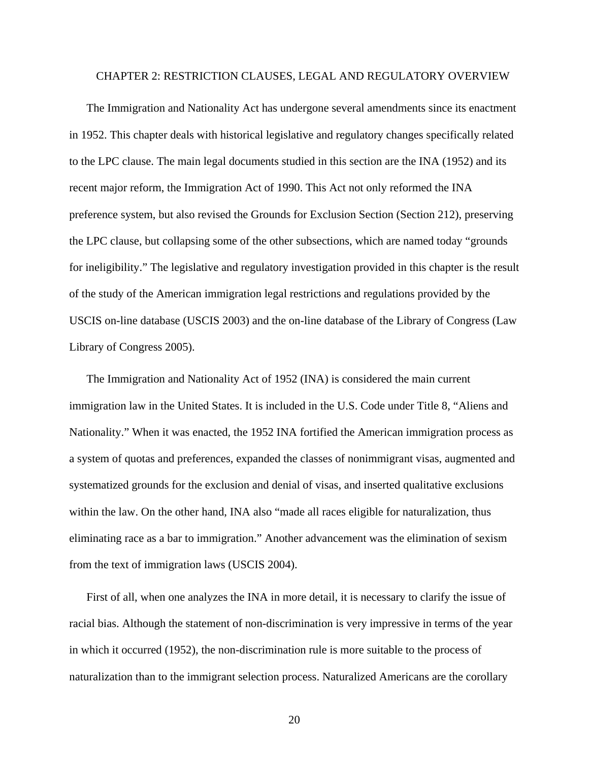# CHAPTER 2: RESTRICTION CLAUSES, LEGAL AND REGULATORY OVERVIEW

The Immigration and Nationality Act has undergone several amendments since its enactment in 1952. This chapter deals with historical legislative and regulatory changes specifically related to the LPC clause. The main legal documents studied in this section are the INA (1952) and its recent major reform, the Immigration Act of 1990. This Act not only reformed the INA preference system, but also revised the Grounds for Exclusion Section (Section 212), preserving the LPC clause, but collapsing some of the other subsections, which are named today "grounds for ineligibility." The legislative and regulatory investigation provided in this chapter is the result of the study of the American immigration legal restrictions and regulations provided by the USCIS on-line database (USCIS 2003) and the on-line database of the Library of Congress (Law Library of Congress 2005).

The Immigration and Nationality Act of 1952 (INA) is considered the main current immigration law in the United States. It is included in the U.S. Code under Title 8, "Aliens and Nationality." When it was enacted, the 1952 INA fortified the American immigration process as a system of quotas and preferences, expanded the classes of nonimmigrant visas, augmented and systematized grounds for the exclusion and denial of visas, and inserted qualitative exclusions within the law. On the other hand, INA also "made all races eligible for naturalization, thus eliminating race as a bar to immigration." Another advancement was the elimination of sexism from the text of immigration laws (USCIS 2004).

First of all, when one analyzes the INA in more detail, it is necessary to clarify the issue of racial bias. Although the statement of non-discrimination is very impressive in terms of the year in which it occurred (1952), the non-discrimination rule is more suitable to the process of naturalization than to the immigrant selection process. Naturalized Americans are the corollary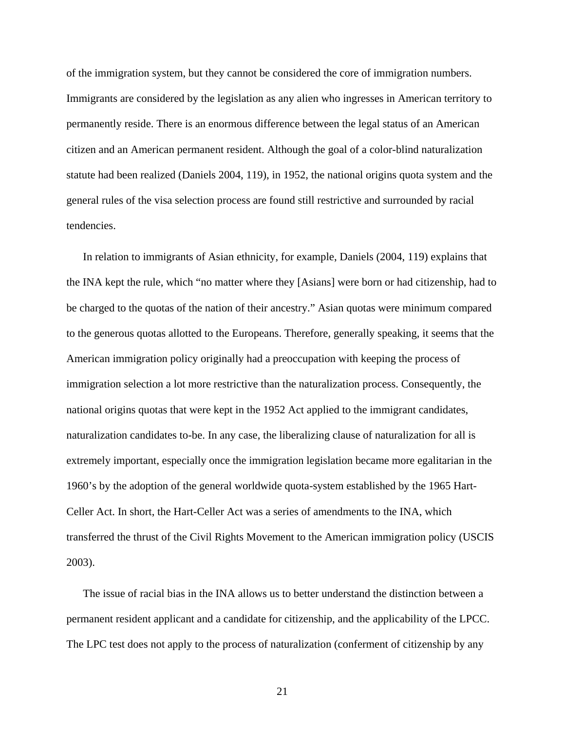of the immigration system, but they cannot be considered the core of immigration numbers. Immigrants are considered by the legislation as any alien who ingresses in American territory to permanently reside. There is an enormous difference between the legal status of an American citizen and an American permanent resident. Although the goal of a color-blind naturalization statute had been realized (Daniels 2004, 119), in 1952, the national origins quota system and the general rules of the visa selection process are found still restrictive and surrounded by racial tendencies.

In relation to immigrants of Asian ethnicity, for example, Daniels (2004, 119) explains that the INA kept the rule, which "no matter where they [Asians] were born or had citizenship, had to be charged to the quotas of the nation of their ancestry." Asian quotas were minimum compared to the generous quotas allotted to the Europeans. Therefore, generally speaking, it seems that the American immigration policy originally had a preoccupation with keeping the process of immigration selection a lot more restrictive than the naturalization process. Consequently, the national origins quotas that were kept in the 1952 Act applied to the immigrant candidates, naturalization candidates to-be. In any case, the liberalizing clause of naturalization for all is extremely important, especially once the immigration legislation became more egalitarian in the 1960's by the adoption of the general worldwide quota-system established by the 1965 Hart-Celler Act. In short, the Hart-Celler Act was a series of amendments to the INA, which transferred the thrust of the Civil Rights Movement to the American immigration policy (USCIS 2003).

The issue of racial bias in the INA allows us to better understand the distinction between a permanent resident applicant and a candidate for citizenship, and the applicability of the LPCC. The LPC test does not apply to the process of naturalization (conferment of citizenship by any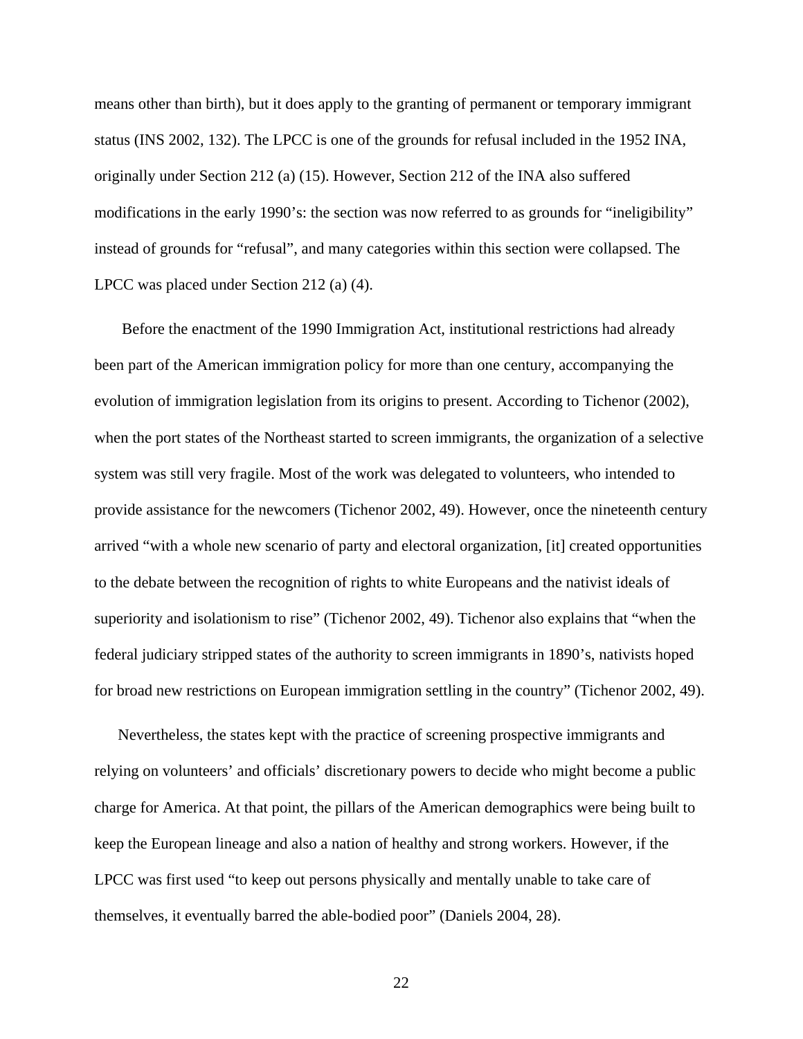means other than birth), but it does apply to the granting of permanent or temporary immigrant status (INS 2002, 132). The LPCC is one of the grounds for refusal included in the 1952 INA, originally under Section 212 (a) (15). However, Section 212 of the INA also suffered modifications in the early 1990's: the section was now referred to as grounds for "ineligibility" instead of grounds for "refusal", and many categories within this section were collapsed. The LPCC was placed under Section 212 (a) (4).

Before the enactment of the 1990 Immigration Act, institutional restrictions had already been part of the American immigration policy for more than one century, accompanying the evolution of immigration legislation from its origins to present. According to Tichenor (2002), when the port states of the Northeast started to screen immigrants, the organization of a selective system was still very fragile. Most of the work was delegated to volunteers, who intended to provide assistance for the newcomers (Tichenor 2002, 49). However, once the nineteenth century arrived "with a whole new scenario of party and electoral organization, [it] created opportunities to the debate between the recognition of rights to white Europeans and the nativist ideals of superiority and isolationism to rise" (Tichenor 2002, 49). Tichenor also explains that "when the federal judiciary stripped states of the authority to screen immigrants in 1890's, nativists hoped for broad new restrictions on European immigration settling in the country" (Tichenor 2002, 49).

Nevertheless, the states kept with the practice of screening prospective immigrants and relying on volunteers' and officials' discretionary powers to decide who might become a public charge for America. At that point, the pillars of the American demographics were being built to keep the European lineage and also a nation of healthy and strong workers. However, if the LPCC was first used "to keep out persons physically and mentally unable to take care of themselves, it eventually barred the able-bodied poor" (Daniels 2004, 28).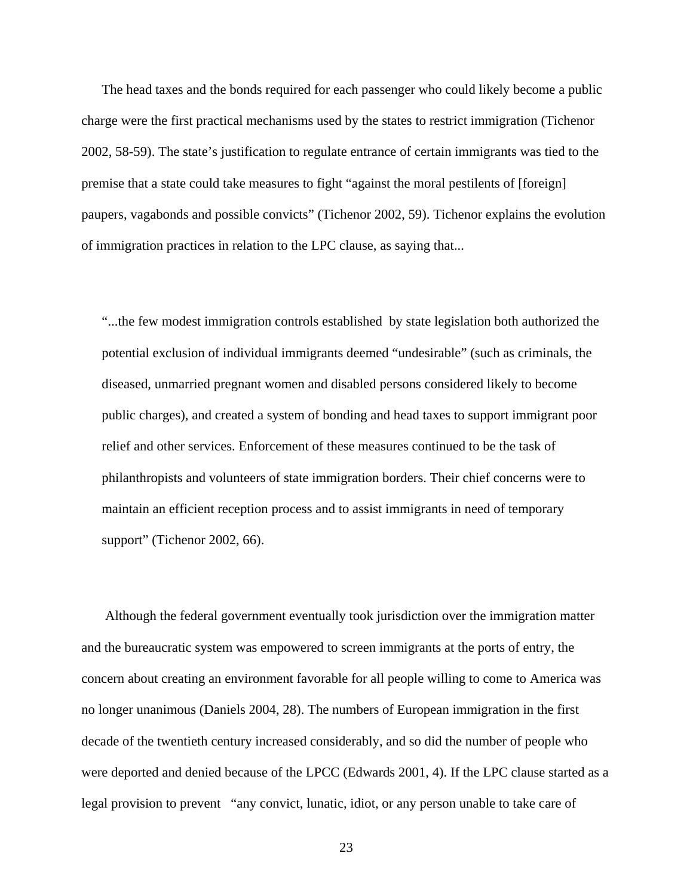The head taxes and the bonds required for each passenger who could likely become a public charge were the first practical mechanisms used by the states to restrict immigration (Tichenor 2002, 58-59). The state's justification to regulate entrance of certain immigrants was tied to the premise that a state could take measures to fight "against the moral pestilents of [foreign] paupers, vagabonds and possible convicts" (Tichenor 2002, 59). Tichenor explains the evolution of immigration practices in relation to the LPC clause, as saying that...

> "...the few modest immigration controls established by state legislation both authorized the potential exclusion of individual immigrants deemed "undesirable" (such as criminals, the diseased, unmarried pregnant women and disabled persons considered likely to become public charges), and created a system of bonding and head taxes to support immigrant poor relief and other services. Enforcement of these measures continued to be the task of philanthropists and volunteers of state immigration borders. Their chief concerns were to maintain an efficient reception process and to assist immigrants in need of temporary support" (Tichenor 2002, 66).

Although the federal government eventually took jurisdiction over the immigration matter and the bureaucratic system was empowered to screen immigrants at the ports of entry, the concern about creating an environment favorable for all people willing to come to America was no longer unanimous (Daniels 2004, 28). The numbers of European immigration in the first decade of the twentieth century increased considerably, and so did the number of people who were deported and denied because of the LPCC (Edwards 2001, 4). If the LPC clause started as a legal provision to prevent "any convict, lunatic, idiot, or any person unable to take care of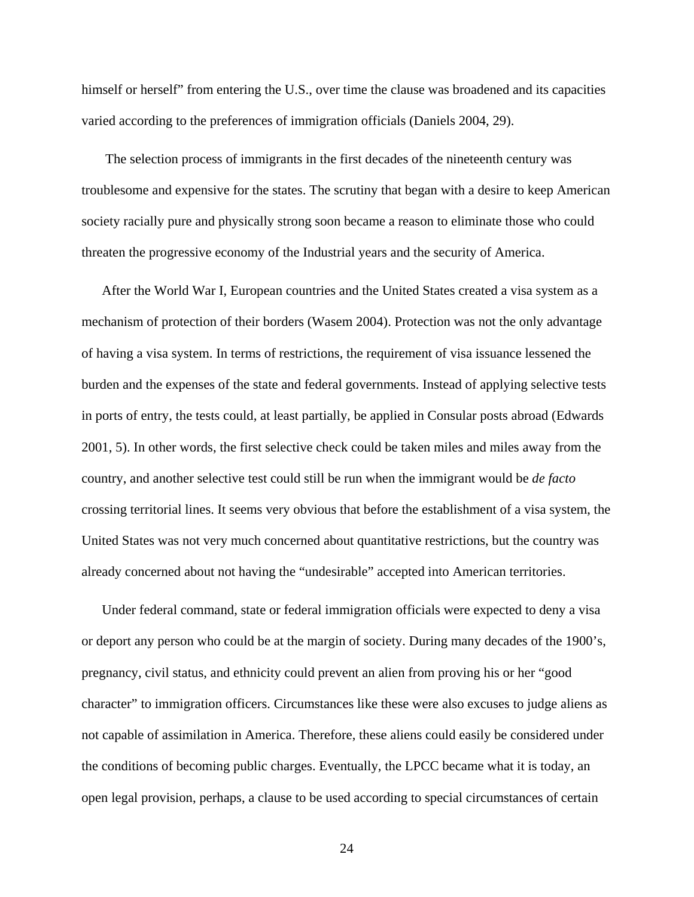himself or herself" from entering the U.S., over time the clause was broadened and its capacities varied according to the preferences of immigration officials (Daniels 2004, 29).

The selection process of immigrants in the first decades of the nineteenth century was troublesome and expensive for the states. The scrutiny that began with a desire to keep American society racially pure and physically strong soon became a reason to eliminate those who could threaten the progressive economy of the Industrial years and the security of America.

After the World War I, European countries and the United States created a visa system as a mechanism of protection of their borders (Wasem 2004). Protection was not the only advantage of having a visa system. In terms of restrictions, the requirement of visa issuance lessened the burden and the expenses of the state and federal governments. Instead of applying selective tests in ports of entry, the tests could, at least partially, be applied in Consular posts abroad (Edwards 2001, 5). In other words, the first selective check could be taken miles and miles away from the country, and another selective test could still be run when the immigrant would be *de facto* crossing territorial lines. It seems very obvious that before the establishment of a visa system, the United States was not very much concerned about quantitative restrictions, but the country was already concerned about not having the "undesirable" accepted into American territories.

Under federal command, state or federal immigration officials were expected to deny a visa or deport any person who could be at the margin of society. During many decades of the 1900's, pregnancy, civil status, and ethnicity could prevent an alien from proving his or her "good character" to immigration officers. Circumstances like these were also excuses to judge aliens as not capable of assimilation in America. Therefore, these aliens could easily be considered under the conditions of becoming public charges. Eventually, the LPCC became what it is today, an open legal provision, perhaps, a clause to be used according to special circumstances of certain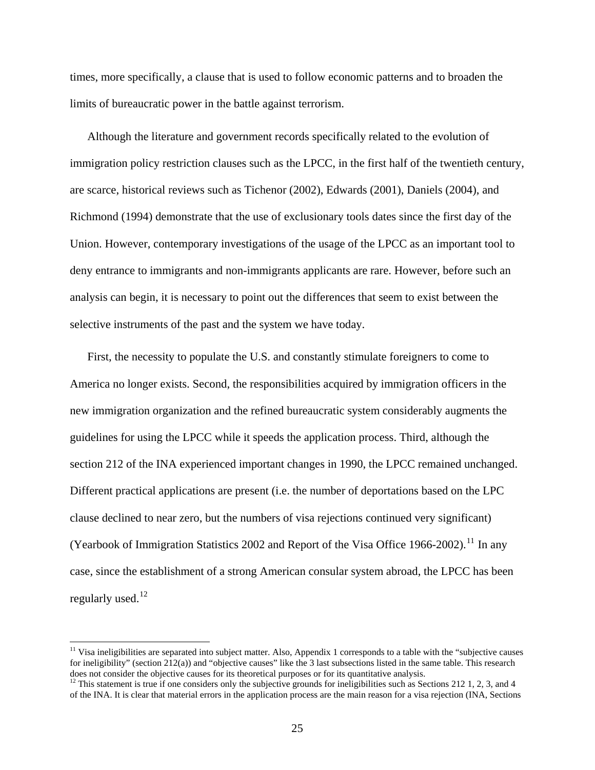times, more specifically, a clause that is used to follow economic patterns and to broaden the limits of bureaucratic power in the battle against terrorism.

Although the literature and government records specifically related to the evolution of immigration policy restriction clauses such as the LPCC, in the first half of the twentieth century, are scarce, historical reviews such as Tichenor (2002), Edwards (2001), Daniels (2004), and Richmond (1994) demonstrate that the use of exclusionary tools dates since the first day of the Union. However, contemporary investigations of the usage of the LPCC as an important tool to deny entrance to immigrants and non-immigrants applicants are rare. However, before such an analysis can begin, it is necessary to point out the differences that seem to exist between the selective instruments of the past and the system we have today.

First, the necessity to populate the U.S. and constantly stimulate foreigners to come to America no longer exists. Second, the responsibilities acquired by immigration officers in the new immigration organization and the refined bureaucratic system considerably augments the guidelines for using the LPCC while it speeds the application process. Third, although the section 212 of the INA experienced important changes in 1990, the LPCC remained unchanged. Different practical applications are present (i.e. the number of deportations based on the LPC clause declined to near zero, but the numbers of visa rejections continued very significant) (Yearbook of Immigration Statistics 2002 and Report of the Visa Office 1966-2002).[11] In any case, since the establishment of a strong American consular system abroad, the LPCC has been regularly used.[12]

---

[11] Visa ineligibilities are separated into subject matter. Also, Appendix 1 corresponds to a table with the "subjective causes for ineligibility" (section 212(a)) and "objective causes" like the 3 last subsections listed in the same table. This research does not consider the objective causes for its theoretical purposes or for its quantitative analysis.

[12] This statement is true if one considers only the subjective grounds for ineligibilities such as Sections 212 1, 2, 3, and 4 of the INA. It is clear that material errors in the application process are the main reason for a visa rejection (INA, Sections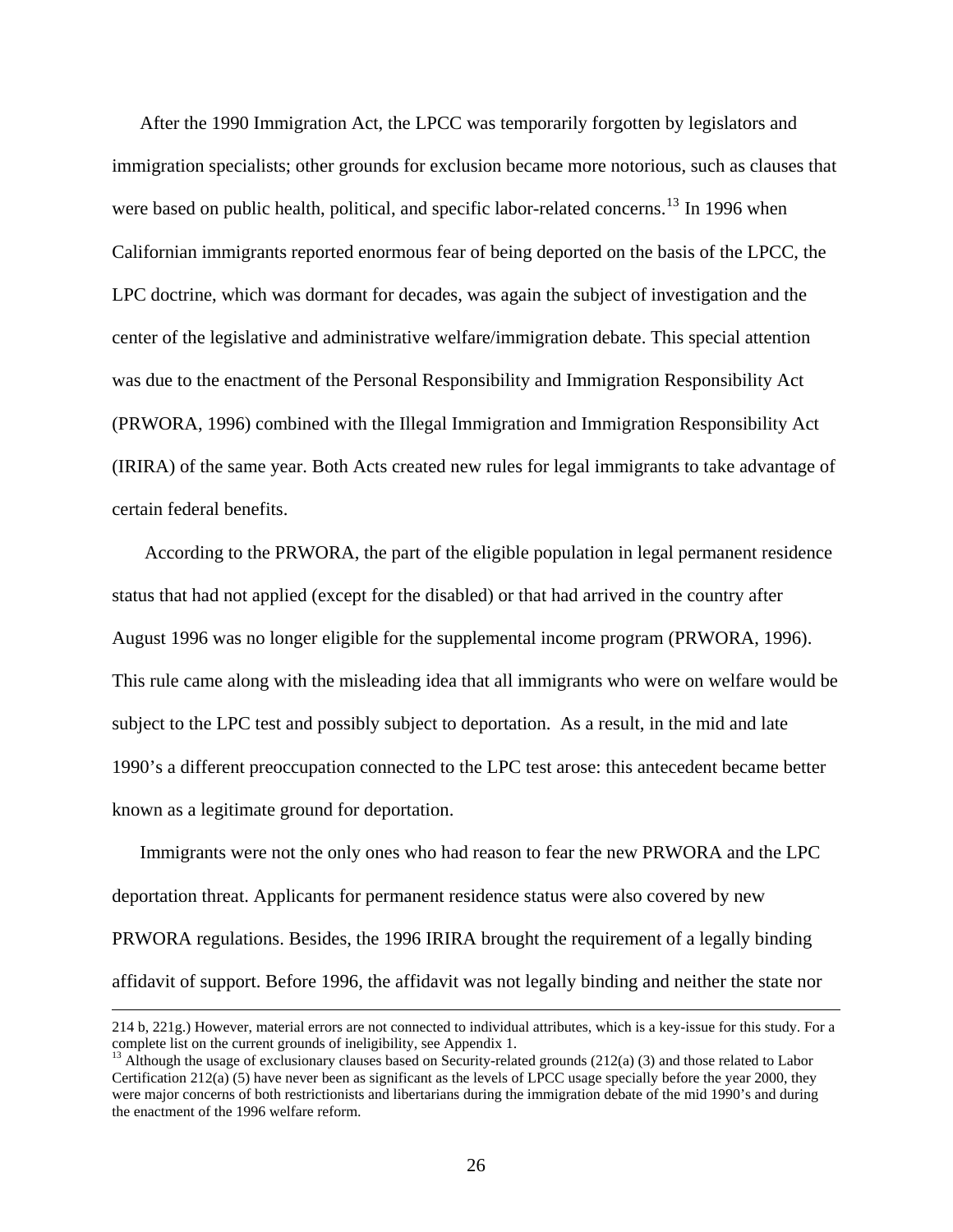After the 1990 Immigration Act, the LPCC was temporarily forgotten by legislators and immigration specialists; other grounds for exclusion became more notorious, such as clauses that were based on public health, political, and specific labor-related concerns.[13] In 1996 when Californian immigrants reported enormous fear of being deported on the basis of the LPCC, the LPC doctrine, which was dormant for decades, was again the subject of investigation and the center of the legislative and administrative welfare/immigration debate. This special attention was due to the enactment of the Personal Responsibility and Immigration Responsibility Act (PRWORA, 1996) combined with the Illegal Immigration and Immigration Responsibility Act (IRIRA) of the same year. Both Acts created new rules for legal immigrants to take advantage of certain federal benefits.

According to the PRWORA, the part of the eligible population in legal permanent residence status that had not applied (except for the disabled) or that had arrived in the country after August 1996 was no longer eligible for the supplemental income program (PRWORA, 1996). This rule came along with the misleading idea that all immigrants who were on welfare would be subject to the LPC test and possibly subject to deportation. As a result, in the mid and late 1990's a different preoccupation connected to the LPC test arose: this antecedent became better known as a legitimate ground for deportation.

Immigrants were not the only ones who had reason to fear the new PRWORA and the LPC deportation threat. Applicants for permanent residence status were also covered by new PRWORA regulations. Besides, the 1996 IRIRA brought the requirement of a legally binding affidavit of support. Before 1996, the affidavit was not legally binding and neither the state nor

---

214 b, 221g.) However, material errors are not connected to individual attributes, which is a key-issue for this study. For a complete list on the current grounds of ineligibility, see Appendix 1.

[13] Although the usage of exclusionary clauses based on Security-related grounds (212(a) (3) and those related to Labor Certification 212(a) (5) have never been as significant as the levels of LPCC usage specially before the year 2000, they were major concerns of both restrictionists and libertarians during the immigration debate of the mid 1990's and during the enactment of the 1996 welfare reform.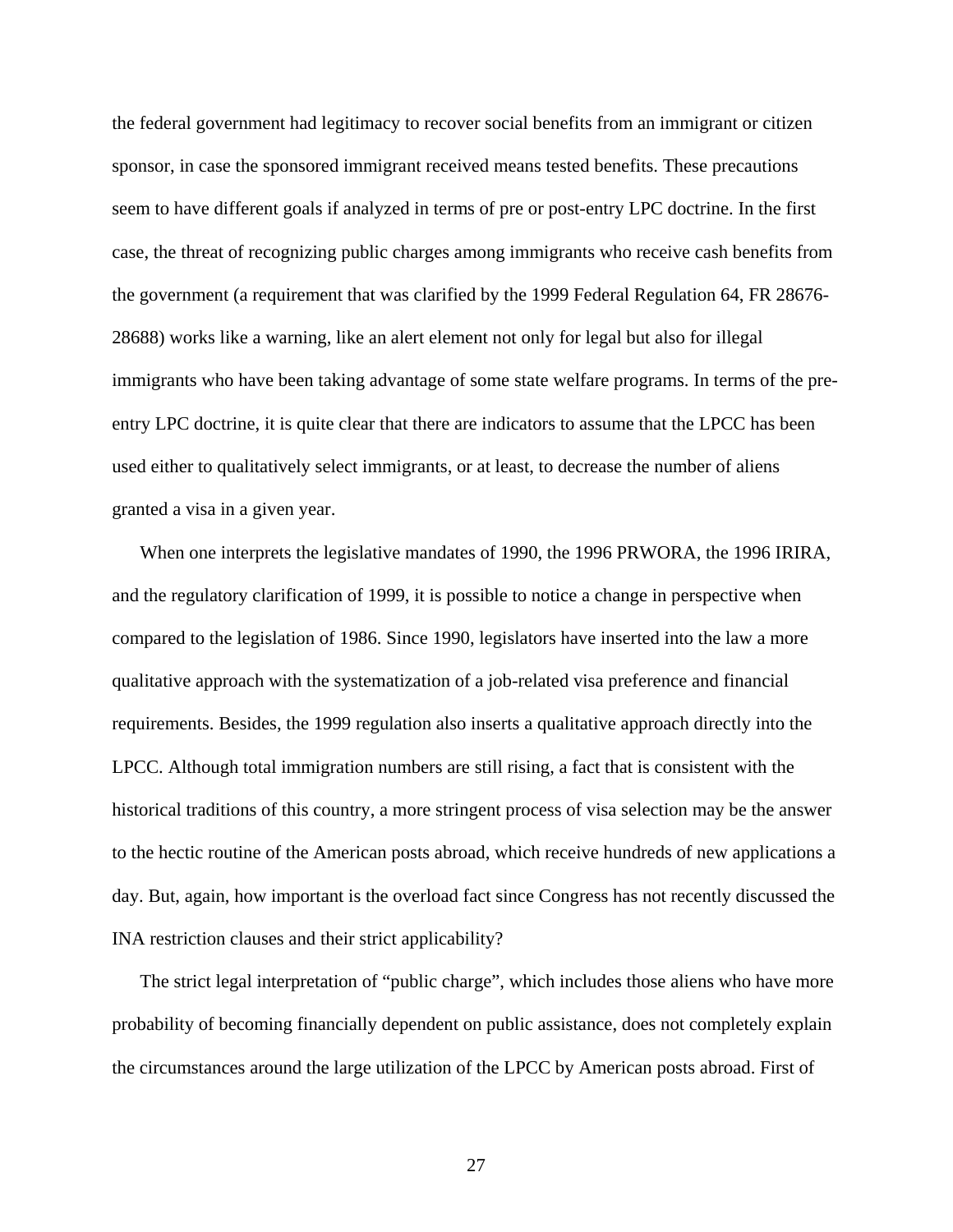the federal government had legitimacy to recover social benefits from an immigrant or citizen sponsor, in case the sponsored immigrant received means tested benefits. These precautions seem to have different goals if analyzed in terms of pre or post-entry LPC doctrine. In the first case, the threat of recognizing public charges among immigrants who receive cash benefits from the government (a requirement that was clarified by the 1999 Federal Regulation 64, FR 28676-28688) works like a warning, like an alert element not only for legal but also for illegal immigrants who have been taking advantage of some state welfare programs. In terms of the pre-entry LPC doctrine, it is quite clear that there are indicators to assume that the LPCC has been used either to qualitatively select immigrants, or at least, to decrease the number of aliens granted a visa in a given year.

When one interprets the legislative mandates of 1990, the 1996 PRWORA, the 1996 IRIRA, and the regulatory clarification of 1999, it is possible to notice a change in perspective when compared to the legislation of 1986. Since 1990, legislators have inserted into the law a more qualitative approach with the systematization of a job-related visa preference and financial requirements. Besides, the 1999 regulation also inserts a qualitative approach directly into the LPCC. Although total immigration numbers are still rising, a fact that is consistent with the historical traditions of this country, a more stringent process of visa selection may be the answer to the hectic routine of the American posts abroad, which receive hundreds of new applications a day. But, again, how important is the overload fact since Congress has not recently discussed the INA restriction clauses and their strict applicability?

The strict legal interpretation of "public charge", which includes those aliens who have more probability of becoming financially dependent on public assistance, does not completely explain the circumstances around the large utilization of the LPCC by American posts abroad. First of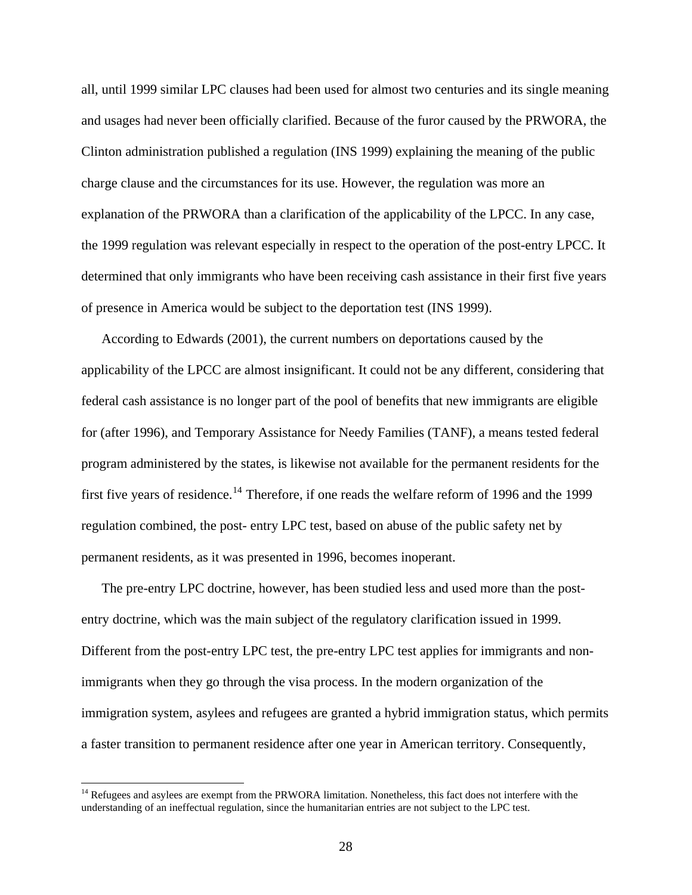all, until 1999 similar LPC clauses had been used for almost two centuries and its single meaning and usages had never been officially clarified. Because of the furor caused by the PRWORA, the Clinton administration published a regulation (INS 1999) explaining the meaning of the public charge clause and the circumstances for its use. However, the regulation was more an explanation of the PRWORA than a clarification of the applicability of the LPCC. In any case, the 1999 regulation was relevant especially in respect to the operation of the post-entry LPCC. It determined that only immigrants who have been receiving cash assistance in their first five years of presence in America would be subject to the deportation test (INS 1999).

According to Edwards (2001), the current numbers on deportations caused by the applicability of the LPCC are almost insignificant. It could not be any different, considering that federal cash assistance is no longer part of the pool of benefits that new immigrants are eligible for (after 1996), and Temporary Assistance for Needy Families (TANF), a means tested federal program administered by the states, is likewise not available for the permanent residents for the first five years of residence.[14] Therefore, if one reads the welfare reform of 1996 and the 1999 regulation combined, the post- entry LPC test, based on abuse of the public safety net by permanent residents, as it was presented in 1996, becomes inoperant.

The pre-entry LPC doctrine, however, has been studied less and used more than the post-entry doctrine, which was the main subject of the regulatory clarification issued in 1999. Different from the post-entry LPC test, the pre-entry LPC test applies for immigrants and non-immigrants when they go through the visa process. In the modern organization of the immigration system, asylees and refugees are granted a hybrid immigration status, which permits a faster transition to permanent residence after one year in American territory. Consequently,

[14] Refugees and asylees are exempt from the PRWORA limitation. Nonetheless, this fact does not interfere with the understanding of an ineffectual regulation, since the humanitarian entries are not subject to the LPC test.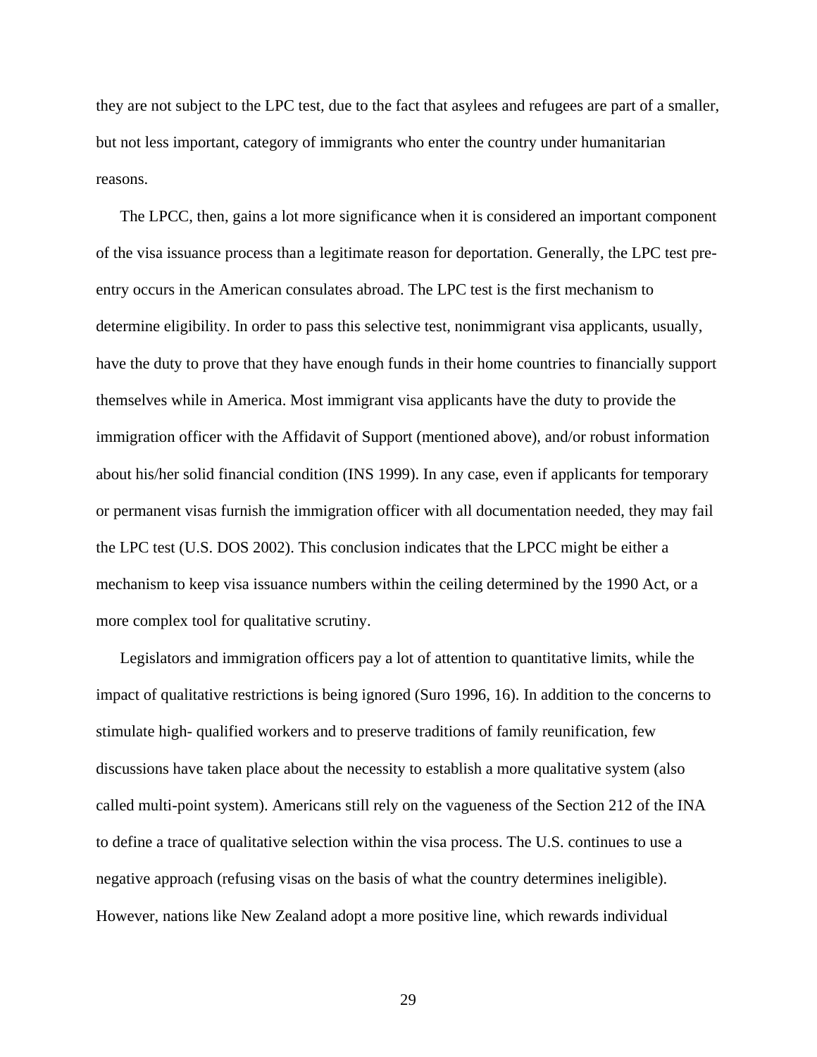they are not subject to the LPC test, due to the fact that asylees and refugees are part of a smaller, but not less important, category of immigrants who enter the country under humanitarian reasons.

The LPCC, then, gains a lot more significance when it is considered an important component of the visa issuance process than a legitimate reason for deportation. Generally, the LPC test pre-entry occurs in the American consulates abroad. The LPC test is the first mechanism to determine eligibility. In order to pass this selective test, nonimmigrant visa applicants, usually, have the duty to prove that they have enough funds in their home countries to financially support themselves while in America. Most immigrant visa applicants have the duty to provide the immigration officer with the Affidavit of Support (mentioned above), and/or robust information about his/her solid financial condition (INS 1999). In any case, even if applicants for temporary or permanent visas furnish the immigration officer with all documentation needed, they may fail the LPC test (U.S. DOS 2002). This conclusion indicates that the LPCC might be either a mechanism to keep visa issuance numbers within the ceiling determined by the 1990 Act, or a more complex tool for qualitative scrutiny.

Legislators and immigration officers pay a lot of attention to quantitative limits, while the impact of qualitative restrictions is being ignored (Suro 1996, 16). In addition to the concerns to stimulate high- qualified workers and to preserve traditions of family reunification, few discussions have taken place about the necessity to establish a more qualitative system (also called multi-point system). Americans still rely on the vagueness of the Section 212 of the INA to define a trace of qualitative selection within the visa process. The U.S. continues to use a negative approach (refusing visas on the basis of what the country determines ineligible). However, nations like New Zealand adopt a more positive line, which rewards individual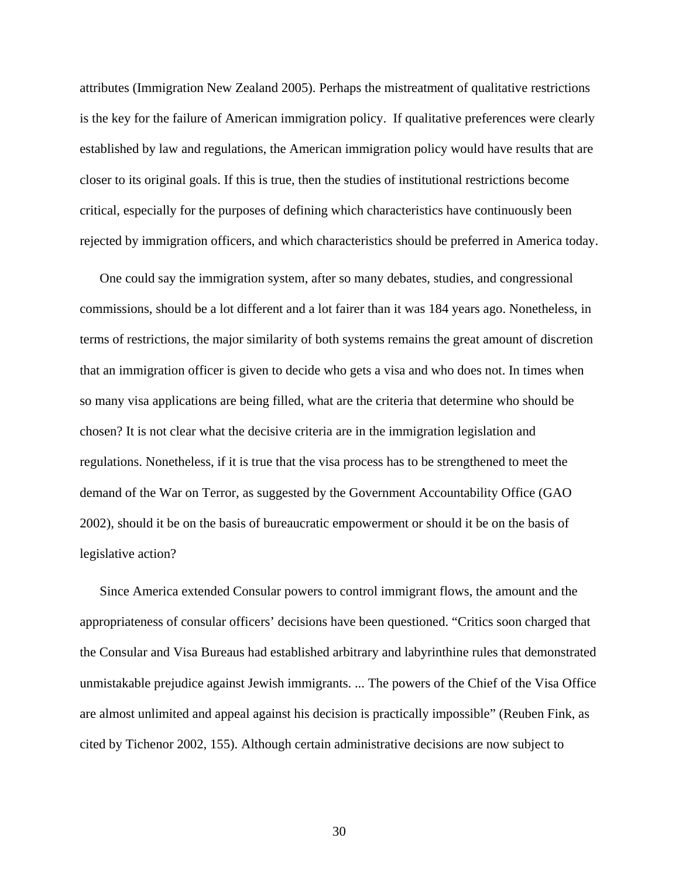attributes (Immigration New Zealand 2005). Perhaps the mistreatment of qualitative restrictions is the key for the failure of American immigration policy. If qualitative preferences were clearly established by law and regulations, the American immigration policy would have results that are closer to its original goals. If this is true, then the studies of institutional restrictions become critical, especially for the purposes of defining which characteristics have continuously been rejected by immigration officers, and which characteristics should be preferred in America today.

One could say the immigration system, after so many debates, studies, and congressional commissions, should be a lot different and a lot fairer than it was 184 years ago. Nonetheless, in terms of restrictions, the major similarity of both systems remains the great amount of discretion that an immigration officer is given to decide who gets a visa and who does not. In times when so many visa applications are being filled, what are the criteria that determine who should be chosen? It is not clear what the decisive criteria are in the immigration legislation and regulations. Nonetheless, if it is true that the visa process has to be strengthened to meet the demand of the War on Terror, as suggested by the Government Accountability Office (GAO 2002), should it be on the basis of bureaucratic empowerment or should it be on the basis of legislative action?

Since America extended Consular powers to control immigrant flows, the amount and the appropriateness of consular officers' decisions have been questioned. "Critics soon charged that the Consular and Visa Bureaus had established arbitrary and labyrinthine rules that demonstrated unmistakable prejudice against Jewish immigrants. ... The powers of the Chief of the Visa Office are almost unlimited and appeal against his decision is practically impossible" (Reuben Fink, as cited by Tichenor 2002, 155). Although certain administrative decisions are now subject to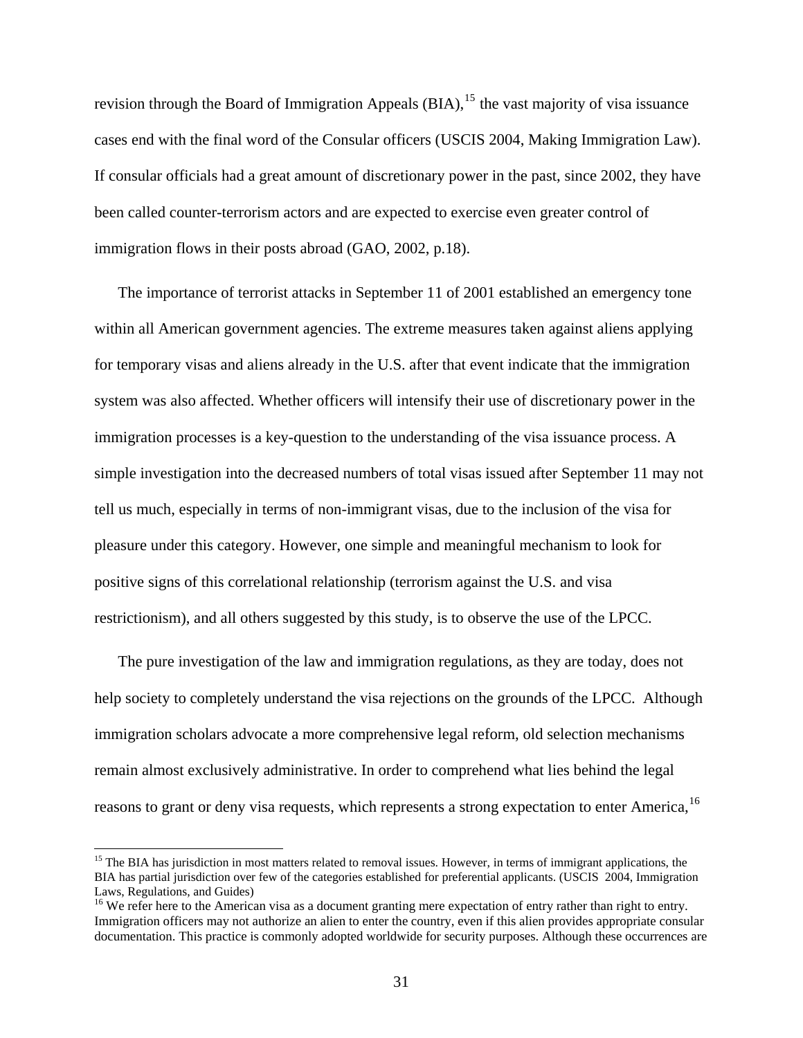revision through the Board of Immigration Appeals (BIA),[15] the vast majority of visa issuance cases end with the final word of the Consular officers (USCIS 2004, Making Immigration Law). If consular officials had a great amount of discretionary power in the past, since 2002, they have been called counter-terrorism actors and are expected to exercise even greater control of immigration flows in their posts abroad (GAO, 2002, p.18).

The importance of terrorist attacks in September 11 of 2001 established an emergency tone within all American government agencies. The extreme measures taken against aliens applying for temporary visas and aliens already in the U.S. after that event indicate that the immigration system was also affected. Whether officers will intensify their use of discretionary power in the immigration processes is a key-question to the understanding of the visa issuance process. A simple investigation into the decreased numbers of total visas issued after September 11 may not tell us much, especially in terms of non-immigrant visas, due to the inclusion of the visa for pleasure under this category. However, one simple and meaningful mechanism to look for positive signs of this correlational relationship (terrorism against the U.S. and visa restrictionism), and all others suggested by this study, is to observe the use of the LPCC.

The pure investigation of the law and immigration regulations, as they are today, does not help society to completely understand the visa rejections on the grounds of the LPCC. Although immigration scholars advocate a more comprehensive legal reform, old selection mechanisms remain almost exclusively administrative. In order to comprehend what lies behind the legal reasons to grant or deny visa requests, which represents a strong expectation to enter America,[16]

---

[15] The BIA has jurisdiction in most matters related to removal issues. However, in terms of immigrant applications, the BIA has partial jurisdiction over few of the categories established for preferential applicants. (USCIS 2004, Immigration Laws, Regulations, and Guides)

[16] We refer here to the American visa as a document granting mere expectation of entry rather than right to entry. Immigration officers may not authorize an alien to enter the country, even if this alien provides appropriate consular documentation. This practice is commonly adopted worldwide for security purposes. Although these occurrences are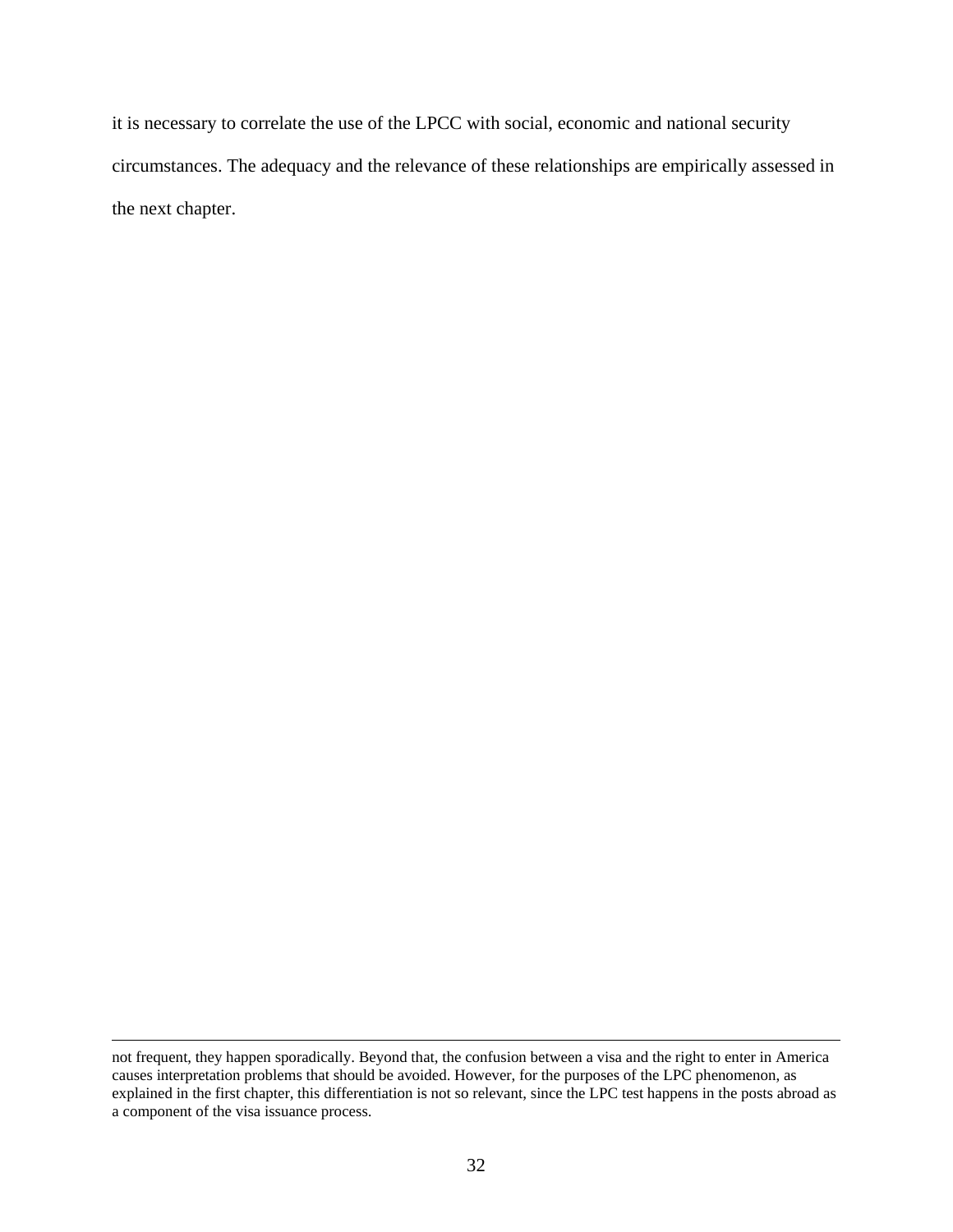it is necessary to correlate the use of the LPCC with social, economic and national security circumstances. The adequacy and the relevance of these relationships are empirically assessed in the next chapter.

---

not frequent, they happen sporadically. Beyond that, the confusion between a visa and the right to enter in America causes interpretation problems that should be avoided. However, for the purposes of the LPC phenomenon, as explained in the first chapter, this differentiation is not so relevant, since the LPC test happens in the posts abroad as a component of the visa issuance process.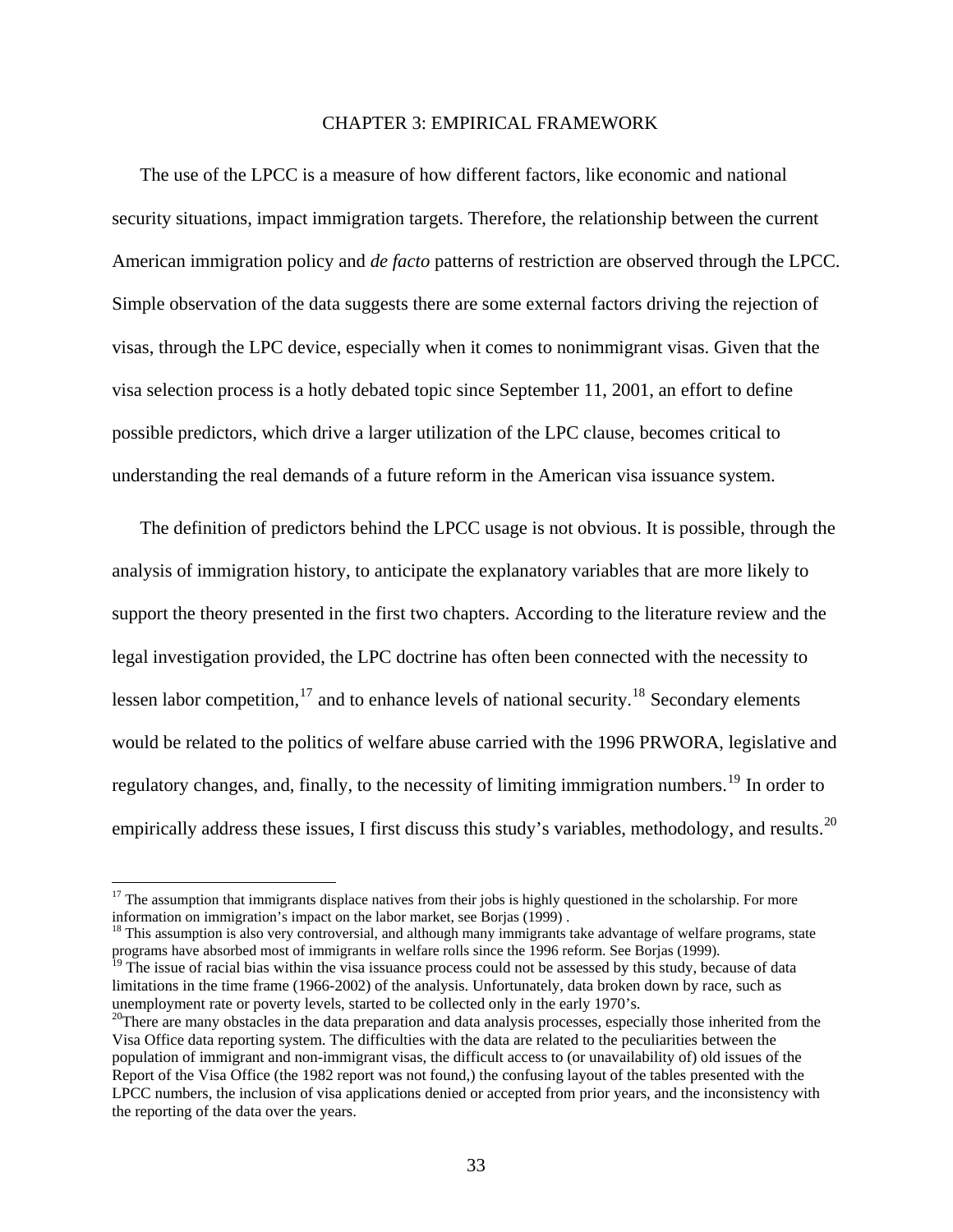# CHAPTER 3: EMPIRICAL FRAMEWORK

The use of the LPCC is a measure of how different factors, like economic and national security situations, impact immigration targets. Therefore, the relationship between the current American immigration policy and *de facto* patterns of restriction are observed through the LPCC. Simple observation of the data suggests there are some external factors driving the rejection of visas, through the LPC device, especially when it comes to nonimmigrant visas. Given that the visa selection process is a hotly debated topic since September 11, 2001, an effort to define possible predictors, which drive a larger utilization of the LPC clause, becomes critical to understanding the real demands of a future reform in the American visa issuance system.

The definition of predictors behind the LPCC usage is not obvious. It is possible, through the analysis of immigration history, to anticipate the explanatory variables that are more likely to support the theory presented in the first two chapters. According to the literature review and the legal investigation provided, the LPC doctrine has often been connected with the necessity to lessen labor competition,[17] and to enhance levels of national security.[18] Secondary elements would be related to the politics of welfare abuse carried with the 1996 PRWORA, legislative and regulatory changes, and, finally, to the necessity of limiting immigration numbers.[19] In order to empirically address these issues, I first discuss this study's variables, methodology, and results.[20]

---

[17] The assumption that immigrants displace natives from their jobs is highly questioned in the scholarship. For more information on immigration's impact on the labor market, see Borjas (1999) .

[18] This assumption is also very controversial, and although many immigrants take advantage of welfare programs, state programs have absorbed most of immigrants in welfare rolls since the 1996 reform. See Borjas (1999).

[19] The issue of racial bias within the visa issuance process could not be assessed by this study, because of data limitations in the time frame (1966-2002) of the analysis. Unfortunately, data broken down by race, such as unemployment rate or poverty levels, started to be collected only in the early 1970's.

[20] There are many obstacles in the data preparation and data analysis processes, especially those inherited from the Visa Office data reporting system. The difficulties with the data are related to the peculiarities between the population of immigrant and non-immigrant visas, the difficult access to (or unavailability of) old issues of the Report of the Visa Office (the 1982 report was not found,) the confusing layout of the tables presented with the LPCC numbers, the inclusion of visa applications denied or accepted from prior years, and the inconsistency with the reporting of the data over the years.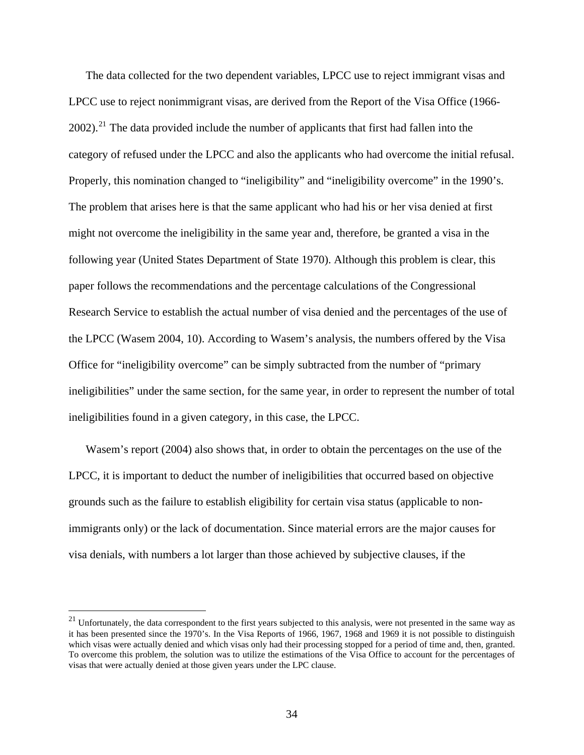The data collected for the two dependent variables, LPCC use to reject immigrant visas and LPCC use to reject nonimmigrant visas, are derived from the Report of the Visa Office (1966-2002).[21] The data provided include the number of applicants that first had fallen into the category of refused under the LPCC and also the applicants who had overcome the initial refusal. Properly, this nomination changed to "ineligibility" and "ineligibility overcome" in the 1990's. The problem that arises here is that the same applicant who had his or her visa denied at first might not overcome the ineligibility in the same year and, therefore, be granted a visa in the following year (United States Department of State 1970). Although this problem is clear, this paper follows the recommendations and the percentage calculations of the Congressional Research Service to establish the actual number of visa denied and the percentages of the use of the LPCC (Wasem 2004, 10). According to Wasem's analysis, the numbers offered by the Visa Office for "ineligibility overcome" can be simply subtracted from the number of "primary ineligibilities" under the same section, for the same year, in order to represent the number of total ineligibilities found in a given category, in this case, the LPCC.

Wasem's report (2004) also shows that, in order to obtain the percentages on the use of the LPCC, it is important to deduct the number of ineligibilities that occurred based on objective grounds such as the failure to establish eligibility for certain visa status (applicable to non-immigrants only) or the lack of documentation. Since material errors are the major causes for visa denials, with numbers a lot larger than those achieved by subjective clauses, if the

---

[21] Unfortunately, the data correspondent to the first years subjected to this analysis, were not presented in the same way as it has been presented since the 1970's. In the Visa Reports of 1966, 1967, 1968 and 1969 it is not possible to distinguish which visas were actually denied and which visas only had their processing stopped for a period of time and, then, granted. To overcome this problem, the solution was to utilize the estimations of the Visa Office to account for the percentages of visas that were actually denied at those given years under the LPC clause.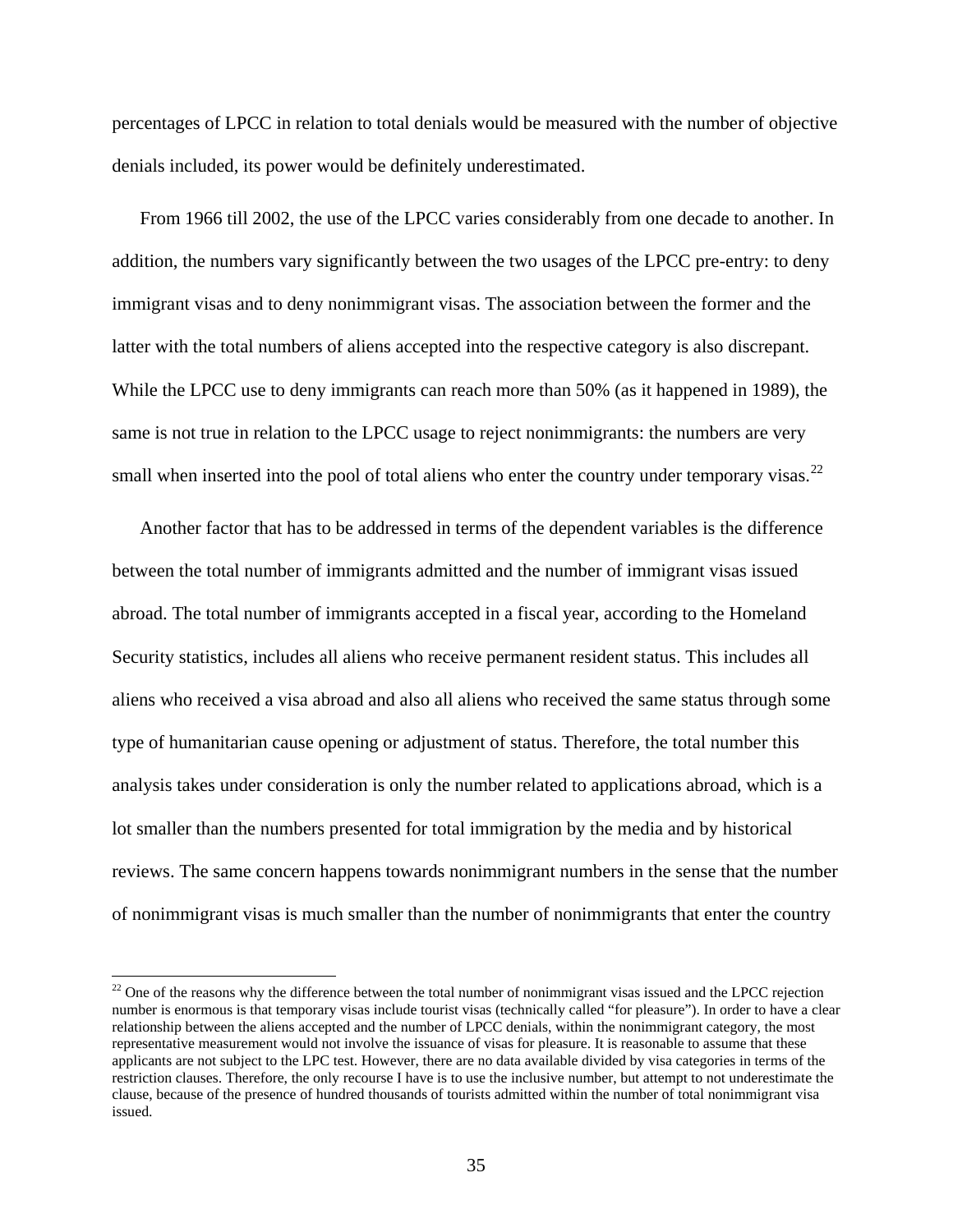percentages of LPCC in relation to total denials would be measured with the number of objective denials included, its power would be definitely underestimated.

From 1966 till 2002, the use of the LPCC varies considerably from one decade to another. In addition, the numbers vary significantly between the two usages of the LPCC pre-entry: to deny immigrant visas and to deny nonimmigrant visas. The association between the former and the latter with the total numbers of aliens accepted into the respective category is also discrepant. While the LPCC use to deny immigrants can reach more than 50% (as it happened in 1989), the same is not true in relation to the LPCC usage to reject nonimmigrants: the numbers are very small when inserted into the pool of total aliens who enter the country under temporary visas.[22]

Another factor that has to be addressed in terms of the dependent variables is the difference between the total number of immigrants admitted and the number of immigrant visas issued abroad. The total number of immigrants accepted in a fiscal year, according to the Homeland Security statistics, includes all aliens who receive permanent resident status. This includes all aliens who received a visa abroad and also all aliens who received the same status through some type of humanitarian cause opening or adjustment of status. Therefore, the total number this analysis takes under consideration is only the number related to applications abroad, which is a lot smaller than the numbers presented for total immigration by the media and by historical reviews. The same concern happens towards nonimmigrant numbers in the sense that the number of nonimmigrant visas is much smaller than the number of nonimmigrants that enter the country

---

[22] One of the reasons why the difference between the total number of nonimmigrant visas issued and the LPCC rejection number is enormous is that temporary visas include tourist visas (technically called "for pleasure"). In order to have a clear relationship between the aliens accepted and the number of LPCC denials, within the nonimmigrant category, the most representative measurement would not involve the issuance of visas for pleasure. It is reasonable to assume that these applicants are not subject to the LPC test. However, there are no data available divided by visa categories in terms of the restriction clauses. Therefore, the only recourse I have is to use the inclusive number, but attempt to not underestimate the clause, because of the presence of hundred thousands of tourists admitted within the number of total nonimmigrant visa issued.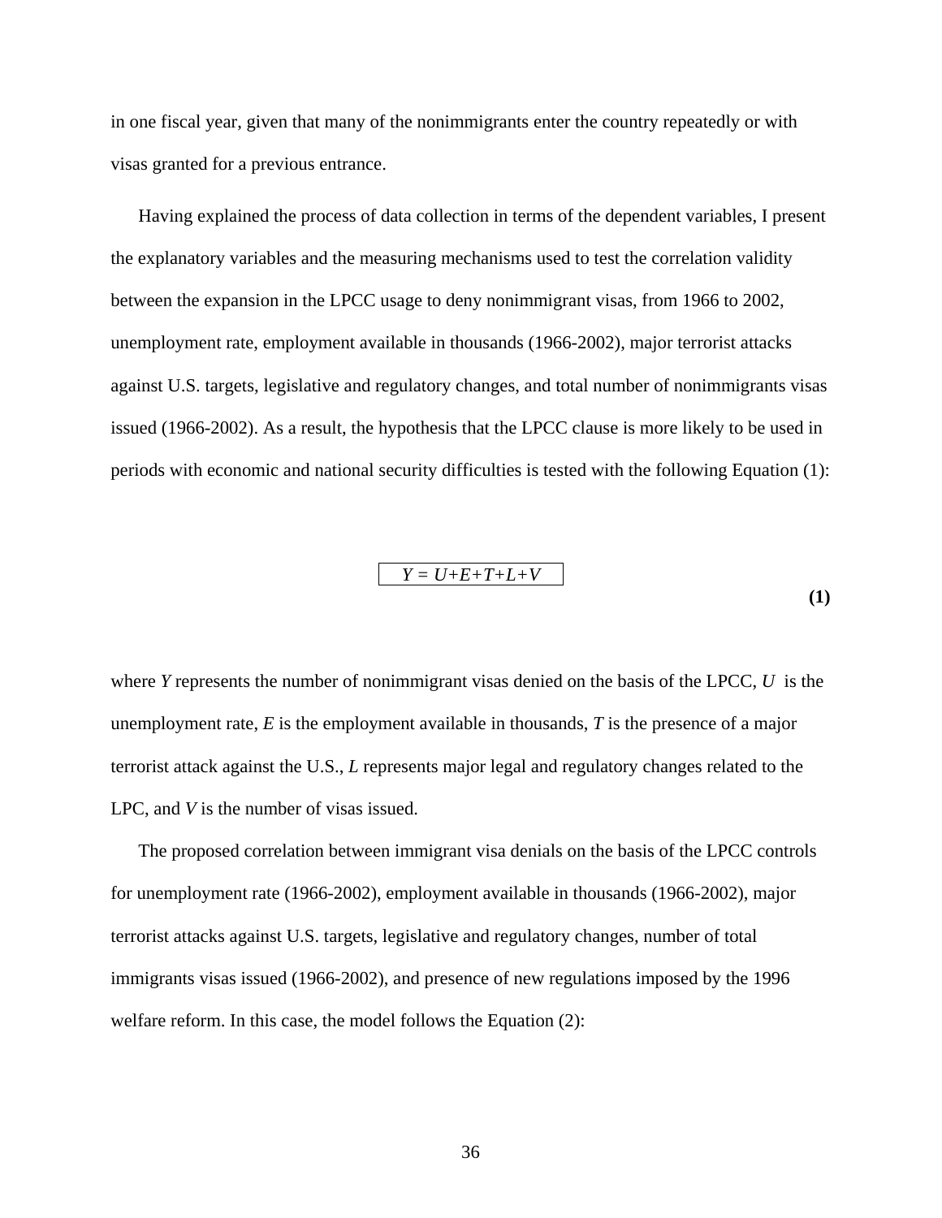in one fiscal year, given that many of the nonimmigrants enter the country repeatedly or with visas granted for a previous entrance.

Having explained the process of data collection in terms of the dependent variables, I present the explanatory variables and the measuring mechanisms used to test the correlation validity between the expansion in the LPCC usage to deny nonimmigrant visas, from 1966 to 2002, unemployment rate, employment available in thousands (1966-2002), major terrorist attacks against U.S. targets, legislative and regulatory changes, and total number of nonimmigrants visas issued (1966-2002). As a result, the hypothesis that the LPCC clause is more likely to be used in periods with economic and national security difficulties is tested with the following Equation (1):

$$Y = U+E+T+L+V \tag{1}$$

where *Y* represents the number of nonimmigrant visas denied on the basis of the LPCC, *U* is the unemployment rate, *E* is the employment available in thousands, *T* is the presence of a major terrorist attack against the U.S., *L* represents major legal and regulatory changes related to the LPC, and *V* is the number of visas issued.

The proposed correlation between immigrant visa denials on the basis of the LPCC controls for unemployment rate (1966-2002), employment available in thousands (1966-2002), major terrorist attacks against U.S. targets, legislative and regulatory changes, number of total immigrants visas issued (1966-2002), and presence of new regulations imposed by the 1996 welfare reform. In this case, the model follows the Equation (2):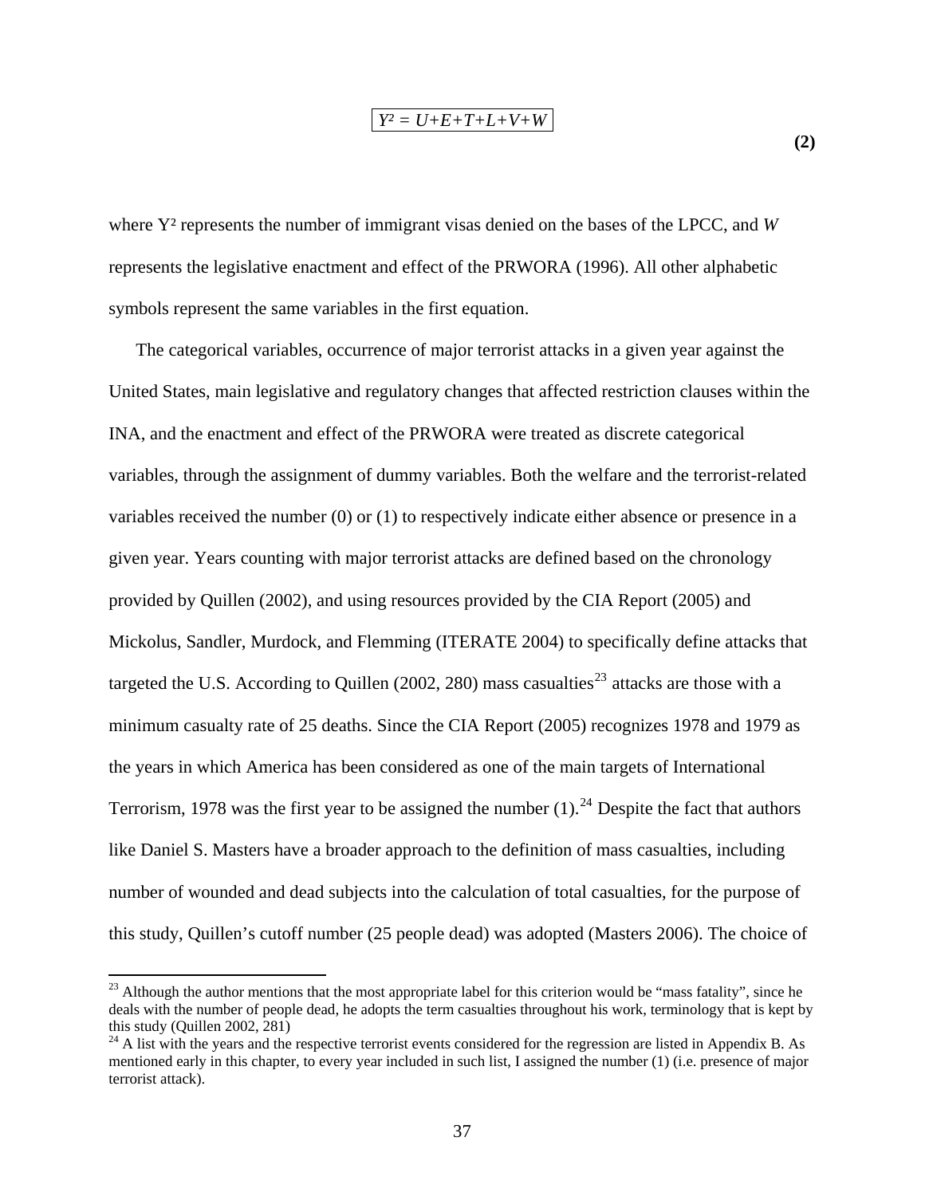$$Y^2 = U+E+T+L+V+W \tag{2}$$

where $Y^2$ represents the number of immigrant visas denied on the bases of the LPCC, and $W$ represents the legislative enactment and effect of the PRWORA (1996). All other alphabetic symbols represent the same variables in the first equation.

The categorical variables, occurrence of major terrorist attacks in a given year against the United States, main legislative and regulatory changes that affected restriction clauses within the INA, and the enactment and effect of the PRWORA were treated as discrete categorical variables, through the assignment of dummy variables. Both the welfare and the terrorist-related variables received the number (0) or (1) to respectively indicate either absence or presence in a given year. Years counting with major terrorist attacks are defined based on the chronology provided by Quillen (2002), and using resources provided by the CIA Report (2005) and Mickolus, Sandler, Murdock, and Flemming (ITERATE 2004) to specifically define attacks that targeted the U.S. According to Quillen (2002, 280) mass casualties[23] attacks are those with a minimum casualty rate of 25 deaths. Since the CIA Report (2005) recognizes 1978 and 1979 as the years in which America has been considered as one of the main targets of International Terrorism, 1978 was the first year to be assigned the number (1).[24] Despite the fact that authors like Daniel S. Masters have a broader approach to the definition of mass casualties, including number of wounded and dead subjects into the calculation of total casualties, for the purpose of this study, Quillen's cutoff number (25 people dead) was adopted (Masters 2006). The choice of

---

[23] Although the author mentions that the most appropriate label for this criterion would be "mass fatality", since he deals with the number of people dead, he adopts the term casualties throughout his work, terminology that is kept by this study (Quillen 2002, 281)

[24] A list with the years and the respective terrorist events considered for the regression are listed in Appendix B. As mentioned early in this chapter, to every year included in such list, I assigned the number (1) (i.e. presence of major terrorist attack).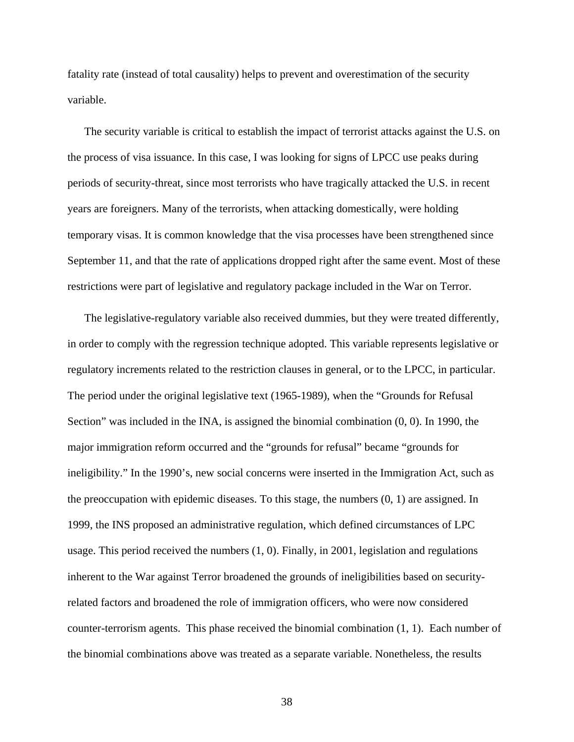fatality rate (instead of total causality) helps to prevent and overestimation of the security variable.

The security variable is critical to establish the impact of terrorist attacks against the U.S. on the process of visa issuance. In this case, I was looking for signs of LPCC use peaks during periods of security-threat, since most terrorists who have tragically attacked the U.S. in recent years are foreigners. Many of the terrorists, when attacking domestically, were holding temporary visas. It is common knowledge that the visa processes have been strengthened since September 11, and that the rate of applications dropped right after the same event. Most of these restrictions were part of legislative and regulatory package included in the War on Terror.

The legislative-regulatory variable also received dummies, but they were treated differently, in order to comply with the regression technique adopted. This variable represents legislative or regulatory increments related to the restriction clauses in general, or to the LPCC, in particular. The period under the original legislative text (1965-1989), when the "Grounds for Refusal Section" was included in the INA, is assigned the binomial combination (0, 0). In 1990, the major immigration reform occurred and the "grounds for refusal" became "grounds for ineligibility." In the 1990's, new social concerns were inserted in the Immigration Act, such as the preoccupation with epidemic diseases. To this stage, the numbers (0, 1) are assigned. In 1999, the INS proposed an administrative regulation, which defined circumstances of LPC usage. This period received the numbers (1, 0). Finally, in 2001, legislation and regulations inherent to the War against Terror broadened the grounds of ineligibilities based on security-related factors and broadened the role of immigration officers, who were now considered counter-terrorism agents. This phase received the binomial combination (1, 1). Each number of the binomial combinations above was treated as a separate variable. Nonetheless, the results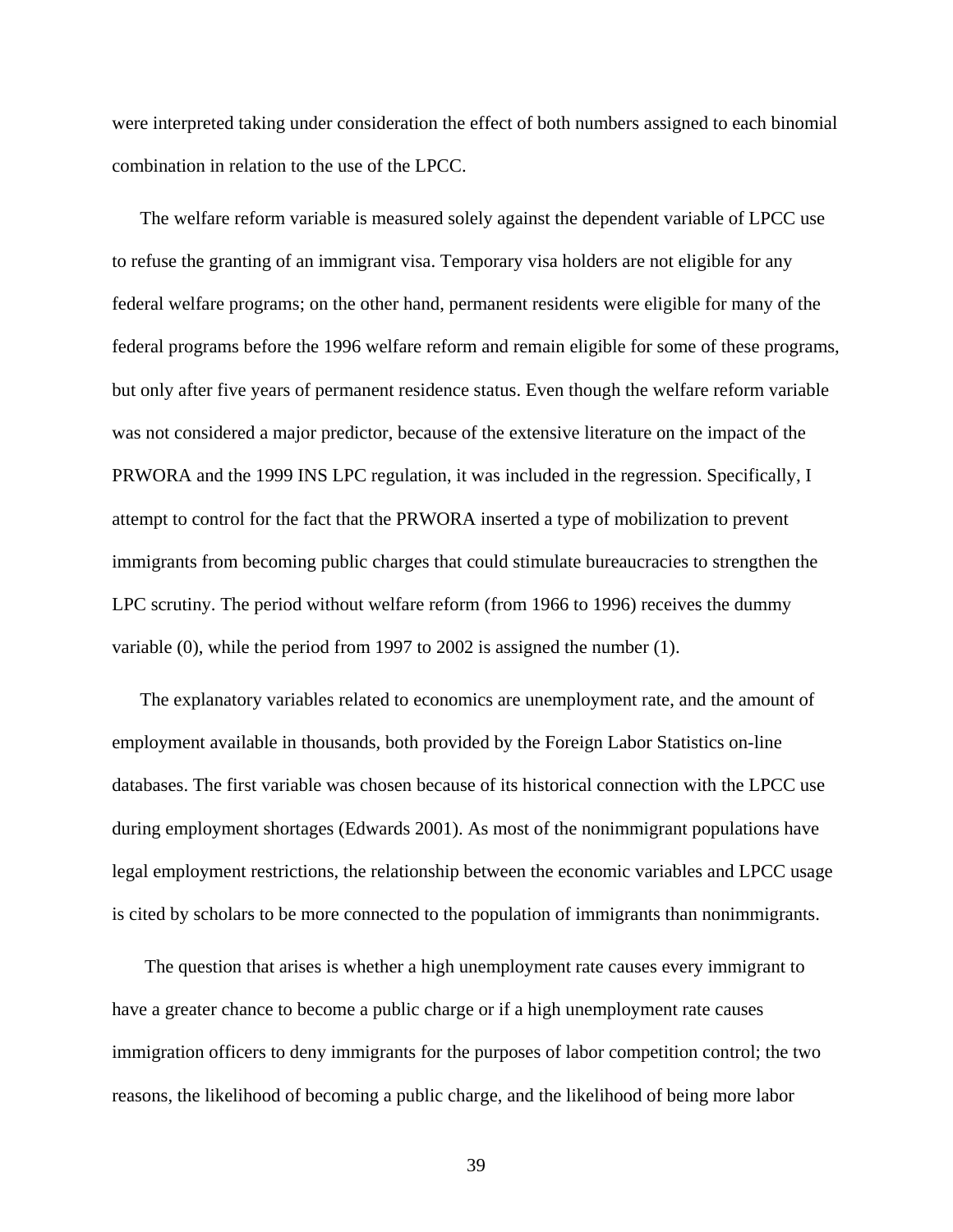were interpreted taking under consideration the effect of both numbers assigned to each binomial combination in relation to the use of the LPCC.

The welfare reform variable is measured solely against the dependent variable of LPCC use to refuse the granting of an immigrant visa. Temporary visa holders are not eligible for any federal welfare programs; on the other hand, permanent residents were eligible for many of the federal programs before the 1996 welfare reform and remain eligible for some of these programs, but only after five years of permanent residence status. Even though the welfare reform variable was not considered a major predictor, because of the extensive literature on the impact of the PRWORA and the 1999 INS LPC regulation, it was included in the regression. Specifically, I attempt to control for the fact that the PRWORA inserted a type of mobilization to prevent immigrants from becoming public charges that could stimulate bureaucracies to strengthen the LPC scrutiny. The period without welfare reform (from 1966 to 1996) receives the dummy variable (0), while the period from 1997 to 2002 is assigned the number (1).

The explanatory variables related to economics are unemployment rate, and the amount of employment available in thousands, both provided by the Foreign Labor Statistics on-line databases. The first variable was chosen because of its historical connection with the LPCC use during employment shortages (Edwards 2001). As most of the nonimmigrant populations have legal employment restrictions, the relationship between the economic variables and LPCC usage is cited by scholars to be more connected to the population of immigrants than nonimmigrants.

The question that arises is whether a high unemployment rate causes every immigrant to have a greater chance to become a public charge or if a high unemployment rate causes immigration officers to deny immigrants for the purposes of labor competition control; the two reasons, the likelihood of becoming a public charge, and the likelihood of being more labor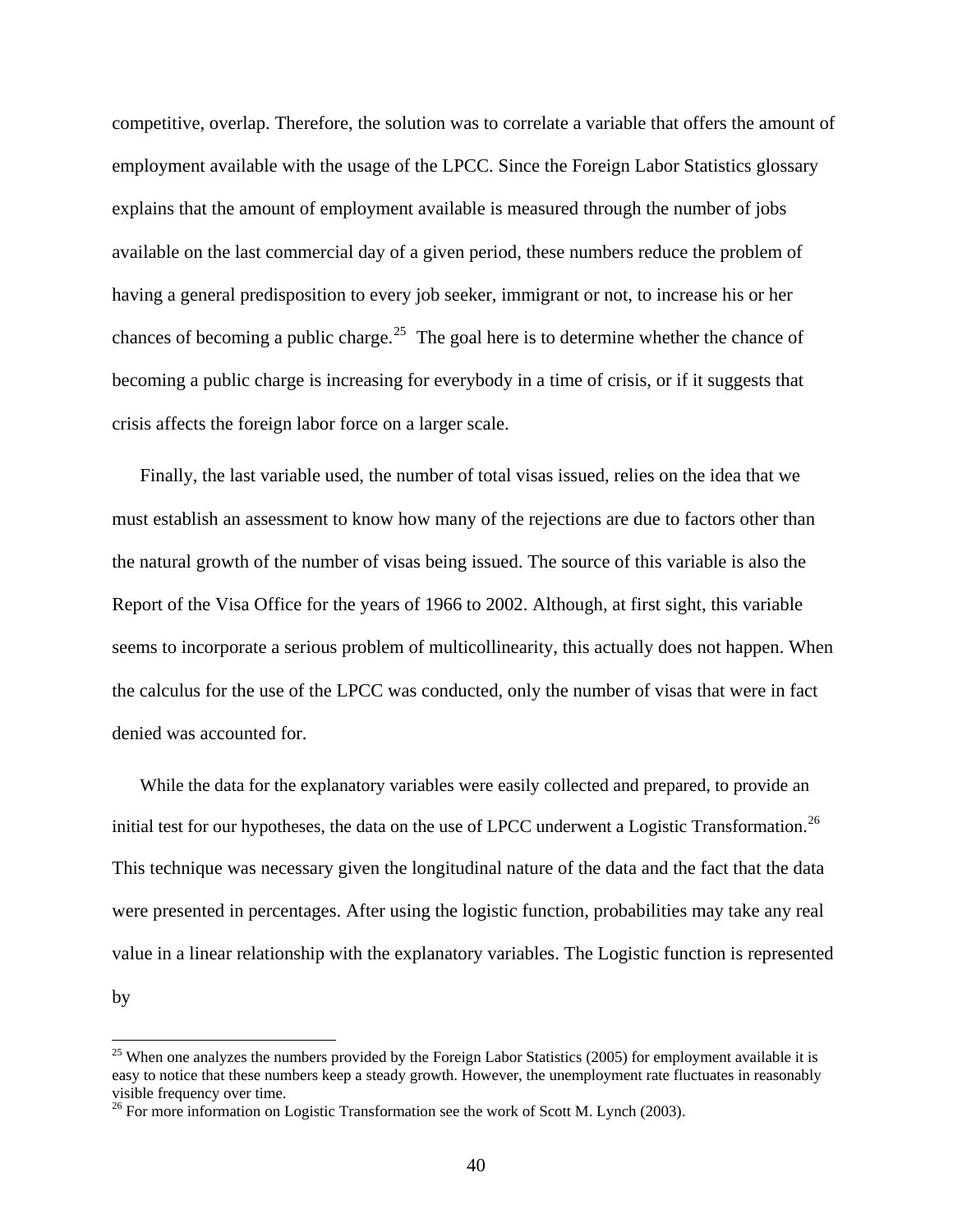competitive, overlap. Therefore, the solution was to correlate a variable that offers the amount of employment available with the usage of the LPCC. Since the Foreign Labor Statistics glossary explains that the amount of employment available is measured through the number of jobs available on the last commercial day of a given period, these numbers reduce the problem of having a general predisposition to every job seeker, immigrant or not, to increase his or her chances of becoming a public charge.[25] The goal here is to determine whether the chance of becoming a public charge is increasing for everybody in a time of crisis, or if it suggests that crisis affects the foreign labor force on a larger scale.

Finally, the last variable used, the number of total visas issued, relies on the idea that we must establish an assessment to know how many of the rejections are due to factors other than the natural growth of the number of visas being issued. The source of this variable is also the Report of the Visa Office for the years of 1966 to 2002. Although, at first sight, this variable seems to incorporate a serious problem of multicollinearity, this actually does not happen. When the calculus for the use of the LPCC was conducted, only the number of visas that were in fact denied was accounted for.

While the data for the explanatory variables were easily collected and prepared, to provide an initial test for our hypotheses, the data on the use of LPCC underwent a Logistic Transformation.[26] This technique was necessary given the longitudinal nature of the data and the fact that the data were presented in percentages. After using the logistic function, probabilities may take any real value in a linear relationship with the explanatory variables. The Logistic function is represented by

[25] When one analyzes the numbers provided by the Foreign Labor Statistics (2005) for employment available it is easy to notice that these numbers keep a steady growth. However, the unemployment rate fluctuates in reasonably visible frequency over time.

[26] For more information on Logistic Transformation see the work of Scott M. Lynch (2003).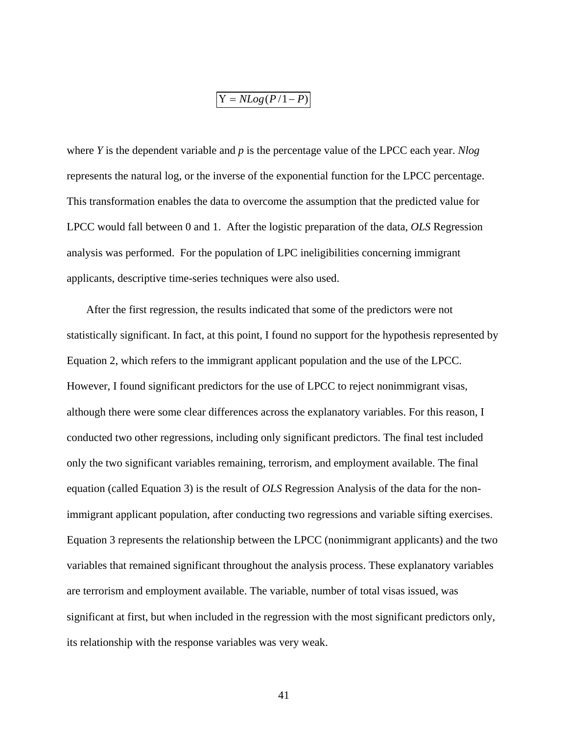$$\boxed{\mathrm{Y} = NLog(P/1-P)}$$

where *Y* is the dependent variable and *p* is the percentage value of the LPCC each year. *Nlog* represents the natural log, or the inverse of the exponential function for the LPCC percentage. This transformation enables the data to overcome the assumption that the predicted value for LPCC would fall between 0 and 1. After the logistic preparation of the data, *OLS* Regression analysis was performed. For the population of LPC ineligibilities concerning immigrant applicants, descriptive time-series techniques were also used.

After the first regression, the results indicated that some of the predictors were not statistically significant. In fact, at this point, I found no support for the hypothesis represented by Equation 2, which refers to the immigrant applicant population and the use of the LPCC. However, I found significant predictors for the use of LPCC to reject nonimmigrant visas, although there were some clear differences across the explanatory variables. For this reason, I conducted two other regressions, including only significant predictors. The final test included only the two significant variables remaining, terrorism, and employment available. The final equation (called Equation 3) is the result of *OLS* Regression Analysis of the data for the non-immigrant applicant population, after conducting two regressions and variable sifting exercises. Equation 3 represents the relationship between the LPCC (nonimmigrant applicants) and the two variables that remained significant throughout the analysis process. These explanatory variables are terrorism and employment available. The variable, number of total visas issued, was significant at first, but when included in the regression with the most significant predictors only, its relationship with the response variables was very weak.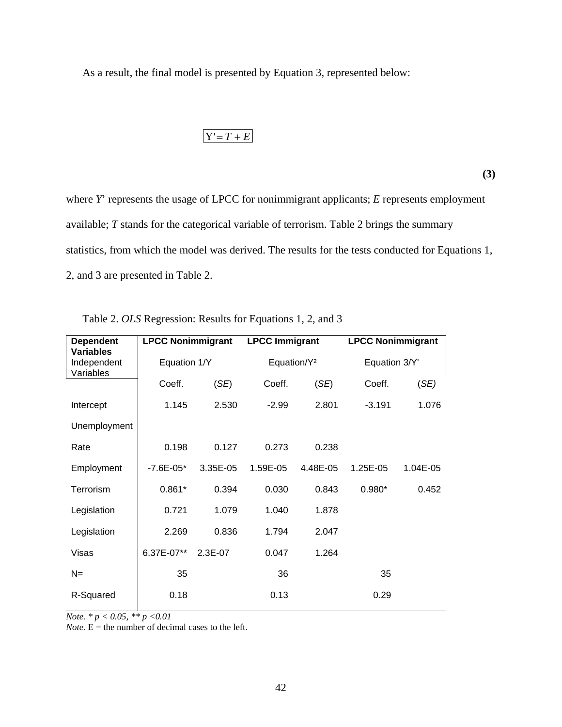As a result, the final model is presented by Equation 3, represented below:

$$\boxed{Y' = T + E} \tag{3}$$

where *Y*' represents the usage of LPCC for nonimmigrant applicants; *E* represents employment available; *T* stands for the categorical variable of terrorism. Table 2 brings the summary statistics, from which the model was derived. The results for the tests conducted for Equations 1, 2, and 3 are presented in Table 2.

Table 2. *OLS* Regression: Results for Equations 1, 2, and 3

| **Dependent Variables** | **LPCC Nonimmigrant** | | **LPCC Immigrant** | | **LPCC Nonimmigrant** | |
|---|---|---|---|---|---|---|
| Independent Variables | Equation 1/Y | | Equation/$Y^2$ | | Equation 3/Y' | |
| | Coeff. | (*SE*) | Coeff. | (*SE*) | Coeff. | (*SE*) |
| Intercept | 1.145 | 2.530 | -2.99 | 2.801 | -3.191 | 1.076 |
| Unemployment Rate | 0.198 | 0.127 | 0.273 | 0.238 | | |
| Employment | -7.6E-05* | 3.35E-05 | 1.59E-05 | 4.48E-05 | 1.25E-05 | 1.04E-05 |
| Terrorism | 0.861* | 0.394 | 0.030 | 0.843 | 0.980* | 0.452 |
| Legislation | 0.721 | 1.079 | 1.040 | 1.878 | | |
| Legislation | 2.269 | 0.836 | 1.794 | 2.047 | | |
| Visas | 6.37E-07** | 2.3E-07 | 0.047 | 1.264 | | |
| N= | 35 | | 36 | | 35 | |
| R-Squared | 0.18 | | 0.13 | | 0.29 | |

*Note.* * $p < 0.05$, ** $p < 0.01$

*Note.* E = the number of decimal cases to the left.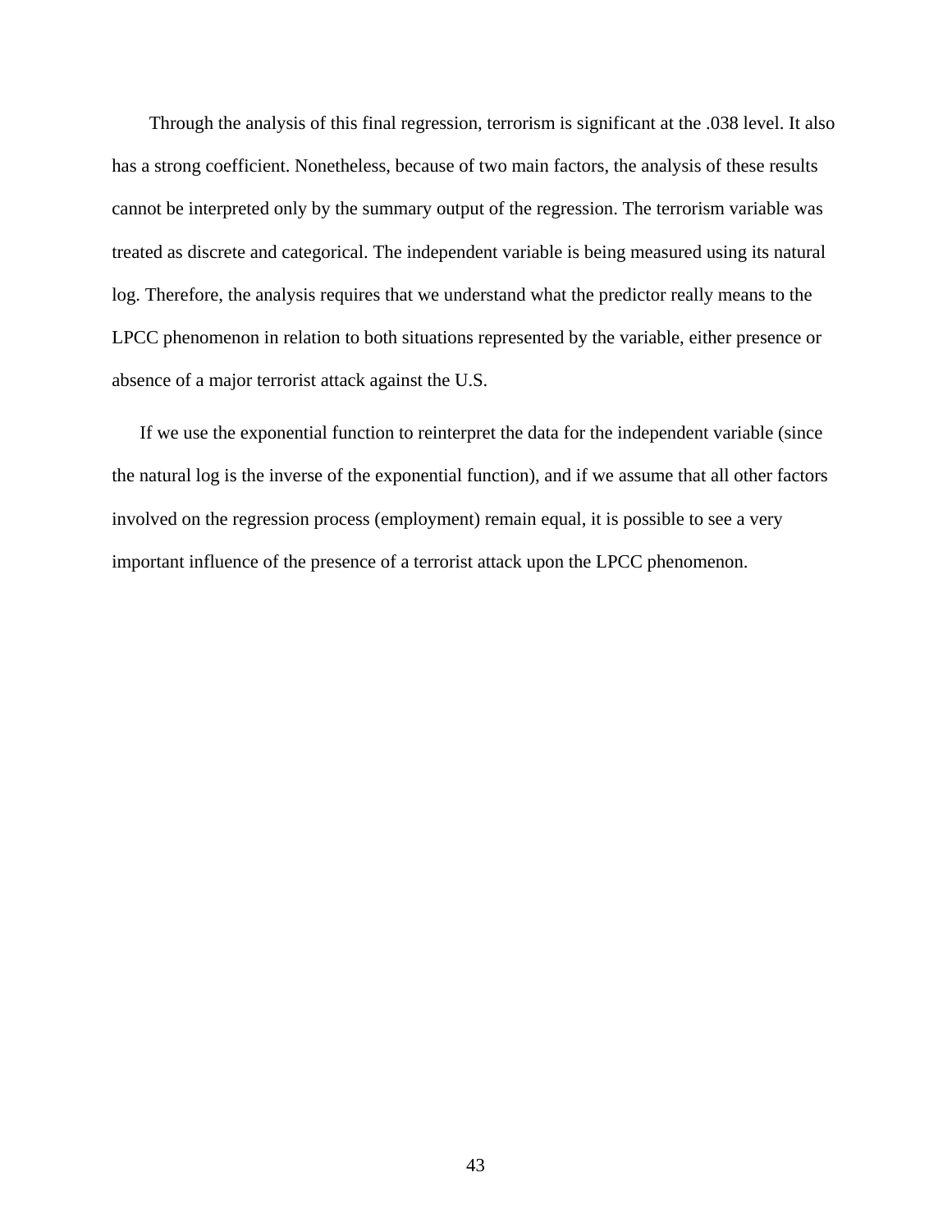Through the analysis of this final regression, terrorism is significant at the .038 level. It also has a strong coefficient. Nonetheless, because of two main factors, the analysis of these results cannot be interpreted only by the summary output of the regression. The terrorism variable was treated as discrete and categorical. The independent variable is being measured using its natural log. Therefore, the analysis requires that we understand what the predictor really means to the LPCC phenomenon in relation to both situations represented by the variable, either presence or absence of a major terrorist attack against the U.S.

If we use the exponential function to reinterpret the data for the independent variable (since the natural log is the inverse of the exponential function), and if we assume that all other factors involved on the regression process (employment) remain equal, it is possible to see a very important influence of the presence of a terrorist attack upon the LPCC phenomenon.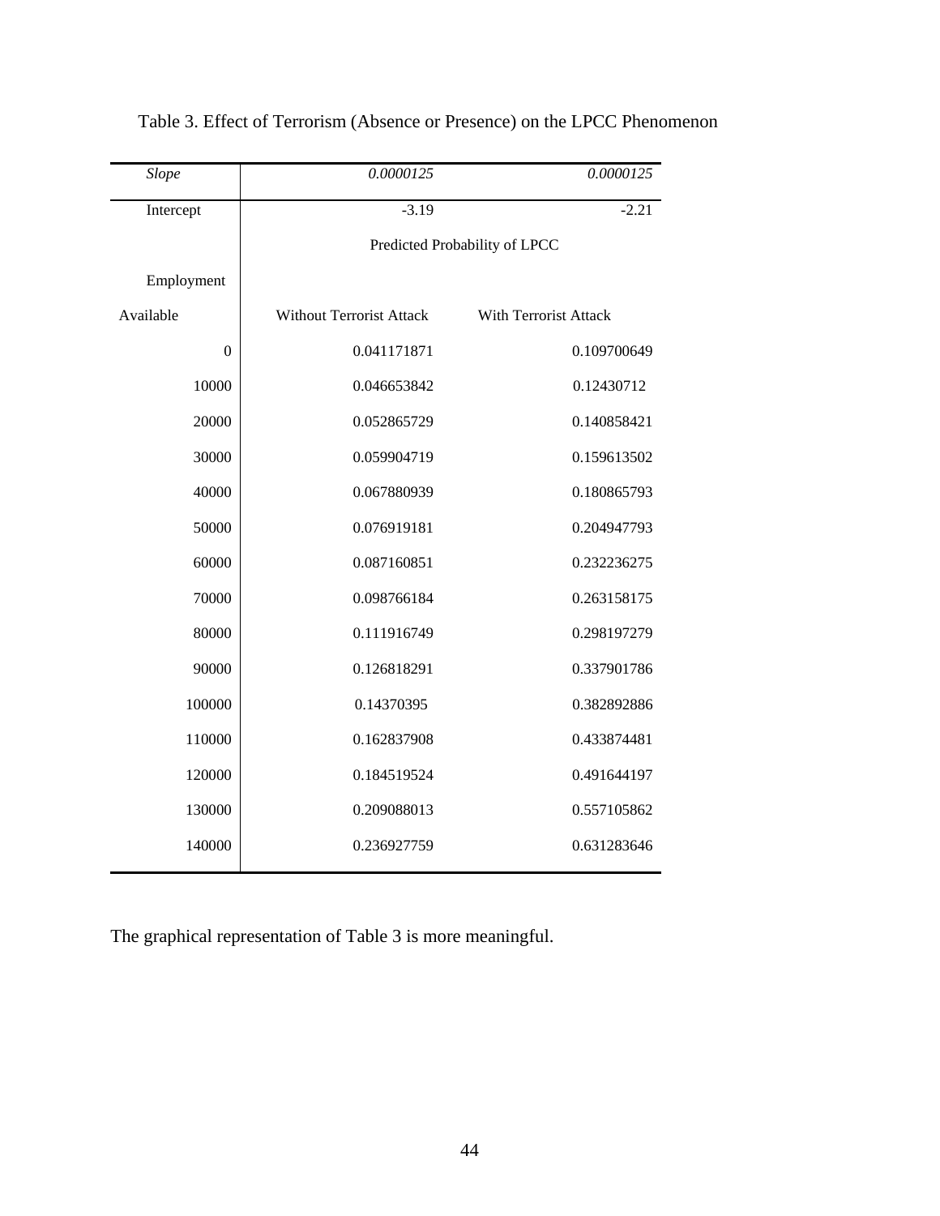Table 3. Effect of Terrorism (Absence or Presence) on the LPCC Phenomenon

| *Slope* | *0.0000125* | *0.0000125* |
|---|---|---|
| Intercept | -3.19 | -2.21 |
| | Predicted Probability of LPCC | |
| Employment | | |
| Available | Without Terrorist Attack | With Terrorist Attack |
| 0 | 0.041171871 | 0.109700649 |
| 10000 | 0.046653842 | 0.12430712 |
| 20000 | 0.052865729 | 0.140858421 |
| 30000 | 0.059904719 | 0.159613502 |
| 40000 | 0.067880939 | 0.180865793 |
| 50000 | 0.076919181 | 0.204947793 |
| 60000 | 0.087160851 | 0.232236275 |
| 70000 | 0.098766184 | 0.263158175 |
| 80000 | 0.111916749 | 0.298197279 |
| 90000 | 0.126818291 | 0.337901786 |
| 100000 | 0.14370395 | 0.382892886 |
| 110000 | 0.162837908 | 0.433874481 |
| 120000 | 0.184519524 | 0.491644197 |
| 130000 | 0.209088013 | 0.557105862 |
| 140000 | 0.236927759 | 0.631283646 |

The graphical representation of Table 3 is more meaningful.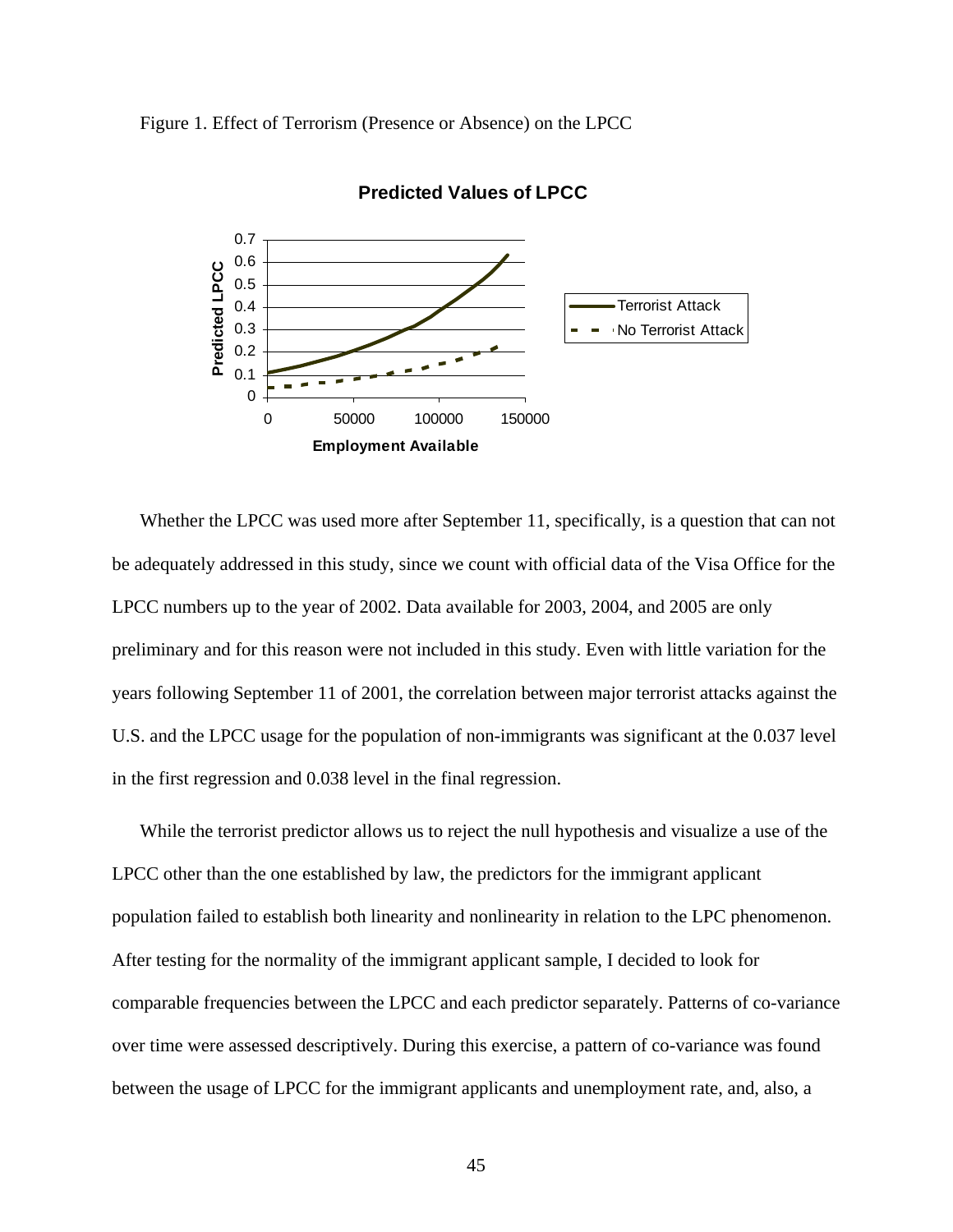Figure 1. Effect of Terrorism (Presence or Absence) on the LPCC

Whether the LPCC was used more after September 11, specifically, is a question that can not be adequately addressed in this study, since we count with official data of the Visa Office for the LPCC numbers up to the year of 2002. Data available for 2003, 2004, and 2005 are only preliminary and for this reason were not included in this study. Even with little variation for the years following September 11 of 2001, the correlation between major terrorist attacks against the U.S. and the LPCC usage for the population of non-immigrants was significant at the 0.037 level in the first regression and 0.038 level in the final regression.

While the terrorist predictor allows us to reject the null hypothesis and visualize a use of the LPCC other than the one established by law, the predictors for the immigrant applicant population failed to establish both linearity and nonlinearity in relation to the LPC phenomenon. After testing for the normality of the immigrant applicant sample, I decided to look for comparable frequencies between the LPCC and each predictor separately. Patterns of co-variance over time were assessed descriptively. During this exercise, a pattern of co-variance was found between the usage of LPCC for the immigrant applicants and unemployment rate, and, also, a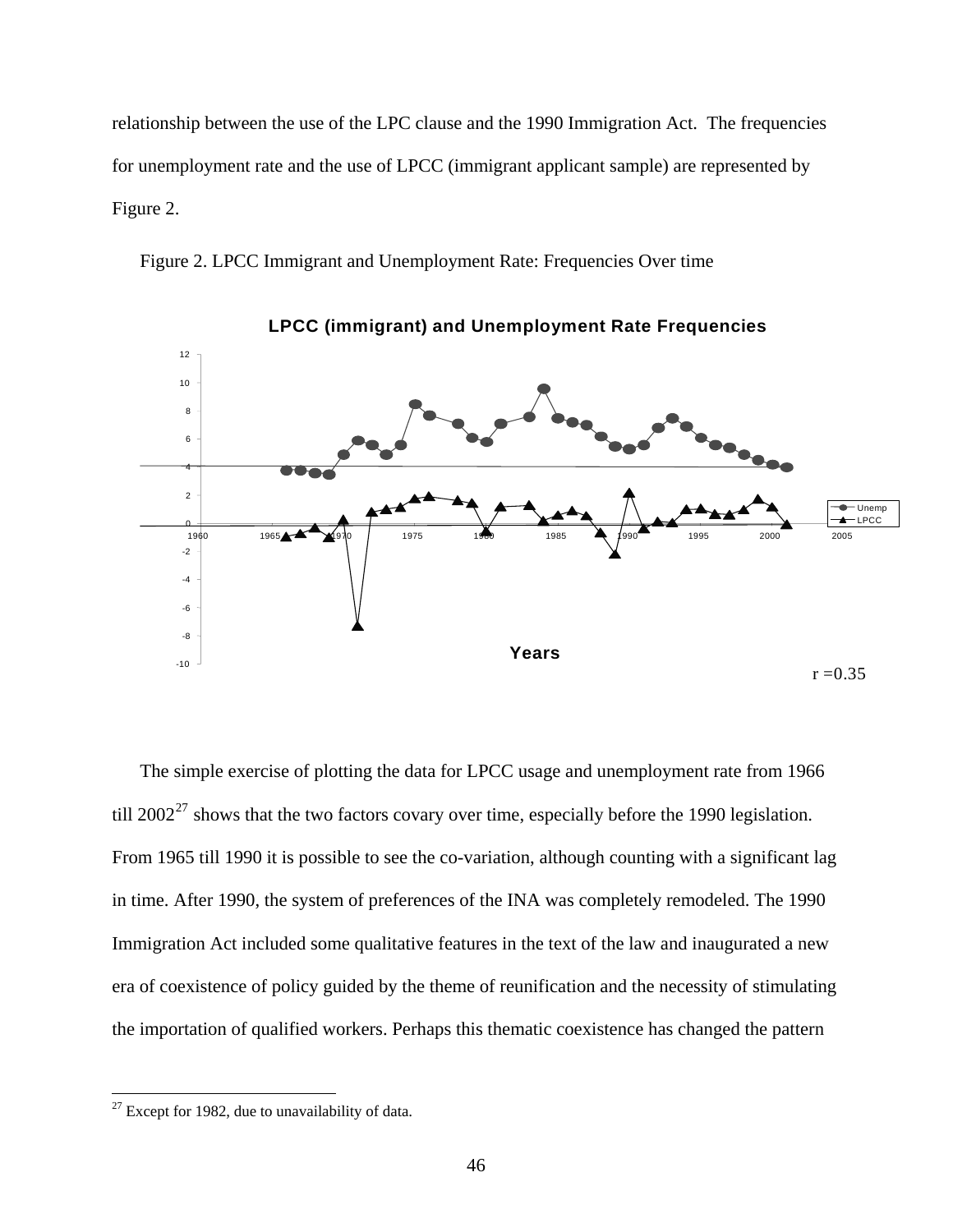relationship between the use of the LPC clause and the 1990 Immigration Act. The frequencies for unemployment rate and the use of LPCC (immigrant applicant sample) are represented by Figure 2.

Figure 2. LPCC Immigrant and Unemployment Rate: Frequencies Over time

r =0.35

The simple exercise of plotting the data for LPCC usage and unemployment rate from 1966 till 2002[27] shows that the two factors covary over time, especially before the 1990 legislation. From 1965 till 1990 it is possible to see the co-variation, although counting with a significant lag in time. After 1990, the system of preferences of the INA was completely remodeled. The 1990 Immigration Act included some qualitative features in the text of the law and inaugurated a new era of coexistence of policy guided by the theme of reunification and the necessity of stimulating the importation of qualified workers. Perhaps this thematic coexistence has changed the pattern

[27] Except for 1982, due to unavailability of data.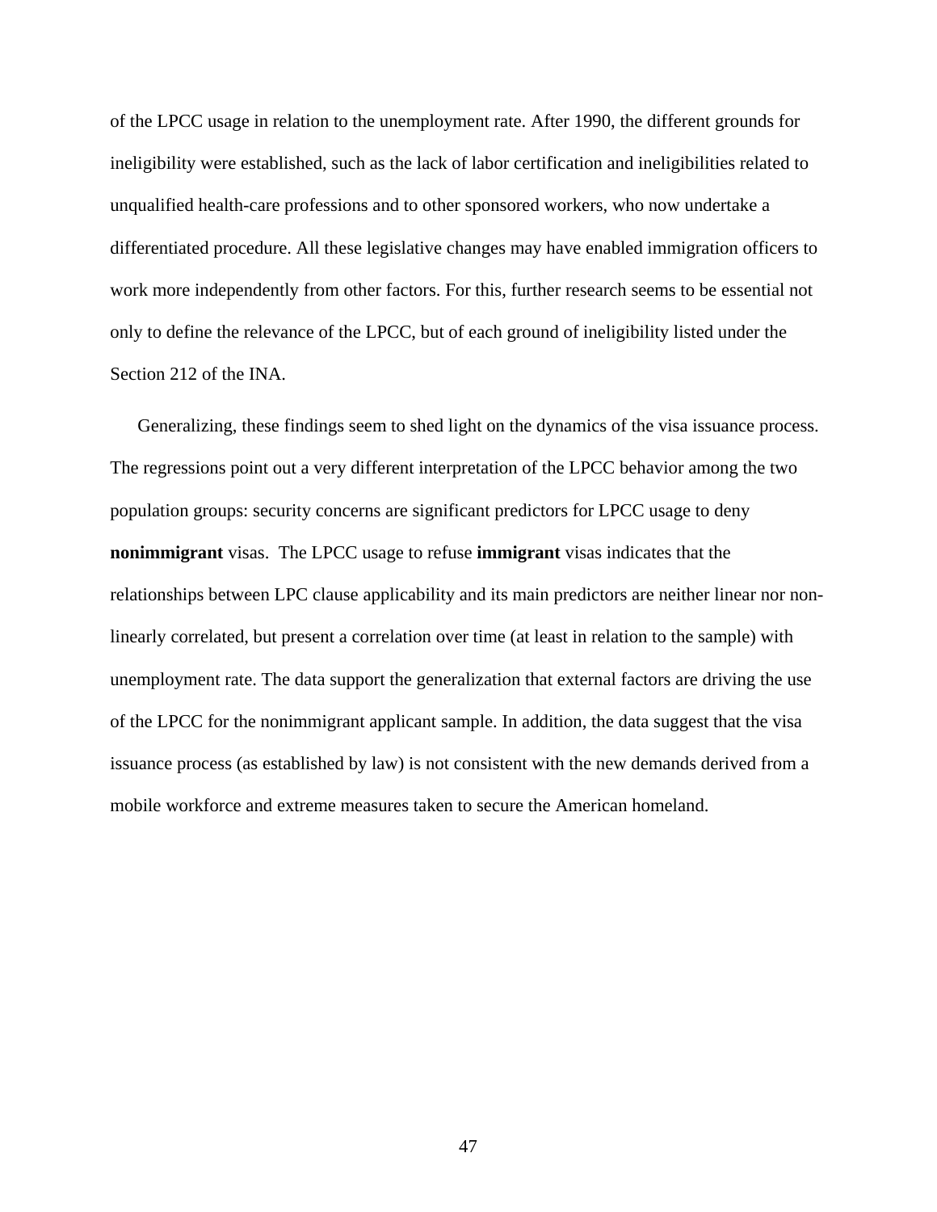of the LPCC usage in relation to the unemployment rate. After 1990, the different grounds for ineligibility were established, such as the lack of labor certification and ineligibilities related to unqualified health-care professions and to other sponsored workers, who now undertake a differentiated procedure. All these legislative changes may have enabled immigration officers to work more independently from other factors. For this, further research seems to be essential not only to define the relevance of the LPCC, but of each ground of ineligibility listed under the Section 212 of the INA.

Generalizing, these findings seem to shed light on the dynamics of the visa issuance process. The regressions point out a very different interpretation of the LPCC behavior among the two population groups: security concerns are significant predictors for LPCC usage to deny **nonimmigrant** visas.  The LPCC usage to refuse **immigrant** visas indicates that the relationships between LPC clause applicability and its main predictors are neither linear nor non-linearly correlated, but present a correlation over time (at least in relation to the sample) with unemployment rate. The data support the generalization that external factors are driving the use of the LPCC for the nonimmigrant applicant sample. In addition, the data suggest that the visa issuance process (as established by law) is not consistent with the new demands derived from a mobile workforce and extreme measures taken to secure the American homeland.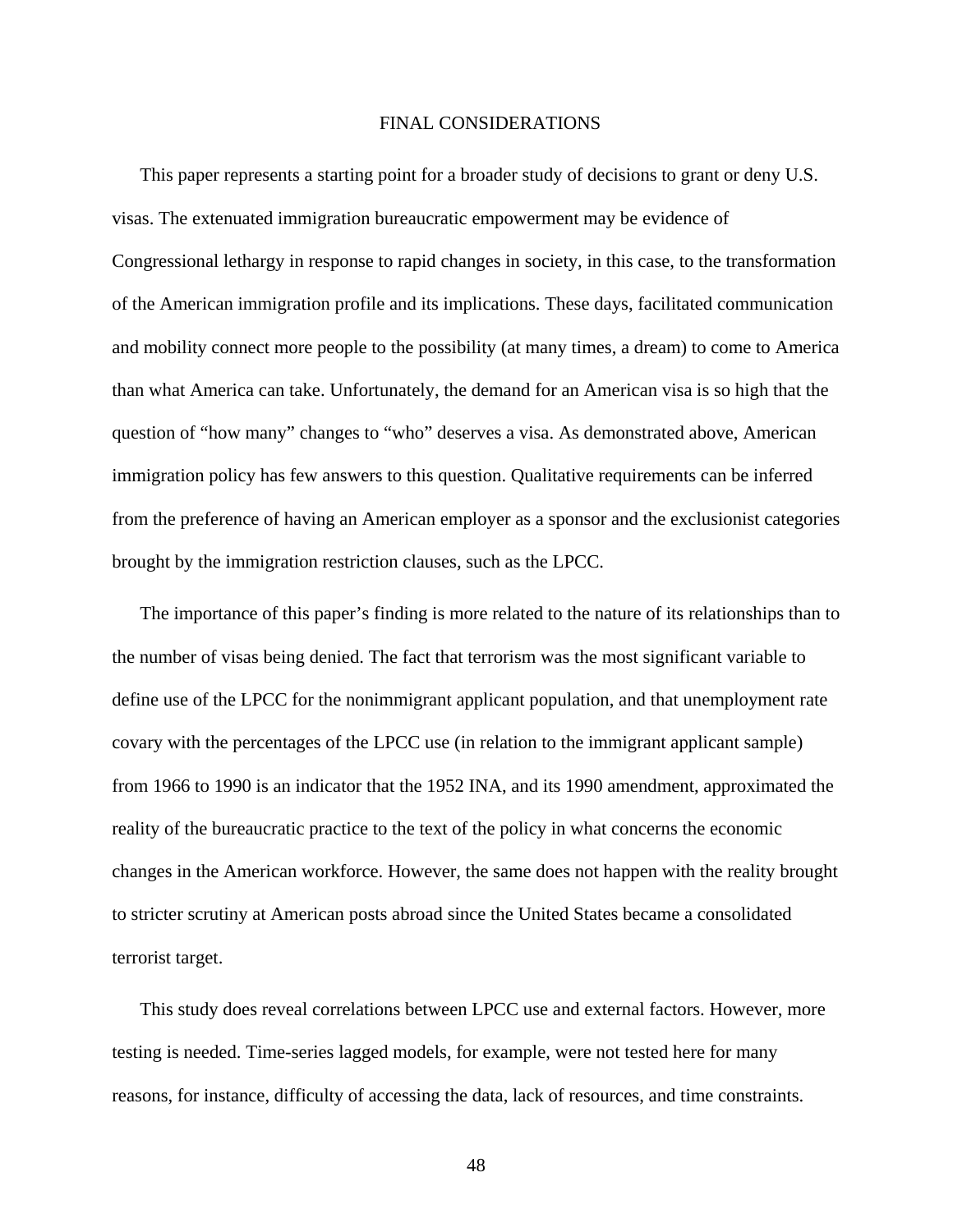# FINAL CONSIDERATIONS

This paper represents a starting point for a broader study of decisions to grant or deny U.S. visas. The extenuated immigration bureaucratic empowerment may be evidence of Congressional lethargy in response to rapid changes in society, in this case, to the transformation of the American immigration profile and its implications. These days, facilitated communication and mobility connect more people to the possibility (at many times, a dream) to come to America than what America can take. Unfortunately, the demand for an American visa is so high that the question of "how many" changes to "who" deserves a visa. As demonstrated above, American immigration policy has few answers to this question. Qualitative requirements can be inferred from the preference of having an American employer as a sponsor and the exclusionist categories brought by the immigration restriction clauses, such as the LPCC.

The importance of this paper's finding is more related to the nature of its relationships than to the number of visas being denied. The fact that terrorism was the most significant variable to define use of the LPCC for the nonimmigrant applicant population, and that unemployment rate covary with the percentages of the LPCC use (in relation to the immigrant applicant sample) from 1966 to 1990 is an indicator that the 1952 INA, and its 1990 amendment, approximated the reality of the bureaucratic practice to the text of the policy in what concerns the economic changes in the American workforce. However, the same does not happen with the reality brought to stricter scrutiny at American posts abroad since the United States became a consolidated terrorist target.

This study does reveal correlations between LPCC use and external factors. However, more testing is needed. Time-series lagged models, for example, were not tested here for many reasons, for instance, difficulty of accessing the data, lack of resources, and time constraints.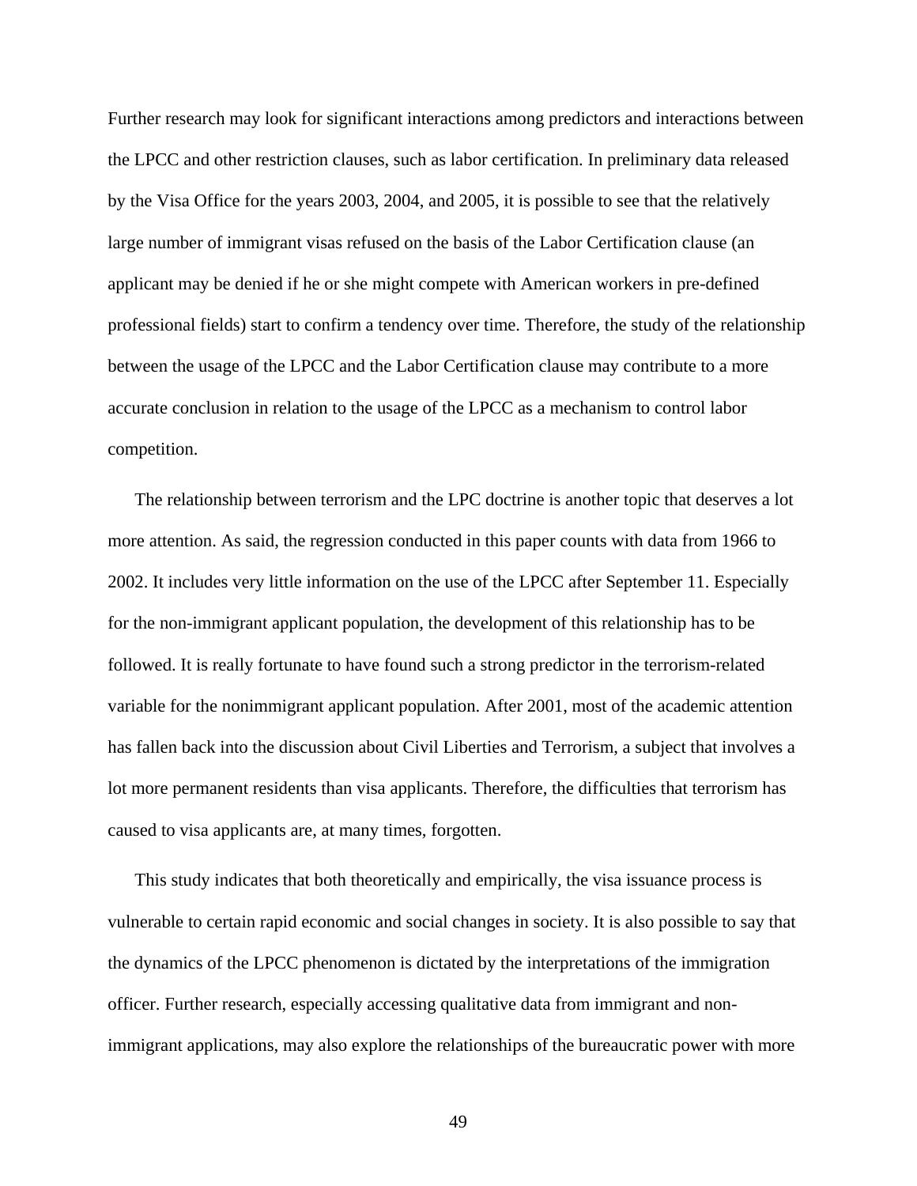Further research may look for significant interactions among predictors and interactions between the LPCC and other restriction clauses, such as labor certification. In preliminary data released by the Visa Office for the years 2003, 2004, and 2005, it is possible to see that the relatively large number of immigrant visas refused on the basis of the Labor Certification clause (an applicant may be denied if he or she might compete with American workers in pre-defined professional fields) start to confirm a tendency over time. Therefore, the study of the relationship between the usage of the LPCC and the Labor Certification clause may contribute to a more accurate conclusion in relation to the usage of the LPCC as a mechanism to control labor competition.

The relationship between terrorism and the LPC doctrine is another topic that deserves a lot more attention. As said, the regression conducted in this paper counts with data from 1966 to 2002. It includes very little information on the use of the LPCC after September 11. Especially for the non-immigrant applicant population, the development of this relationship has to be followed. It is really fortunate to have found such a strong predictor in the terrorism-related variable for the nonimmigrant applicant population. After 2001, most of the academic attention has fallen back into the discussion about Civil Liberties and Terrorism, a subject that involves a lot more permanent residents than visa applicants. Therefore, the difficulties that terrorism has caused to visa applicants are, at many times, forgotten.

This study indicates that both theoretically and empirically, the visa issuance process is vulnerable to certain rapid economic and social changes in society. It is also possible to say that the dynamics of the LPCC phenomenon is dictated by the interpretations of the immigration officer. Further research, especially accessing qualitative data from immigrant and non-immigrant applications, may also explore the relationships of the bureaucratic power with more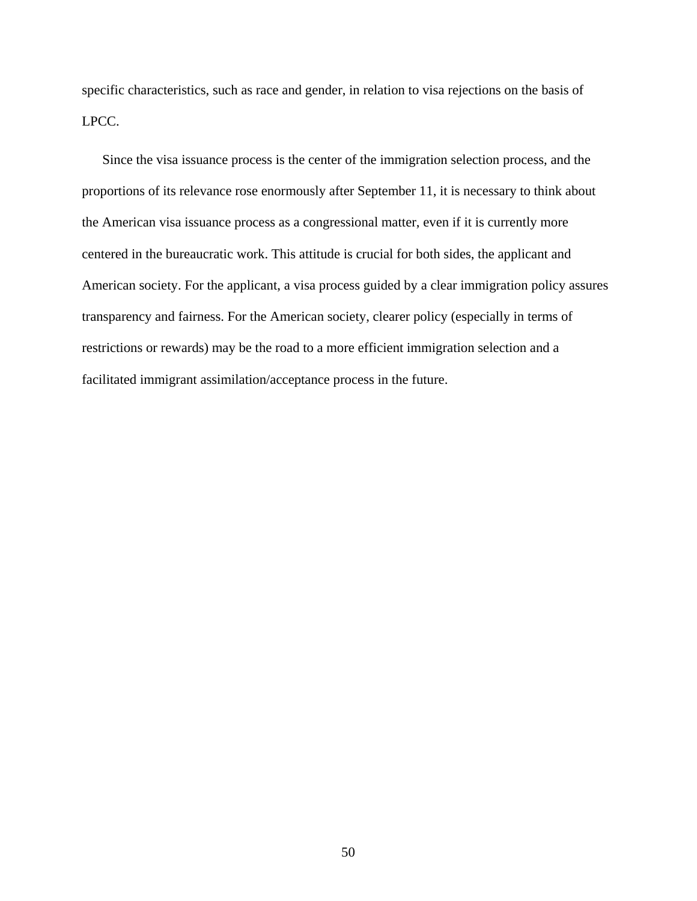specific characteristics, such as race and gender, in relation to visa rejections on the basis of LPCC.

Since the visa issuance process is the center of the immigration selection process, and the proportions of its relevance rose enormously after September 11, it is necessary to think about the American visa issuance process as a congressional matter, even if it is currently more centered in the bureaucratic work. This attitude is crucial for both sides, the applicant and American society. For the applicant, a visa process guided by a clear immigration policy assures transparency and fairness. For the American society, clearer policy (especially in terms of restrictions or rewards) may be the road to a more efficient immigration selection and a facilitated immigrant assimilation/acceptance process in the future.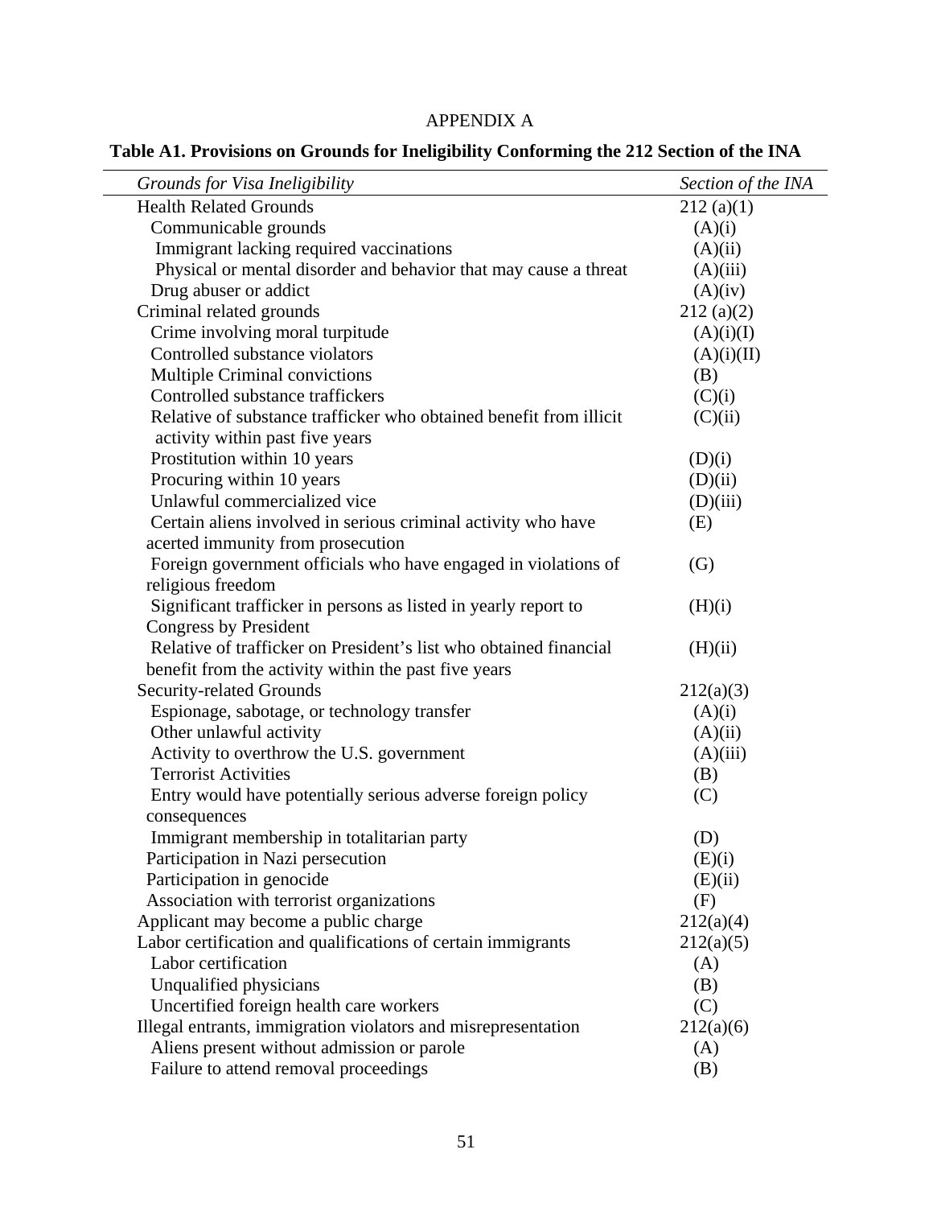APPENDIX A

**Table A1. Provisions on Grounds for Ineligibility Conforming the 212 Section of the INA**

| *Grounds for Visa Ineligibility* | *Section of the INA* |
|---|---|
| Health Related Grounds | 212 (a)(1) |
| Communicable grounds | (A)(i) |
| Immigrant lacking required vaccinations | (A)(ii) |
| Physical or mental disorder and behavior that may cause a threat | (A)(iii) |
| Drug abuser or addict | (A)(iv) |
| Criminal related grounds | 212 (a)(2) |
| Crime involving moral turpitude | (A)(i)(I) |
| Controlled substance violators | (A)(i)(II) |
| Multiple Criminal convictions | (B) |
| Controlled substance traffickers | (C)(i) |
| Relative of substance trafficker who obtained benefit from illicit activity within past five years | (C)(ii) |
| Prostitution within 10 years | (D)(i) |
| Procuring within 10 years | (D)(ii) |
| Unlawful commercialized vice | (D)(iii) |
| Certain aliens involved in serious criminal activity who have acerted immunity from prosecution | (E) |
| Foreign government officials who have engaged in violations of religious freedom | (G) |
| Significant trafficker in persons as listed in yearly report to Congress by President | (H)(i) |
| Relative of trafficker on President's list who obtained financial benefit from the activity within the past five years | (H)(ii) |
| Security-related Grounds | 212(a)(3) |
| Espionage, sabotage, or technology transfer | (A)(i) |
| Other unlawful activity | (A)(ii) |
| Activity to overthrow the U.S. government | (A)(iii) |
| Terrorist Activities | (B) |
| Entry would have potentially serious adverse foreign policy consequences | (C) |
| Immigrant membership in totalitarian party | (D) |
| Participation in Nazi persecution | (E)(i) |
| Participation in genocide | (E)(ii) |
| Association with terrorist organizations | (F) |
| Applicant may become a public charge | 212(a)(4) |
| Labor certification and qualifications of certain immigrants | 212(a)(5) |
| Labor certification | (A) |
| Unqualified physicians | (B) |
| Uncertified foreign health care workers | (C) |
| Illegal entrants, immigration violators and misrepresentation | 212(a)(6) |
| Aliens present without admission or parole | (A) |
| Failure to attend removal proceedings | (B) |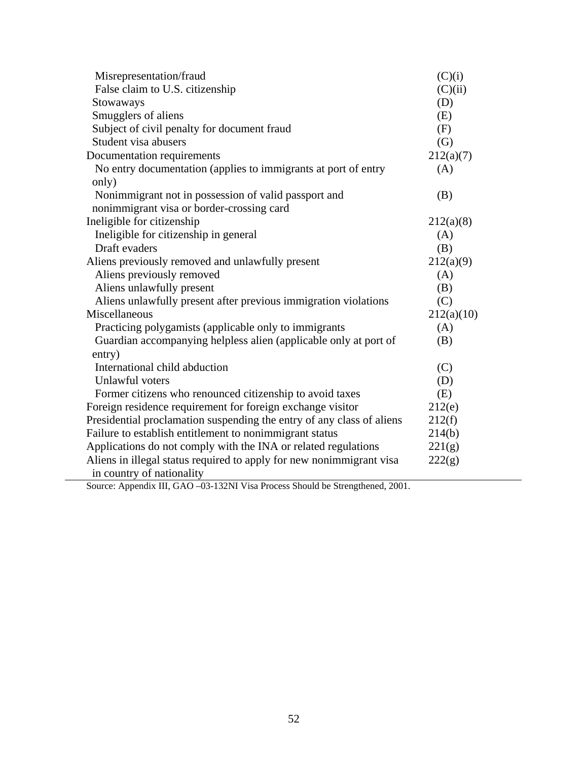| | |
|---|---|
| Misrepresentation/fraud | (C)(i) |
| False claim to U.S. citizenship | (C)(ii) |
| Stowaways | (D) |
| Smugglers of aliens | (E) |
| Subject of civil penalty for document fraud | (F) |
| Student visa abusers | (G) |
| Documentation requirements | 212(a)(7) |
| No entry documentation (applies to immigrants at port of entry only) | (A) |
| Nonimmigrant not in possession of valid passport and nonimmigrant visa or border-crossing card | (B) |
| Ineligible for citizenship | 212(a)(8) |
| Ineligible for citizenship in general | (A) |
| Draft evaders | (B) |
| Aliens previously removed and unlawfully present | 212(a)(9) |
| Aliens previously removed | (A) |
| Aliens unlawfully present | (B) |
| Aliens unlawfully present after previous immigration violations | (C) |
| Miscellaneous | 212(a)(10) |
| Practicing polygamists (applicable only to immigrants | (A) |
| Guardian accompanying helpless alien (applicable only at port of entry) | (B) |
| International child abduction | (C) |
| Unlawful voters | (D) |
| Former citizens who renounced citizenship to avoid taxes | (E) |
| Foreign residence requirement for foreign exchange visitor | 212(e) |
| Presidential proclamation suspending the entry of any class of aliens | 212(f) |
| Failure to establish entitlement to nonimmigrant status | 214(b) |
| Applications do not comply with the INA or related regulations | 221(g) |
| Aliens in illegal status required to apply for new nonimmigrant visa in country of nationality | 222(g) |

Source: Appendix III, GAO –03-132NI Visa Process Should be Strengthened, 2001.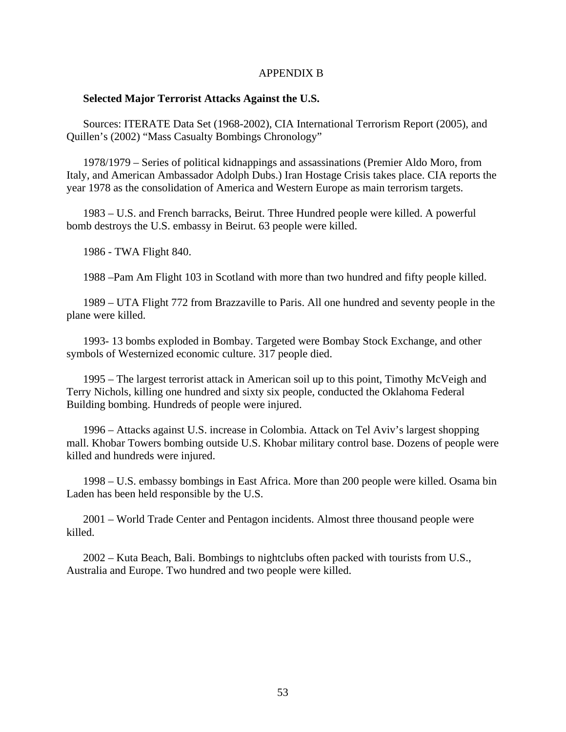# APPENDIX B

**Selected Major Terrorist Attacks Against the U.S.**

Sources: ITERATE Data Set (1968-2002), CIA International Terrorism Report (2005), and Quillen's (2002) "Mass Casualty Bombings Chronology"

1978/1979 – Series of political kidnappings and assassinations (Premier Aldo Moro, from Italy, and American Ambassador Adolph Dubs.) Iran Hostage Crisis takes place. CIA reports the year 1978 as the consolidation of America and Western Europe as main terrorism targets.

1983 – U.S. and French barracks, Beirut. Three Hundred people were killed. A powerful bomb destroys the U.S. embassy in Beirut. 63 people were killed.

1986 - TWA Flight 840.

1988 –Pam Am Flight 103 in Scotland with more than two hundred and fifty people killed.

1989 – UTA Flight 772 from Brazzaville to Paris. All one hundred and seventy people in the plane were killed.

1993- 13 bombs exploded in Bombay. Targeted were Bombay Stock Exchange, and other symbols of Westernized economic culture. 317 people died.

1995 – The largest terrorist attack in American soil up to this point, Timothy McVeigh and Terry Nichols, killing one hundred and sixty six people, conducted the Oklahoma Federal Building bombing. Hundreds of people were injured.

1996 – Attacks against U.S. increase in Colombia. Attack on Tel Aviv's largest shopping mall. Khobar Towers bombing outside U.S. Khobar military control base. Dozens of people were killed and hundreds were injured.

1998 – U.S. embassy bombings in East Africa. More than 200 people were killed. Osama bin Laden has been held responsible by the U.S.

2001 – World Trade Center and Pentagon incidents. Almost three thousand people were killed.

2002 – Kuta Beach, Bali. Bombings to nightclubs often packed with tourists from U.S., Australia and Europe. Two hundred and two people were killed.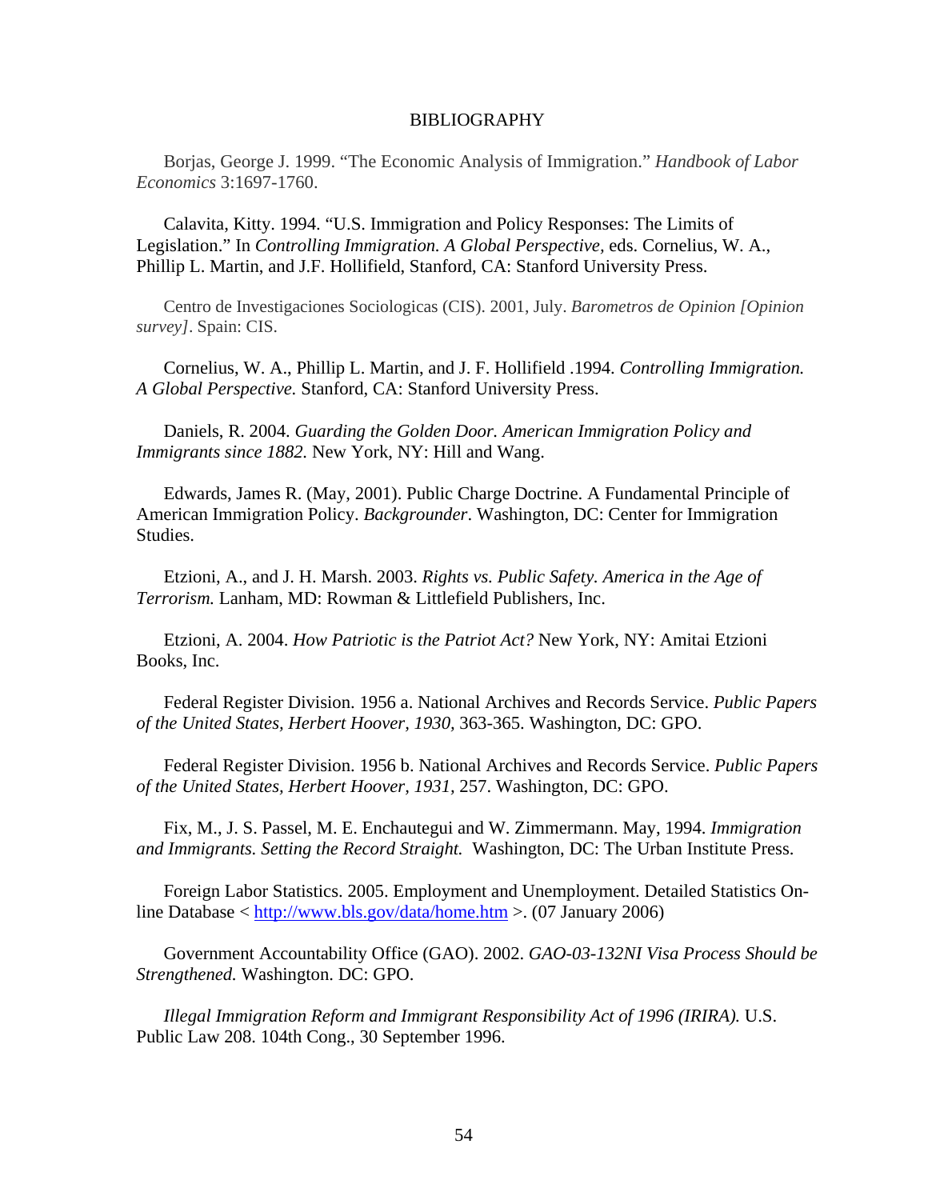# BIBLIOGRAPHY

Borjas, George J. 1999. “The Economic Analysis of Immigration.” *Handbook of Labor Economics* 3:1697-1760.

Calavita, Kitty. 1994. “U.S. Immigration and Policy Responses: The Limits of Legislation.” In *Controlling Immigration. A Global Perspective,* eds. Cornelius, W. A., Phillip L. Martin, and J.F. Hollifield, Stanford, CA: Stanford University Press.

Centro de Investigaciones Sociologicas (CIS). 2001, July. *Barometros de Opinion [Opinion survey]*. Spain: CIS.

Cornelius, W. A., Phillip L. Martin, and J. F. Hollifield .1994. *Controlling Immigration. A Global Perspective.* Stanford, CA: Stanford University Press.

Daniels, R. 2004. *Guarding the Golden Door. American Immigration Policy and Immigrants since 1882.* New York, NY: Hill and Wang.

Edwards, James R. (May, 2001). Public Charge Doctrine. A Fundamental Principle of American Immigration Policy. *Backgrounder*. Washington, DC: Center for Immigration Studies.

Etzioni, A., and J. H. Marsh. 2003. *Rights vs. Public Safety. America in the Age of Terrorism.* Lanham, MD: Rowman & Littlefield Publishers, Inc.

Etzioni, A. 2004. *How Patriotic is the Patriot Act?* New York, NY: Amitai Etzioni Books, Inc.

Federal Register Division. 1956 a. National Archives and Records Service. *Public Papers of the United States, Herbert Hoover, 1930,* 363-365. Washington, DC: GPO.

Federal Register Division. 1956 b. National Archives and Records Service. *Public Papers of the United States, Herbert Hoover, 1931,* 257. Washington, DC: GPO.

Fix, M., J. S. Passel, M. E. Enchautegui and W. Zimmermann. May, 1994. *Immigration and Immigrants. Setting the Record Straight.* Washington, DC: The Urban Institute Press.

Foreign Labor Statistics. 2005. Employment and Unemployment. Detailed Statistics On-line Database < http://www.bls.gov/data/home.htm >. (07 January 2006)

Government Accountability Office (GAO). 2002. *GAO-03-132NI Visa Process Should be Strengthened.* Washington. DC: GPO.

*Illegal Immigration Reform and Immigrant Responsibility Act of 1996 (IRIRA).* U.S. Public Law 208. 104th Cong., 30 September 1996.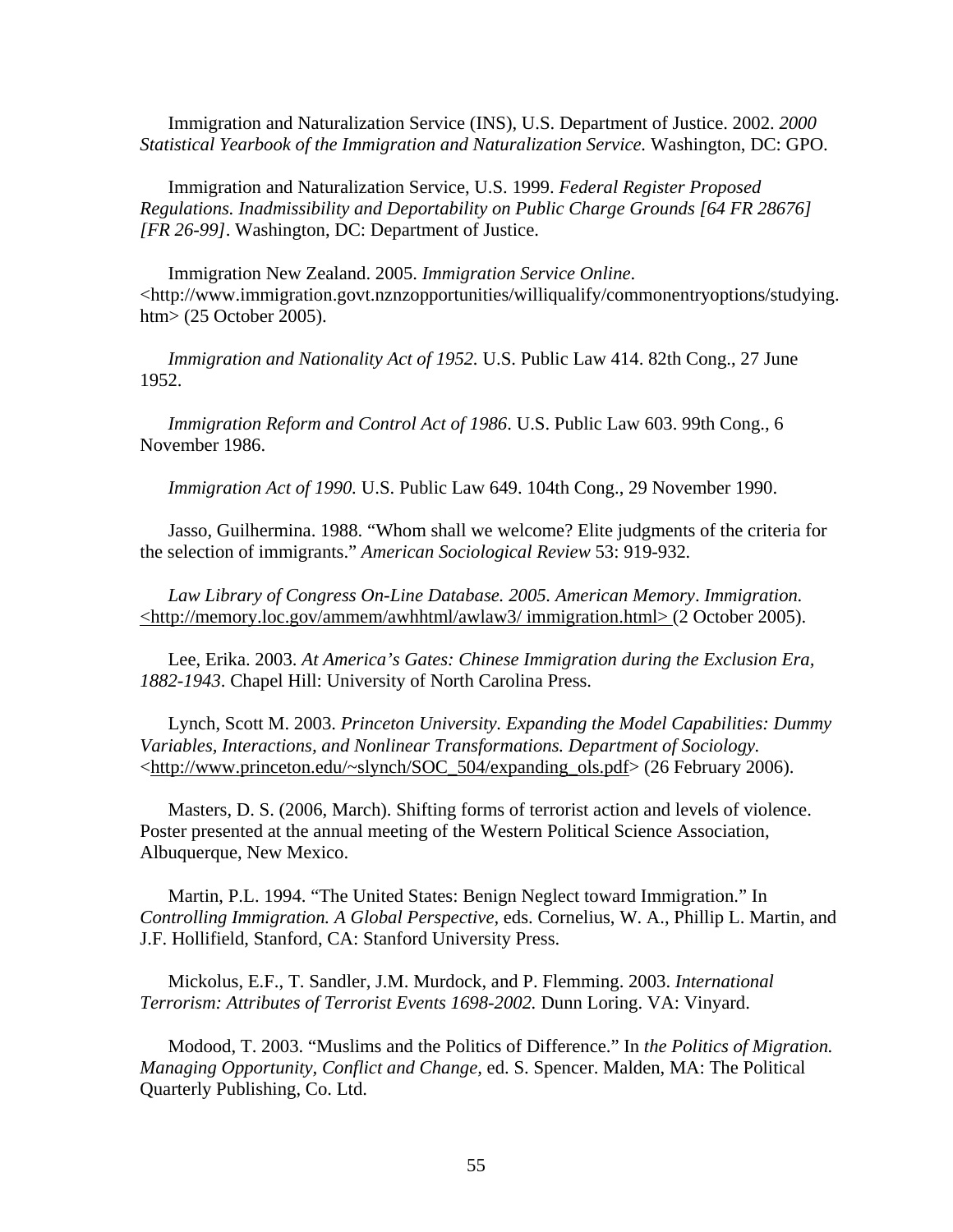Immigration and Naturalization Service (INS), U.S. Department of Justice. 2002. *2000 Statistical Yearbook of the Immigration and Naturalization Service.* Washington, DC: GPO.

Immigration and Naturalization Service, U.S. 1999. *Federal Register Proposed Regulations. Inadmissibility and Deportability on Public Charge Grounds [64 FR 28676] [FR 26-99]*. Washington, DC: Department of Justice.

Immigration New Zealand. 2005. *Immigration Service Online*. <http://www.immigration.govt.nznzopportunities/williqualify/commonentryoptions/studying.htm> (25 October 2005).

*Immigration and Nationality Act of 1952.* U.S. Public Law 414. 82th Cong., 27 June 1952.

*Immigration Reform and Control Act of 1986*. U.S. Public Law 603. 99th Cong., 6 November 1986.

*Immigration Act of 1990.* U.S. Public Law 649. 104th Cong., 29 November 1990.

Jasso, Guilhermina. 1988. "Whom shall we welcome? Elite judgments of the criteria for the selection of immigrants." *American Sociological Review* 53: 919-932.

*Law Library of Congress On-Line Database. 2005. American Memory*. *Immigration.* <http://memory.loc.gov/ammem/awhhtml/awlaw3/ immigration.html> (2 October 2005).

Lee, Erika. 2003. *At America's Gates: Chinese Immigration during the Exclusion Era, 1882-1943*. Chapel Hill: University of North Carolina Press.

Lynch, Scott M. 2003. *Princeton University. Expanding the Model Capabilities: Dummy Variables, Interactions, and Nonlinear Transformations. Department of Sociology.* <http://www.princeton.edu/~slynch/SOC_504/expanding_ols.pdf> (26 February 2006).

Masters, D. S. (2006, March). Shifting forms of terrorist action and levels of violence. Poster presented at the annual meeting of the Western Political Science Association, Albuquerque, New Mexico.

Martin, P.L. 1994. "The United States: Benign Neglect toward Immigration." In *Controlling Immigration. A Global Perspective,* eds. Cornelius, W. A., Phillip L. Martin, and J.F. Hollifield, Stanford, CA: Stanford University Press.

Mickolus, E.F., T. Sandler, J.M. Murdock, and P. Flemming. 2003. *International Terrorism: Attributes of Terrorist Events 1698-2002.* Dunn Loring. VA: Vinyard.

Modood, T. 2003. "Muslims and the Politics of Difference." In *the Politics of Migration. Managing Opportunity, Conflict and Change,* ed. S. Spencer. Malden, MA: The Political Quarterly Publishing, Co. Ltd.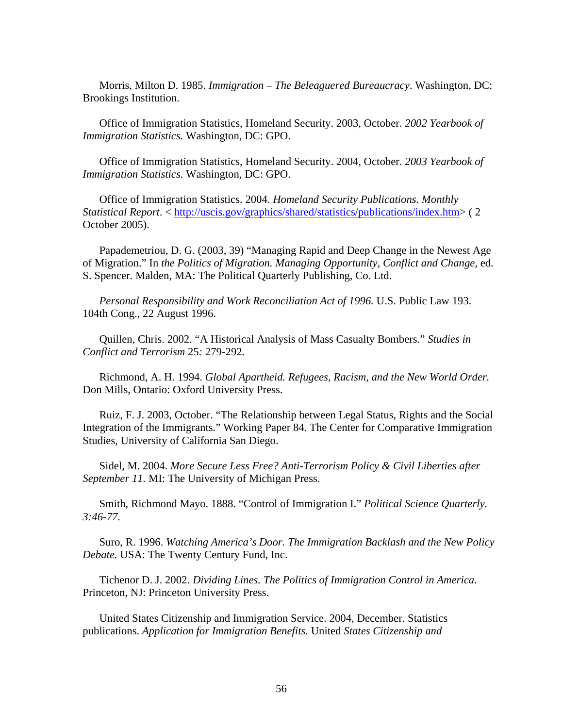Morris, Milton D. 1985. *Immigration – The Beleaguered Bureaucracy*. Washington, DC: Brookings Institution.

Office of Immigration Statistics, Homeland Security. 2003, October. *2002 Yearbook of Immigration Statistics.* Washington, DC: GPO.

Office of Immigration Statistics, Homeland Security. 2004, October. *2003 Yearbook of Immigration Statistics.* Washington, DC: GPO.

Office of Immigration Statistics. 2004. *Homeland Security Publications*. *Monthly Statistical Report*. < [http://uscis.gov/graphics/shared/statistics/publications/index.htm](http://uscis.gov/graphics/shared/statistics/publications/index.htm)> ( 2 October 2005).

Papademetriou, D. G. (2003, 39) "Managing Rapid and Deep Change in the Newest Age of Migration." In *the Politics of Migration. Managing Opportunity, Conflict and Change,* ed. S. Spencer. Malden, MA: The Political Quarterly Publishing, Co. Ltd.

*Personal Responsibility and Work Reconciliation Act of 1996.* U.S. Public Law 193. 104th Cong., 22 August 1996.

Quillen, Chris. 2002. "A Historical Analysis of Mass Casualty Bombers." *Studies in Conflict and Terrorism* 25*:* 279-292*.*

Richmond, A. H. 1994. *Global Apartheid. Refugees, Racism, and the New World Order.* Don Mills, Ontario: Oxford University Press.

Ruiz, F. J. 2003, October. "The Relationship between Legal Status, Rights and the Social Integration of the Immigrants." Working Paper 84. The Center for Comparative Immigration Studies, University of California San Diego.

Sidel, M. 2004. *More Secure Less Free? Anti-Terrorism Policy & Civil Liberties after September 11.* MI: The University of Michigan Press.

Smith, Richmond Mayo. 1888. "Control of Immigration I." *Political Science Quarterly. 3:46-77.*

Suro, R. 1996. *Watching America's Door. The Immigration Backlash and the New Policy Debate.* USA: The Twenty Century Fund, Inc.

Tichenor D. J. 2002. *Dividing Lines. The Politics of Immigration Control in America.* Princeton, NJ: Princeton University Press.

United States Citizenship and Immigration Service. 2004, December. Statistics publications. *Application for Immigration Benefits.* United *States Citizenship and*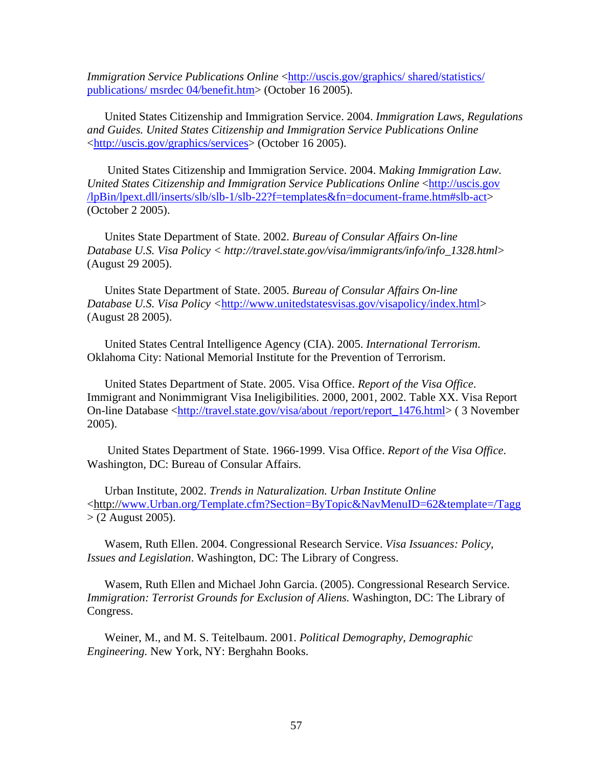*Immigration Service Publications Online* <http://uscis.gov/graphics/ shared/statistics/ publications/ msrdec 04/benefit.htm> (October 16 2005).

United States Citizenship and Immigration Service. 2004. *Immigration Laws, Regulations and Guides. United States Citizenship and Immigration Service Publications Online* <http://uscis.gov/graphics/services> (October 16 2005).

United States Citizenship and Immigration Service. 2004. M*aking Immigration Law. United States Citizenship and Immigration Service Publications Online* <http://uscis.gov /lpBin/lpext.dll/inserts/slb/slb-1/slb-22?f=templates&fn=document-frame.htm#slb-act> (October 2 2005).

Unites State Department of State. 2002. *Bureau of Consular Affairs On-line Database U.S. Visa Policy < http://travel.state.gov/visa/immigrants/info/info_1328.html*> (August 29 2005).

Unites State Department of State. 2005. *Bureau of Consular Affairs On-line Database U.S. Visa Policy* <http://www.unitedstatesvisas.gov/visapolicy/index.html> (August 28 2005).

United States Central Intelligence Agency (CIA). 2005. *International Terrorism*. Oklahoma City: National Memorial Institute for the Prevention of Terrorism.

United States Department of State. 2005. Visa Office. *Report of the Visa Office*. Immigrant and Nonimmigrant Visa Ineligibilities. 2000, 2001, 2002. Table XX. Visa Report On-line Database <http://travel.state.gov/visa/about /report/report_1476.html> ( 3 November 2005).

United States Department of State. 1966-1999. Visa Office. *Report of the Visa Office*. Washington, DC: Bureau of Consular Affairs.

Urban Institute, 2002. *Trends in Naturalization. Urban Institute Online* <http://www.Urban.org/Template.cfm?Section=ByTopic&NavMenuID=62&template=/Tagg > (2 August 2005).

Wasem, Ruth Ellen. 2004. Congressional Research Service. *Visa Issuances: Policy, Issues and Legislation*. Washington, DC: The Library of Congress.

Wasem, Ruth Ellen and Michael John Garcia. (2005). Congressional Research Service. *Immigration: Terrorist Grounds for Exclusion of Aliens.* Washington, DC: The Library of Congress.

Weiner, M., and M. S. Teitelbaum. 2001. *Political Demography, Demographic Engineering.* New York, NY: Berghahn Books.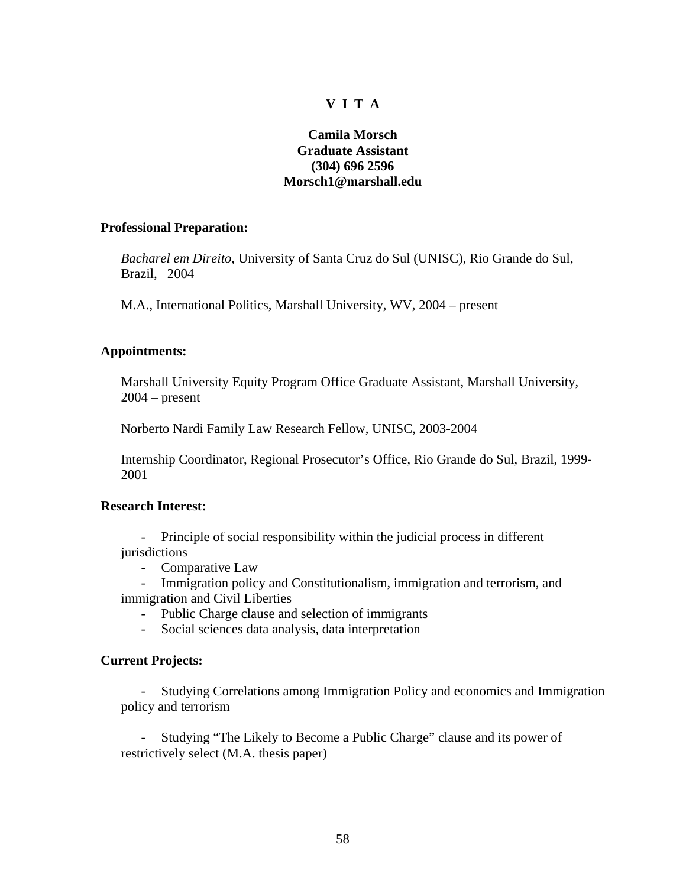# V I T A

**Camila Morsch**
**Graduate Assistant**
**(304) 696 2596**
**Morsch1@marshall.edu**

## Professional Preparation:

*Bacharel em Direito*, University of Santa Cruz do Sul (UNISC), Rio Grande do Sul, Brazil, 2004

M.A., International Politics, Marshall University, WV, 2004 – present

## Appointments:

Marshall University Equity Program Office Graduate Assistant, Marshall University, 2004 – present

Norberto Nardi Family Law Research Fellow, UNISC, 2003-2004

Internship Coordinator, Regional Prosecutor's Office, Rio Grande do Sul, Brazil, 1999-2001

## Research Interest:

- Principle of social responsibility within the judicial process in different jurisdictions
- Comparative Law
- Immigration policy and Constitutionalism, immigration and terrorism, and immigration and Civil Liberties
- Public Charge clause and selection of immigrants
- Social sciences data analysis, data interpretation

## Current Projects:

- Studying Correlations among Immigration Policy and economics and Immigration policy and terrorism

- Studying "The Likely to Become a Public Charge" clause and its power of restrictively select (M.A. thesis paper)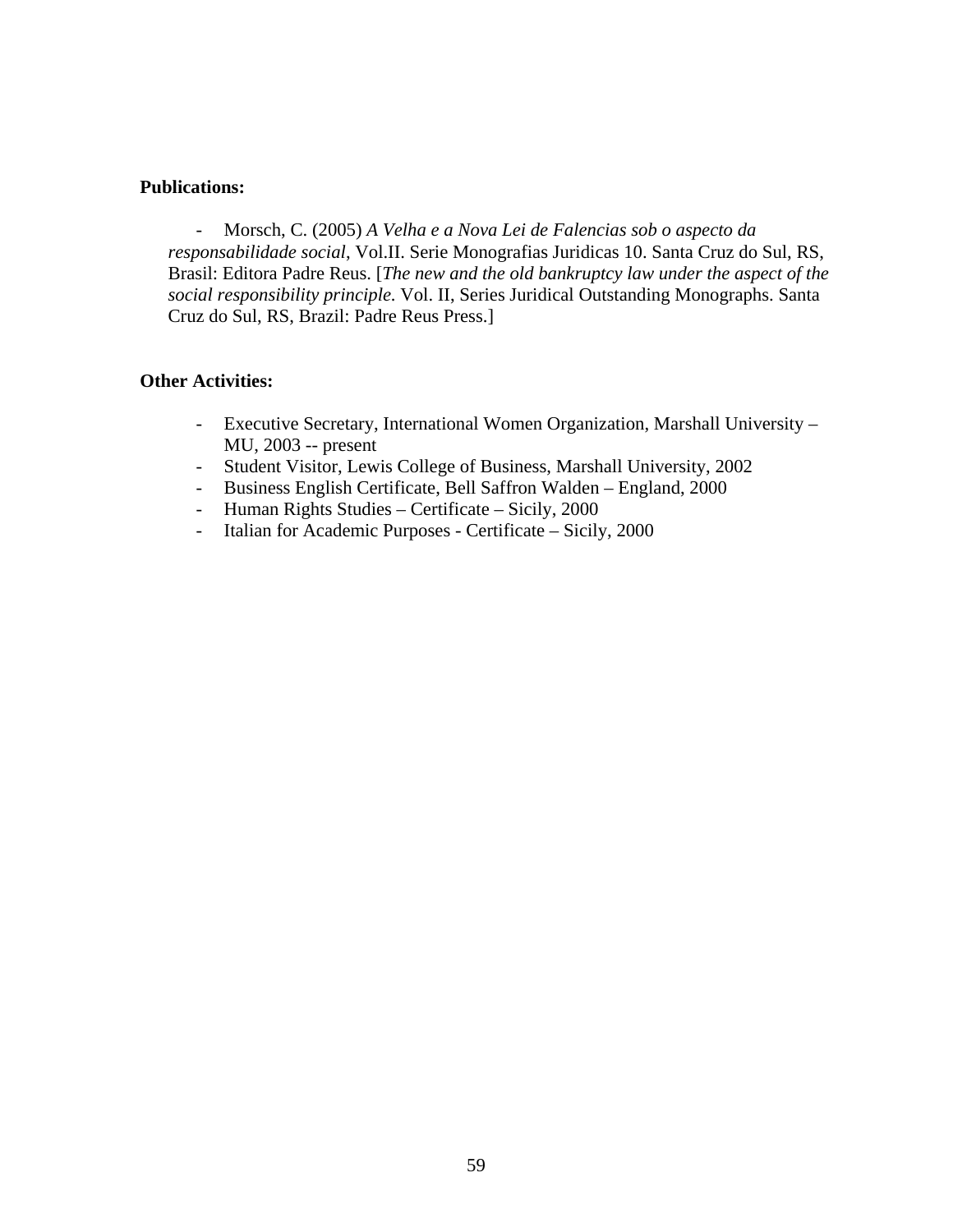**Publications:**

- Morsch, C. (2005) *A Velha e a Nova Lei de Falencias sob o aspecto da responsabilidade social*, Vol.II. Serie Monografias Juridicas 10. Santa Cruz do Sul, RS, Brasil: Editora Padre Reus. [*The new and the old bankruptcy law under the aspect of the social responsibility principle.* Vol. II, Series Juridical Outstanding Monographs. Santa Cruz do Sul, RS, Brazil: Padre Reus Press.]

**Other Activities:**

- Executive Secretary, International Women Organization, Marshall University – MU, 2003 -- present
- Student Visitor, Lewis College of Business, Marshall University, 2002
- Business English Certificate, Bell Saffron Walden – England, 2000
- Human Rights Studies – Certificate – Sicily, 2000
- Italian for Academic Purposes - Certificate – Sicily, 2000